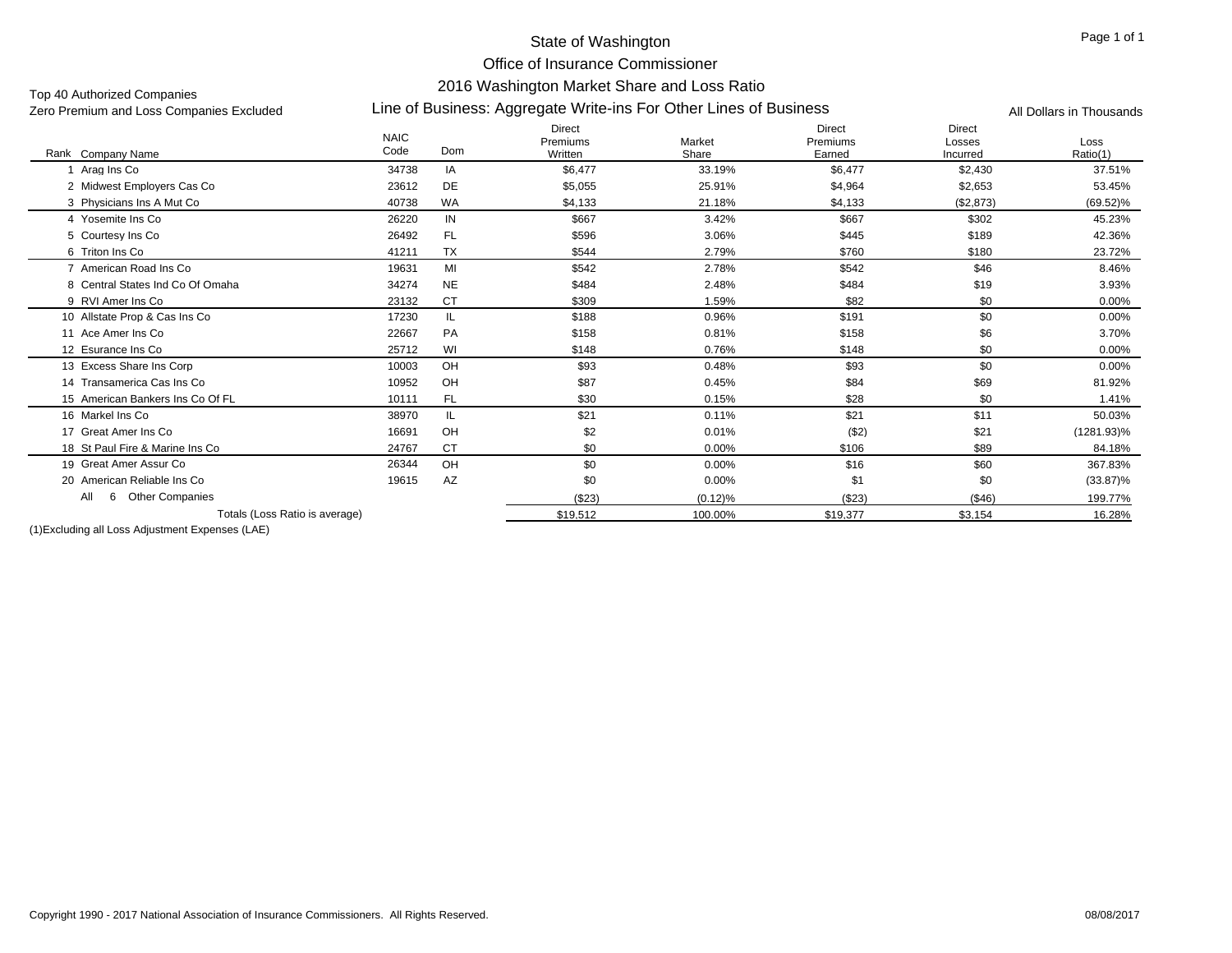# State of Washington

## Office of Insurance Commissioner

## 2016 Washington Market Share and Loss Ratio

## Line of Business: Aggregate Write-ins For Other Lines of Business

Top 40 Authorized Companies

Zero Premium and Loss Companies Excluded

All Dollars in Thousands

| Rank | Company Name | NAIC Code | Dom | Direct Premiums Written | Market Share | Direct Premiums Earned | Direct Losses Incurred | Loss Ratio(1) |
|---|---|---|---|---|---|---|---|---|
| 1 | Arag Ins Co | 34738 | IA | $6,477 | 33.19% | $6,477 | $2,430 | 37.51% |
| 2 | Midwest Employers Cas Co | 23612 | DE | $5,055 | 25.91% | $4,964 | $2,653 | 53.45% |
| 3 | Physicians Ins A Mut Co | 40738 | WA | $4,133 | 21.18% | $4,133 | ($2,873) | (69.52)% |
| 4 | Yosemite Ins Co | 26220 | IN | $667 | 3.42% | $667 | $302 | 45.23% |
| 5 | Courtesy Ins Co | 26492 | FL | $596 | 3.06% | $445 | $189 | 42.36% |
| 6 | Triton Ins Co | 41211 | TX | $544 | 2.79% | $760 | $180 | 23.72% |
| 7 | American Road Ins Co | 19631 | MI | $542 | 2.78% | $542 | $46 | 8.46% |
| 8 | Central States Ind Co Of Omaha | 34274 | NE | $484 | 2.48% | $484 | $19 | 3.93% |
| 9 | RVI Amer Ins Co | 23132 | CT | $309 | 1.59% | $82 | $0 | 0.00% |
| 10 | Allstate Prop & Cas Ins Co | 17230 | IL | $188 | 0.96% | $191 | $0 | 0.00% |
| 11 | Ace Amer Ins Co | 22667 | PA | $158 | 0.81% | $158 | $6 | 3.70% |
| 12 | Esurance Ins Co | 25712 | WI | $148 | 0.76% | $148 | $0 | 0.00% |
| 13 | Excess Share Ins Corp | 10003 | OH | $93 | 0.48% | $93 | $0 | 0.00% |
| 14 | Transamerica Cas Ins Co | 10952 | OH | $87 | 0.45% | $84 | $69 | 81.92% |
| 15 | American Bankers Ins Co Of FL | 10111 | FL | $30 | 0.15% | $28 | $0 | 1.41% |
| 16 | Markel Ins Co | 38970 | IL | $21 | 0.11% | $21 | $11 | 50.03% |
| 17 | Great Amer Ins Co | 16691 | OH | $2 | 0.01% | ($2) | $21 | (1281.93)% |
| 18 | St Paul Fire & Marine Ins Co | 24767 | CT | $0 | 0.00% | $106 | $89 | 84.18% |
| 19 | Great Amer Assur Co | 26344 | OH | $0 | 0.00% | $16 | $60 | 367.83% |
| 20 | American Reliable Ins Co | 19615 | AZ | $0 | 0.00% | $1 | $0 | (33.87)% |
| | All 6 Other Companies | | | ($23) | (0.12)% | ($23) | ($46) | 199.77% |
| | Totals (Loss Ratio is average) | | | $19,512 | 100.00% | $19,377 | $3,154 | 16.28% |

(1)Excluding all Loss Adjustment Expenses (LAE)

Copyright 1990 - 2017 National Association of Insurance Commissioners. All Rights Reserved.

08/08/2017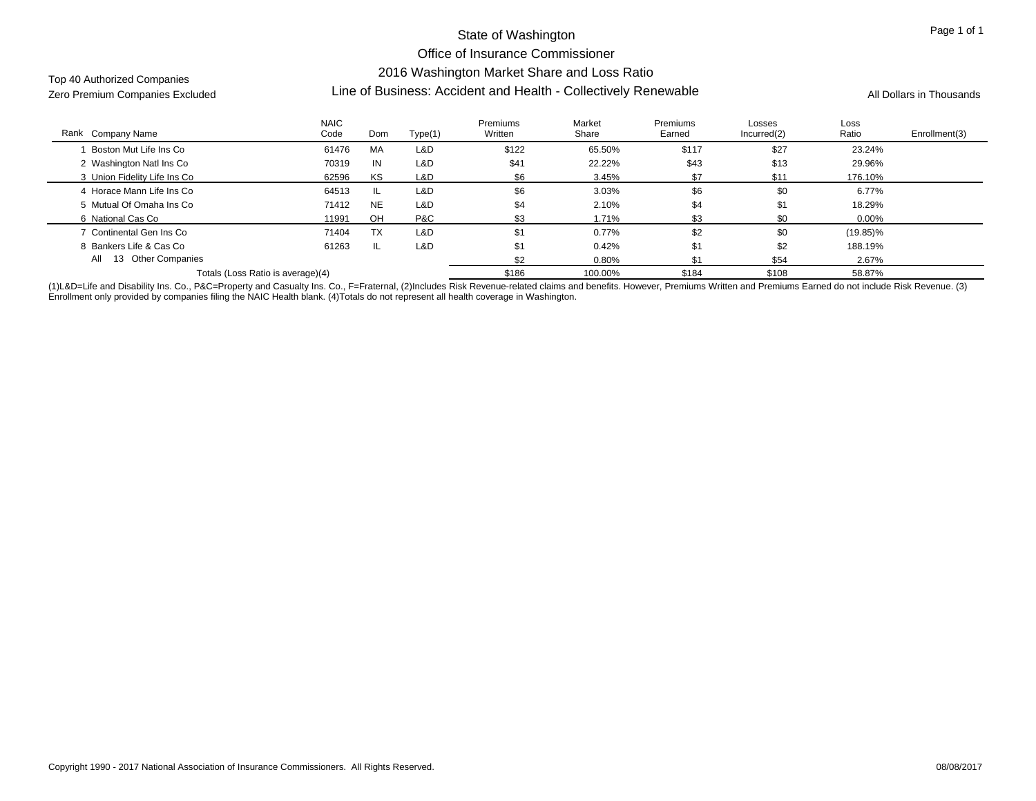Top 40 Authorized Companies
Zero Premium Companies Excluded

# State of Washington
## Office of Insurance Commissioner
## 2016 Washington Market Share and Loss Ratio
### Line of Business: Accident and Health - Collectively Renewable

All Dollars in Thousands

| Rank | Company Name | NAIC Code | Dom | Type(1) | Premiums Written | Market Share | Premiums Earned | Losses Incurred(2) | Loss Ratio | Enrollment(3) |
|---|---|---|---|---|---|---|---|---|---|---|
| 1 | Boston Mut Life Ins Co | 61476 | MA | L&D | $122 | 65.50% | $117 | $27 | 23.24% | |
| 2 | Washington Natl Ins Co | 70319 | IN | L&D | $41 | 22.22% | $43 | $13 | 29.96% | |
| 3 | Union Fidelity Life Ins Co | 62596 | KS | L&D | $6 | 3.45% | $7 | $11 | 176.10% | |
| 4 | Horace Mann Life Ins Co | 64513 | IL | L&D | $6 | 3.03% | $6 | $0 | 6.77% | |
| 5 | Mutual Of Omaha Ins Co | 71412 | NE | L&D | $4 | 2.10% | $4 | $1 | 18.29% | |
| 6 | National Cas Co | 11991 | OH | P&C | $3 | 1.71% | $3 | $0 | 0.00% | |
| 7 | Continental Gen Ins Co | 71404 | TX | L&D | $1 | 0.77% | $2 | $0 | (19.85)% | |
| 8 | Bankers Life & Cas Co | 61263 | IL | L&D | $1 | 0.42% | $1 | $2 | 188.19% | |
| All | 13 Other Companies | | | | $2 | 0.80% | $1 | $54 | 2.67% | |
| | Totals (Loss Ratio is average)(4) | | | | $186 | 100.00% | $184 | $108 | 58.87% | |

(1)L&D=Life and Disability Ins. Co., P&C=Property and Casualty Ins. Co., F=Fraternal, (2)Includes Risk Revenue-related claims and benefits. However, Premiums Written and Premiums Earned do not include Risk Revenue. (3) Enrollment only provided by companies filing the NAIC Health blank. (4)Totals do not represent all health coverage in Washington.

Copyright 1990 - 2017 National Association of Insurance Commissioners. All Rights Reserved. 08/08/2017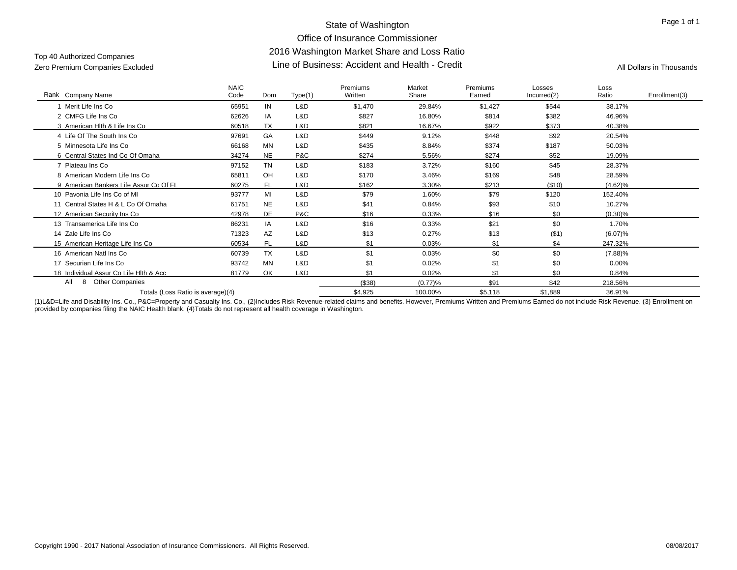# State of Washington
## Office of Insurance Commissioner
## 2016 Washington Market Share and Loss Ratio
## Line of Business: Accident and Health - Credit

Top 40 Authorized Companies
Zero Premium Companies Excluded

All Dollars in Thousands

| Rank | Company Name | NAIC Code | Dom | Type(1) | Premiums Written | Market Share | Premiums Earned | Losses Incurred(2) | Loss Ratio | Enrollment(3) |
|---|---|---|---|---|---|---|---|---|---|---|
| 1 | Merit Life Ins Co | 65951 | IN | L&D | $1,470 | 29.84% | $1,427 | $544 | 38.17% | |
| 2 | CMFG Life Ins Co | 62626 | IA | L&D | $827 | 16.80% | $814 | $382 | 46.96% | |
| 3 | American Hlth & Life Ins Co | 60518 | TX | L&D | $821 | 16.67% | $922 | $373 | 40.38% | |
| 4 | Life Of The South Ins Co | 97691 | GA | L&D | $449 | 9.12% | $448 | $92 | 20.54% | |
| 5 | Minnesota Life Ins Co | 66168 | MN | L&D | $435 | 8.84% | $374 | $187 | 50.03% | |
| 6 | Central States Ind Co Of Omaha | 34274 | NE | P&C | $274 | 5.56% | $274 | $52 | 19.09% | |
| 7 | Plateau Ins Co | 97152 | TN | L&D | $183 | 3.72% | $160 | $45 | 28.37% | |
| 8 | American Modern Life Ins Co | 65811 | OH | L&D | $170 | 3.46% | $169 | $48 | 28.59% | |
| 9 | American Bankers Life Assur Co Of FL | 60275 | FL | L&D | $162 | 3.30% | $213 | ($10) | (4.62)% | |
| 10 | Pavonia Life Ins Co of MI | 93777 | MI | L&D | $79 | 1.60% | $79 | $120 | 152.40% | |
| 11 | Central States H & L Co Of Omaha | 61751 | NE | L&D | $41 | 0.84% | $93 | $10 | 10.27% | |
| 12 | American Security Ins Co | 42978 | DE | P&C | $16 | 0.33% | $16 | $0 | (0.30)% | |
| 13 | Transamerica Life Ins Co | 86231 | IA | L&D | $16 | 0.33% | $21 | $0 | 1.70% | |
| 14 | Zale Life Ins Co | 71323 | AZ | L&D | $13 | 0.27% | $13 | ($1) | (6.07)% | |
| 15 | American Heritage Life Ins Co | 60534 | FL | L&D | $1 | 0.03% | $1 | $4 | 247.32% | |
| 16 | American Natl Ins Co | 60739 | TX | L&D | $1 | 0.03% | $0 | $0 | (7.88)% | |
| 17 | Securian Life Ins Co | 93742 | MN | L&D | $1 | 0.02% | $1 | $0 | 0.00% | |
| 18 | Individual Assur Co Life Hlth & Acc | 81779 | OK | L&D | $1 | 0.02% | $1 | $0 | 0.84% | |
| All | 8 Other Companies | | | | ($38) | (0.77)% | $91 | $42 | 218.56% | |
| | Totals (Loss Ratio is average)(4) | | | | $4,925 | 100.00% | $5,118 | $1,889 | 36.91% | |

(1)L&D=Life and Disability Ins. Co., P&C=Property and Casualty Ins. Co., (2)Includes Risk Revenue-related claims and benefits. However, Premiums Written and Premiums Earned do not include Risk Revenue. (3) Enrollment on provided by companies filing the NAIC Health blank. (4)Totals do not represent all health coverage in Washington.

Copyright 1990 - 2017 National Association of Insurance Commissioners. All Rights Reserved.

08/08/2017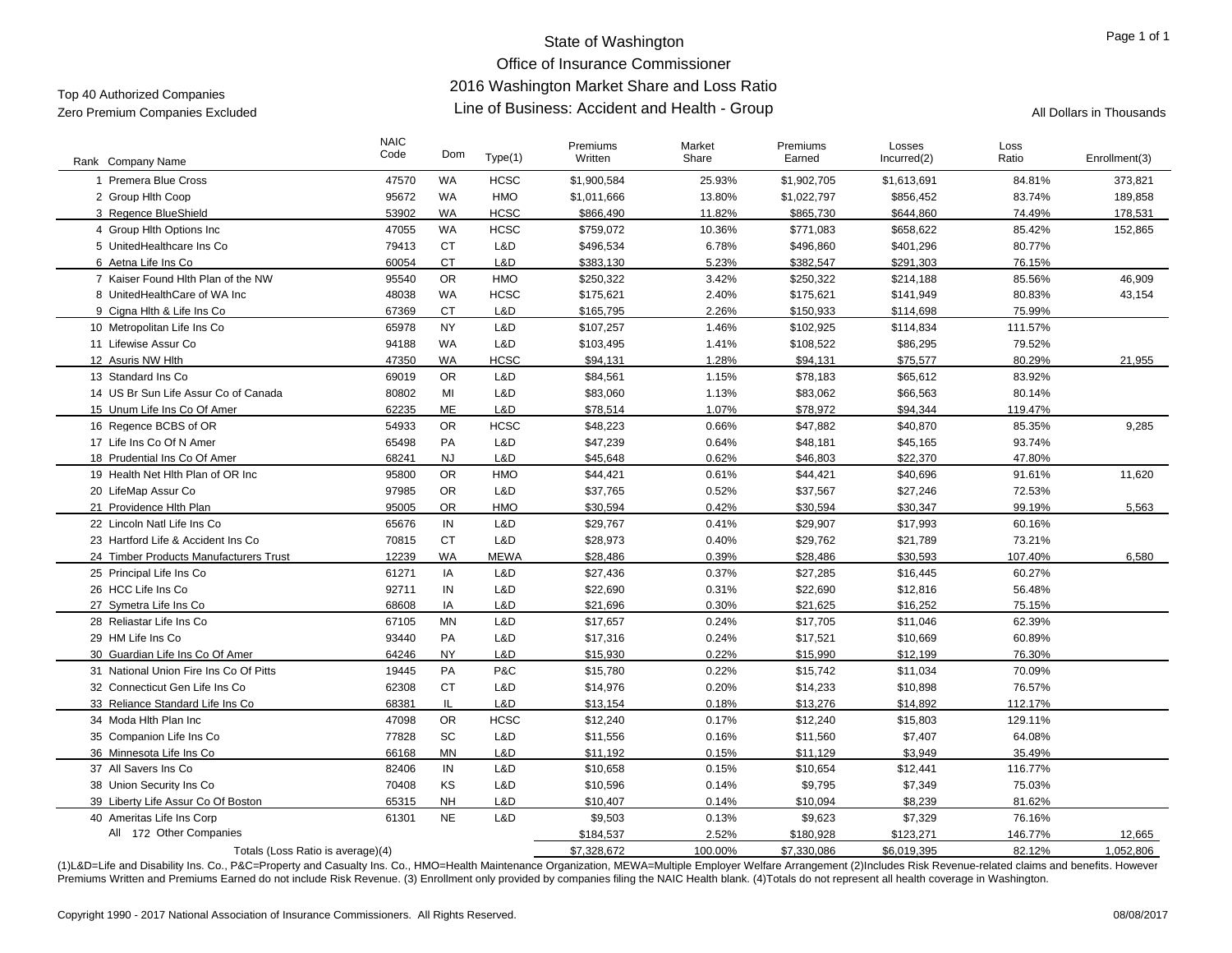# State of Washington
## Office of Insurance Commissioner
## 2016 Washington Market Share and Loss Ratio
## Line of Business: Accident and Health - Group

Top 40 Authorized Companies
Zero Premium Companies Excluded

All Dollars in Thousands

| Rank | Company Name | NAIC Code | Dom | Type(1) | Premiums Written | Market Share | Premiums Earned | Losses Incurred(2) | Loss Ratio | Enrollment(3) |
|---|---|---|---|---|---|---|---|---|---|---|
| 1 | Premera Blue Cross | 47570 | WA | HCSC | $1,900,584 | 25.93% | $1,902,705 | $1,613,691 | 84.81% | 373,821 |
| 2 | Group Hlth Coop | 95672 | WA | HMO | $1,011,666 | 13.80% | $1,022,797 | $856,452 | 83.74% | 189,858 |
| 3 | Regence BlueShield | 53902 | WA | HCSC | $866,490 | 11.82% | $865,730 | $644,860 | 74.49% | 178,531 |
| 4 | Group Hlth Options Inc | 47055 | WA | HCSC | $759,072 | 10.36% | $771,083 | $658,622 | 85.42% | 152,865 |
| 5 | UnitedHealthcare Ins Co | 79413 | CT | L&D | $496,534 | 6.78% | $496,860 | $401,296 | 80.77% | |
| 6 | Aetna Life Ins Co | 60054 | CT | L&D | $383,130 | 5.23% | $382,547 | $291,303 | 76.15% | |
| 7 | Kaiser Found Hlth Plan of the NW | 95540 | OR | HMO | $250,322 | 3.42% | $250,322 | $214,188 | 85.56% | 46,909 |
| 8 | UnitedHealthCare of WA Inc | 48038 | WA | HCSC | $175,621 | 2.40% | $175,621 | $141,949 | 80.83% | 43,154 |
| 9 | Cigna Hlth & Life Ins Co | 67369 | CT | L&D | $165,795 | 2.26% | $150,933 | $114,698 | 75.99% | |
| 10 | Metropolitan Life Ins Co | 65978 | NY | L&D | $107,257 | 1.46% | $102,925 | $114,834 | 111.57% | |
| 11 | Lifewise Assur Co | 94188 | WA | L&D | $103,495 | 1.41% | $108,522 | $86,295 | 79.52% | |
| 12 | Asuris NW Hlth | 47350 | WA | HCSC | $94,131 | 1.28% | $94,131 | $75,577 | 80.29% | 21,955 |
| 13 | Standard Ins Co | 69019 | OR | L&D | $84,561 | 1.15% | $78,183 | $65,612 | 83.92% | |
| 14 | US Br Sun Life Assur Co of Canada | 80802 | MI | L&D | $83,060 | 1.13% | $83,062 | $66,563 | 80.14% | |
| 15 | Unum Life Ins Co Of Amer | 62235 | ME | L&D | $78,514 | 1.07% | $78,972 | $94,344 | 119.47% | |
| 16 | Regence BCBS of OR | 54933 | OR | HCSC | $48,223 | 0.66% | $47,882 | $40,870 | 85.35% | 9,285 |
| 17 | Life Ins Co Of N Amer | 65498 | PA | L&D | $47,239 | 0.64% | $48,181 | $45,165 | 93.74% | |
| 18 | Prudential Ins Co Of Amer | 68241 | NJ | L&D | $45,648 | 0.62% | $46,803 | $22,370 | 47.80% | |
| 19 | Health Net Hlth Plan of OR Inc | 95800 | OR | HMO | $44,421 | 0.61% | $44,421 | $40,696 | 91.61% | 11,620 |
| 20 | LifeMap Assur Co | 97985 | OR | L&D | $37,765 | 0.52% | $37,567 | $27,246 | 72.53% | |
| 21 | Providence Hlth Plan | 95005 | OR | HMO | $30,594 | 0.42% | $30,594 | $30,347 | 99.19% | 5,563 |
| 22 | Lincoln Natl Life Ins Co | 65676 | IN | L&D | $29,767 | 0.41% | $29,907 | $17,993 | 60.16% | |
| 23 | Hartford Life & Accident Ins Co | 70815 | CT | L&D | $28,973 | 0.40% | $29,762 | $21,789 | 73.21% | |
| 24 | Timber Products Manufacturers Trust | 12239 | WA | MEWA | $28,486 | 0.39% | $28,486 | $30,593 | 107.40% | 6,580 |
| 25 | Principal Life Ins Co | 61271 | IA | L&D | $27,436 | 0.37% | $27,285 | $16,445 | 60.27% | |
| 26 | HCC Life Ins Co | 92711 | IN | L&D | $22,690 | 0.31% | $22,690 | $12,816 | 56.48% | |
| 27 | Symetra Life Ins Co | 68608 | IA | L&D | $21,696 | 0.30% | $21,625 | $16,252 | 75.15% | |
| 28 | Reliastar Life Ins Co | 67105 | MN | L&D | $17,657 | 0.24% | $17,705 | $11,046 | 62.39% | |
| 29 | HM Life Ins Co | 93440 | PA | L&D | $17,316 | 0.24% | $17,521 | $10,669 | 60.89% | |
| 30 | Guardian Life Ins Co Of Amer | 64246 | NY | L&D | $15,930 | 0.22% | $15,990 | $12,199 | 76.30% | |
| 31 | National Union Fire Ins Co Of Pitts | 19445 | PA | P&C | $15,780 | 0.22% | $15,742 | $11,034 | 70.09% | |
| 32 | Connecticut Gen Life Ins Co | 62308 | CT | L&D | $14,976 | 0.20% | $14,233 | $10,898 | 76.57% | |
| 33 | Reliance Standard Life Ins Co | 68381 | IL | L&D | $13,154 | 0.18% | $13,276 | $14,892 | 112.17% | |
| 34 | Moda Hlth Plan Inc | 47098 | OR | HCSC | $12,240 | 0.17% | $12,240 | $15,803 | 129.11% | |
| 35 | Companion Life Ins Co | 77828 | SC | L&D | $11,556 | 0.16% | $11,560 | $7,407 | 64.08% | |
| 36 | Minnesota Life Ins Co | 66168 | MN | L&D | $11,192 | 0.15% | $11,129 | $3,949 | 35.49% | |
| 37 | All Savers Ins Co | 82406 | IN | L&D | $10,658 | 0.15% | $10,654 | $12,441 | 116.77% | |
| 38 | Union Security Ins Co | 70408 | KS | L&D | $10,596 | 0.14% | $9,795 | $7,349 | 75.03% | |
| 39 | Liberty Life Assur Co Of Boston | 65315 | NH | L&D | $10,407 | 0.14% | $10,094 | $8,239 | 81.62% | |
| 40 | Ameritas Life Ins Corp | 61301 | NE | L&D | $9,503 | 0.13% | $9,623 | $7,329 | 76.16% | |
| | All 172 Other Companies | | | | $184,537 | 2.52% | $180,928 | $123,271 | 146.77% | 12,665 |
| | Totals (Loss Ratio is average)(4) | | | | $7,328,672 | 100.00% | $7,330,086 | $6,019,395 | 82.12% | 1,052,806 |

(1)L&D=Life and Disability Ins. Co., P&C=Property and Casualty Ins. Co., HMO=Health Maintenance Organization, MEWA=Multiple Employer Welfare Arrangement (2)Includes Risk Revenue-related claims and benefits. However Premiums Written and Premiums Earned do not include Risk Revenue. (3) Enrollment only provided by companies filing the NAIC Health blank. (4)Totals do not represent all health coverage in Washington.

Copyright 1990 - 2017 National Association of Insurance Commissioners. All Rights Reserved. 08/08/2017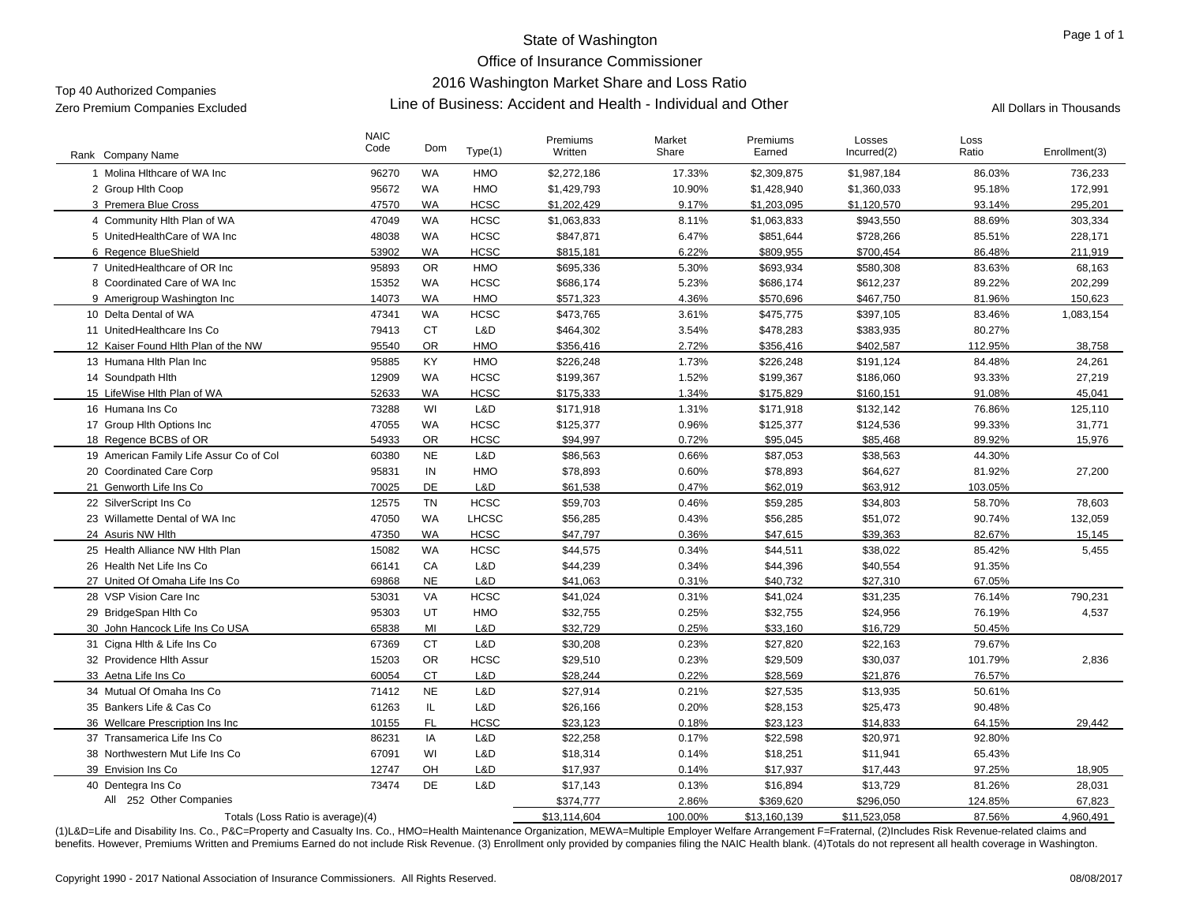# State of Washington
## Office of Insurance Commissioner
## 2016 Washington Market Share and Loss Ratio
### Line of Business: Accident and Health - Individual and Other

Top 40 Authorized Companies
Zero Premium Companies Excluded

All Dollars in Thousands

| Rank | Company Name | NAIC Code | Dom | Type(1) | Premiums Written | Market Share | Premiums Earned | Losses Incurred(2) | Loss Ratio | Enrollment(3) |
|---|---|---|---|---|---|---|---|---|---|---|
| 1 | Molina Hlthcare of WA Inc | 96270 | WA | HMO | $2,272,186 | 17.33% | $2,309,875 | $1,987,184 | 86.03% | 736,233 |
| 2 | Group Hlth Coop | 95672 | WA | HMO | $1,429,793 | 10.90% | $1,428,940 | $1,360,033 | 95.18% | 172,991 |
| 3 | Premera Blue Cross | 47570 | WA | HCSC | $1,202,429 | 9.17% | $1,203,095 | $1,120,570 | 93.14% | 295,201 |
| 4 | Community Hlth Plan of WA | 47049 | WA | HCSC | $1,063,833 | 8.11% | $1,063,833 | $943,550 | 88.69% | 303,334 |
| 5 | UnitedHealthCare of WA Inc | 48038 | WA | HCSC | $847,871 | 6.47% | $851,644 | $728,266 | 85.51% | 228,171 |
| 6 | Regence BlueShield | 53902 | WA | HCSC | $815,181 | 6.22% | $809,955 | $700,454 | 86.48% | 211,919 |
| 7 | UnitedHealthcare of OR Inc | 95893 | OR | HMO | $695,336 | 5.30% | $693,934 | $580,308 | 83.63% | 68,163 |
| 8 | Coordinated Care of WA Inc | 15352 | WA | HCSC | $686,174 | 5.23% | $686,174 | $612,237 | 89.22% | 202,299 |
| 9 | Amerigroup Washington Inc | 14073 | WA | HMO | $571,323 | 4.36% | $570,696 | $467,750 | 81.96% | 150,623 |
| 10 | Delta Dental of WA | 47341 | WA | HCSC | $473,765 | 3.61% | $475,775 | $397,105 | 83.46% | 1,083,154 |
| 11 | UnitedHealthcare Ins Co | 79413 | CT | L&D | $464,302 | 3.54% | $478,283 | $383,935 | 80.27% | |
| 12 | Kaiser Found Hlth Plan of the NW | 95540 | OR | HMO | $356,416 | 2.72% | $356,416 | $402,587 | 112.95% | 38,758 |
| 13 | Humana Hlth Plan Inc | 95885 | KY | HMO | $226,248 | 1.73% | $226,248 | $191,124 | 84.48% | 24,261 |
| 14 | Soundpath Hlth | 12909 | WA | HCSC | $199,367 | 1.52% | $199,367 | $186,060 | 93.33% | 27,219 |
| 15 | LifeWise Hlth Plan of WA | 52633 | WA | HCSC | $175,333 | 1.34% | $175,829 | $160,151 | 91.08% | 45,041 |
| 16 | Humana Ins Co | 73288 | WI | L&D | $171,918 | 1.31% | $171,918 | $132,142 | 76.86% | 125,110 |
| 17 | Group Hlth Options Inc | 47055 | WA | HCSC | $125,377 | 0.96% | $125,377 | $124,536 | 99.33% | 31,771 |
| 18 | Regence BCBS of OR | 54933 | OR | HCSC | $94,997 | 0.72% | $95,045 | $85,468 | 89.92% | 15,976 |
| 19 | American Family Life Assur Co of Col | 60380 | NE | L&D | $86,563 | 0.66% | $87,053 | $38,563 | 44.30% | |
| 20 | Coordinated Care Corp | 95831 | IN | HMO | $78,893 | 0.60% | $78,893 | $64,627 | 81.92% | 27,200 |
| 21 | Genworth Life Ins Co | 70025 | DE | L&D | $61,538 | 0.47% | $62,019 | $63,912 | 103.05% | |
| 22 | SilverScript Ins Co | 12575 | TN | HCSC | $59,703 | 0.46% | $59,285 | $34,803 | 58.70% | 78,603 |
| 23 | Willamette Dental of WA Inc | 47050 | WA | LHCSC | $56,285 | 0.43% | $56,285 | $51,072 | 90.74% | 132,059 |
| 24 | Asuris NW Hlth | 47350 | WA | HCSC | $47,797 | 0.36% | $47,615 | $39,363 | 82.67% | 15,145 |
| 25 | Health Alliance NW Hlth Plan | 15082 | WA | HCSC | $44,575 | 0.34% | $44,511 | $38,022 | 85.42% | 5,455 |
| 26 | Health Net Life Ins Co | 66141 | CA | L&D | $44,239 | 0.34% | $44,396 | $40,554 | 91.35% | |
| 27 | United Of Omaha Life Ins Co | 69868 | NE | L&D | $41,063 | 0.31% | $40,732 | $27,310 | 67.05% | |
| 28 | VSP Vision Care Inc | 53031 | VA | HCSC | $41,024 | 0.31% | $41,024 | $31,235 | 76.14% | 790,231 |
| 29 | BridgeSpan Hlth Co | 95303 | UT | HMO | $32,755 | 0.25% | $32,755 | $24,956 | 76.19% | 4,537 |
| 30 | John Hancock Life Ins Co USA | 65838 | MI | L&D | $32,729 | 0.25% | $33,160 | $16,729 | 50.45% | |
| 31 | Cigna Hlth & Life Ins Co | 67369 | CT | L&D | $30,208 | 0.23% | $27,820 | $22,163 | 79.67% | |
| 32 | Providence Hlth Assur | 15203 | OR | HCSC | $29,510 | 0.23% | $29,509 | $30,037 | 101.79% | 2,836 |
| 33 | Aetna Life Ins Co | 60054 | CT | L&D | $28,244 | 0.22% | $28,569 | $21,876 | 76.57% | |
| 34 | Mutual Of Omaha Ins Co | 71412 | NE | L&D | $27,914 | 0.21% | $27,535 | $13,935 | 50.61% | |
| 35 | Bankers Life & Cas Co | 61263 | IL | L&D | $26,166 | 0.20% | $28,153 | $25,473 | 90.48% | |
| 36 | Wellcare Prescription Ins Inc | 10155 | FL | HCSC | $23,123 | 0.18% | $23,123 | $14,833 | 64.15% | 29,442 |
| 37 | Transamerica Life Ins Co | 86231 | IA | L&D | $22,258 | 0.17% | $22,598 | $20,971 | 92.80% | |
| 38 | Northwestern Mut Life Ins Co | 67091 | WI | L&D | $18,314 | 0.14% | $18,251 | $11,941 | 65.43% | |
| 39 | Envision Ins Co | 12747 | OH | L&D | $17,937 | 0.14% | $17,937 | $17,443 | 97.25% | 18,905 |
| 40 | Dentegra Ins Co | 73474 | DE | L&D | $17,143 | 0.13% | $16,894 | $13,729 | 81.26% | 28,031 |
| | All 252 Other Companies | | | | $374,777 | 2.86% | $369,620 | $296,050 | 124.85% | 67,823 |
| | Totals (Loss Ratio is average)(4) | | | | $13,114,604 | 100.00% | $13,160,139 | $11,523,058 | 87.56% | 4,960,491 |

(1)L&D=Life and Disability Ins. Co., P&C=Property and Casualty Ins. Co., HMO=Health Maintenance Organization, MEWA=Multiple Employer Welfare Arrangement F=Fraternal, (2)Includes Risk Revenue-related claims and benefits. However, Premiums Written and Premiums Earned do not include Risk Revenue. (3) Enrollment only provided by companies filing the NAIC Health blank. (4)Totals do not represent all health coverage in Washington.

Copyright 1990 - 2017 National Association of Insurance Commissioners. All Rights Reserved.

08/08/2017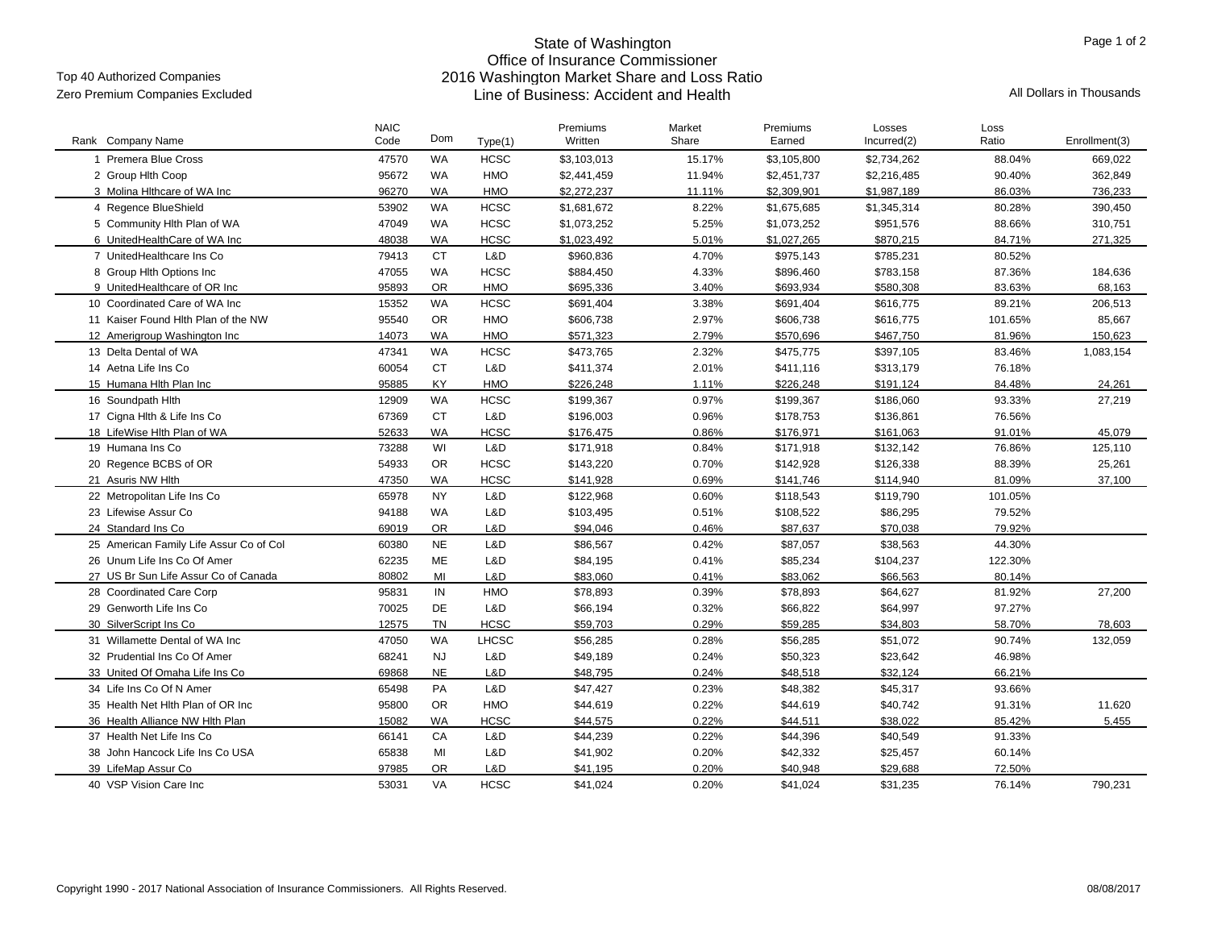# State of Washington
## Office of Insurance Commissioner
## 2016 Washington Market Share and Loss Ratio
## Line of Business: Accident and Health

Top 40 Authorized Companies
Zero Premium Companies Excluded

All Dollars in Thousands

| Rank | Company Name | NAIC Code | Dom | Type(1) | Premiums Written | Market Share | Premiums Earned | Losses Incurred(2) | Loss Ratio | Enrollment(3) |
|---|---|---|---|---|---|---|---|---|---|---|
| 1 | Premera Blue Cross | 47570 | WA | HCSC | $3,103,013 | 15.17% | $3,105,800 | $2,734,262 | 88.04% | 669,022 |
| 2 | Group Hlth Coop | 95672 | WA | HMO | $2,441,459 | 11.94% | $2,451,737 | $2,216,485 | 90.40% | 362,849 |
| 3 | Molina Hlthcare of WA Inc | 96270 | WA | HMO | $2,272,237 | 11.11% | $2,309,901 | $1,987,189 | 86.03% | 736,233 |
| 4 | Regence BlueShield | 53902 | WA | HCSC | $1,681,672 | 8.22% | $1,675,685 | $1,345,314 | 80.28% | 390,450 |
| 5 | Community Hlth Plan of WA | 47049 | WA | HCSC | $1,073,252 | 5.25% | $1,073,252 | $951,576 | 88.66% | 310,751 |
| 6 | UnitedHealthCare of WA Inc | 48038 | WA | HCSC | $1,023,492 | 5.01% | $1,027,265 | $870,215 | 84.71% | 271,325 |
| 7 | UnitedHealthcare Ins Co | 79413 | CT | L&D | $960,836 | 4.70% | $975,143 | $785,231 | 80.52% | |
| 8 | Group Hlth Options Inc | 47055 | WA | HCSC | $884,450 | 4.33% | $896,460 | $783,158 | 87.36% | 184,636 |
| 9 | UnitedHealthcare of OR Inc | 95893 | OR | HMO | $695,336 | 3.40% | $693,934 | $580,308 | 83.63% | 68,163 |
| 10 | Coordinated Care of WA Inc | 15352 | WA | HCSC | $691,404 | 3.38% | $691,404 | $616,775 | 89.21% | 206,513 |
| 11 | Kaiser Found Hlth Plan of the NW | 95540 | OR | HMO | $606,738 | 2.97% | $606,738 | $616,775 | 101.65% | 85,667 |
| 12 | Amerigroup Washington Inc | 14073 | WA | HMO | $571,323 | 2.79% | $570,696 | $467,750 | 81.96% | 150,623 |
| 13 | Delta Dental of WA | 47341 | WA | HCSC | $473,765 | 2.32% | $475,775 | $397,105 | 83.46% | 1,083,154 |
| 14 | Aetna Life Ins Co | 60054 | CT | L&D | $411,374 | 2.01% | $411,116 | $313,179 | 76.18% | |
| 15 | Humana Hlth Plan Inc | 95885 | KY | HMO | $226,248 | 1.11% | $226,248 | $191,124 | 84.48% | 24,261 |
| 16 | Soundpath Hlth | 12909 | WA | HCSC | $199,367 | 0.97% | $199,367 | $186,060 | 93.33% | 27,219 |
| 17 | Cigna Hlth & Life Ins Co | 67369 | CT | L&D | $196,003 | 0.96% | $178,753 | $136,861 | 76.56% | |
| 18 | LifeWise Hlth Plan of WA | 52633 | WA | HCSC | $176,475 | 0.86% | $176,971 | $161,063 | 91.01% | 45,079 |
| 19 | Humana Ins Co | 73288 | WI | L&D | $171,918 | 0.84% | $171,918 | $132,142 | 76.86% | 125,110 |
| 20 | Regence BCBS of OR | 54933 | OR | HCSC | $143,220 | 0.70% | $142,928 | $126,338 | 88.39% | 25,261 |
| 21 | Asuris NW Hlth | 47350 | WA | HCSC | $141,928 | 0.69% | $141,746 | $114,940 | 81.09% | 37,100 |
| 22 | Metropolitan Life Ins Co | 65978 | NY | L&D | $122,968 | 0.60% | $118,543 | $119,790 | 101.05% | |
| 23 | Lifewise Assur Co | 94188 | WA | L&D | $103,495 | 0.51% | $108,522 | $86,295 | 79.52% | |
| 24 | Standard Ins Co | 69019 | OR | L&D | $94,046 | 0.46% | $87,637 | $70,038 | 79.92% | |
| 25 | American Family Life Assur Co of Col | 60380 | NE | L&D | $86,567 | 0.42% | $87,057 | $38,563 | 44.30% | |
| 26 | Unum Life Ins Co Of Amer | 62235 | ME | L&D | $84,195 | 0.41% | $85,234 | $104,237 | 122.30% | |
| 27 | US Br Sun Life Assur Co of Canada | 80802 | MI | L&D | $83,060 | 0.41% | $83,062 | $66,563 | 80.14% | |
| 28 | Coordinated Care Corp | 95831 | IN | HMO | $78,893 | 0.39% | $78,893 | $64,627 | 81.92% | 27,200 |
| 29 | Genworth Life Ins Co | 70025 | DE | L&D | $66,194 | 0.32% | $66,822 | $64,997 | 97.27% | |
| 30 | SilverScript Ins Co | 12575 | TN | HCSC | $59,703 | 0.29% | $59,285 | $34,803 | 58.70% | 78,603 |
| 31 | Willamette Dental of WA Inc | 47050 | WA | LHCSC | $56,285 | 0.28% | $56,285 | $51,072 | 90.74% | 132,059 |
| 32 | Prudential Ins Co Of Amer | 68241 | NJ | L&D | $49,189 | 0.24% | $50,323 | $23,642 | 46.98% | |
| 33 | United Of Omaha Life Ins Co | 69868 | NE | L&D | $48,795 | 0.24% | $48,518 | $32,124 | 66.21% | |
| 34 | Life Ins Co Of N Amer | 65498 | PA | L&D | $47,427 | 0.23% | $48,382 | $45,317 | 93.66% | |
| 35 | Health Net Hlth Plan of OR Inc | 95800 | OR | HMO | $44,619 | 0.22% | $44,619 | $40,742 | 91.31% | 11,620 |
| 36 | Health Alliance NW Hlth Plan | 15082 | WA | HCSC | $44,575 | 0.22% | $44,511 | $38,022 | 85.42% | 5,455 |
| 37 | Health Net Life Ins Co | 66141 | CA | L&D | $44,239 | 0.22% | $44,396 | $40,549 | 91.33% | |
| 38 | John Hancock Life Ins Co USA | 65838 | MI | L&D | $41,902 | 0.20% | $42,332 | $25,457 | 60.14% | |
| 39 | LifeMap Assur Co | 97985 | OR | L&D | $41,195 | 0.20% | $40,948 | $29,688 | 72.50% | |
| 40 | VSP Vision Care Inc | 53031 | VA | HCSC | $41,024 | 0.20% | $41,024 | $31,235 | 76.14% | 790,231 |

Copyright 1990 - 2017 National Association of Insurance Commissioners. All Rights Reserved.

08/08/2017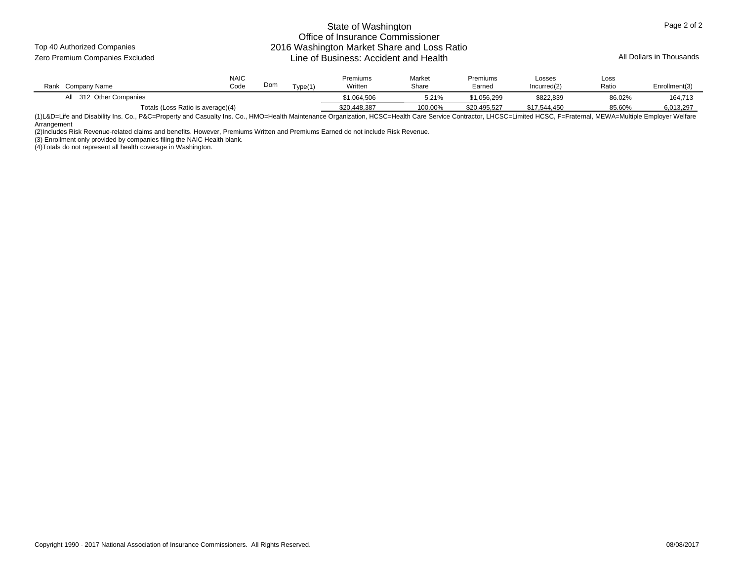Top 40 Authorized Companies

Zero Premium Companies Excluded

# State of Washington
## Office of Insurance Commissioner
## 2016 Washington Market Share and Loss Ratio
## Line of Business: Accident and Health

All Dollars in Thousands

| Rank | Company Name | NAIC Code | Dom | Type(1) | Premiums Written | Market Share | Premiums Earned | Losses Incurred(2) | Loss Ratio | Enrollment(3) |
|---|---|---|---|---|---|---|---|---|---|---|
| All | 312 Other Companies | | | | $1,064,506 | 5.21% | $1,056,299 | $822,839 | 86.02% | 164,713 |
| | Totals (Loss Ratio is average)(4) | | | | $20,448,387 | 100.00% | $20,495,527 | $17,544,450 | 85.60% | 6,013,297 |

(1)L&D=Life and Disability Ins. Co., P&C=Property and Casualty Ins. Co., HMO=Health Maintenance Organization, HCSC=Health Care Service Contractor, LHCSC=Limited HCSC, F=Fraternal, MEWA=Multiple Employer Welfare Arrangement

(2)Includes Risk Revenue-related claims and benefits. However, Premiums Written and Premiums Earned do not include Risk Revenue.

(3) Enrollment only provided by companies filing the NAIC Health blank.

(4)Totals do not represent all health coverage in Washington.

Copyright 1990 - 2017 National Association of Insurance Commissioners. All Rights Reserved.

08/08/2017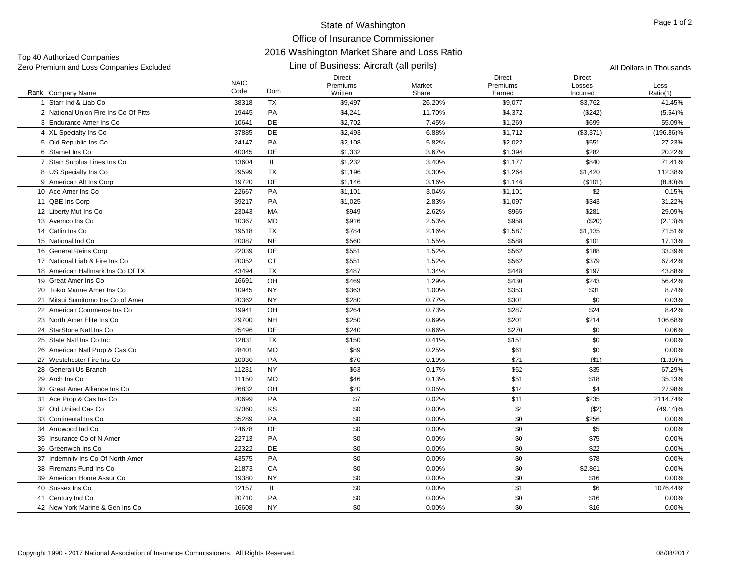# State of Washington
## Office of Insurance Commissioner
## 2016 Washington Market Share and Loss Ratio
## Line of Business: Aircraft (all perils)

Top 40 Authorized Companies
Zero Premium and Loss Companies Excluded

All Dollars in Thousands

| Rank | Company Name | NAIC Code | Dom | Direct Premiums Written | Market Share | Direct Premiums Earned | Direct Losses Incurred | Loss Ratio(1) |
|---|---|---|---|---|---|---|---|---|
| 1 | Starr Ind & Liab Co | 38318 | TX | $9,497 | 26.20% | $9,077 | $3,762 | 41.45% |
| 2 | National Union Fire Ins Co Of Pitts | 19445 | PA | $4,241 | 11.70% | $4,372 | ($242) | (5.54)% |
| 3 | Endurance Amer Ins Co | 10641 | DE | $2,702 | 7.45% | $1,269 | $699 | 55.09% |
| 4 | XL Specialty Ins Co | 37885 | DE | $2,493 | 6.88% | $1,712 | ($3,371) | (196.86)% |
| 5 | Old Republic Ins Co | 24147 | PA | $2,108 | 5.82% | $2,022 | $551 | 27.23% |
| 6 | Starnet Ins Co | 40045 | DE | $1,332 | 3.67% | $1,394 | $282 | 20.22% |
| 7 | Starr Surplus Lines Ins Co | 13604 | IL | $1,232 | 3.40% | $1,177 | $840 | 71.41% |
| 8 | US Specialty Ins Co | 29599 | TX | $1,196 | 3.30% | $1,264 | $1,420 | 112.38% |
| 9 | American Alt Ins Corp | 19720 | DE | $1,146 | 3.16% | $1,146 | ($101) | (8.80)% |
| 10 | Ace Amer Ins Co | 22667 | PA | $1,101 | 3.04% | $1,101 | $2 | 0.15% |
| 11 | QBE Ins Corp | 39217 | PA | $1,025 | 2.83% | $1,097 | $343 | 31.22% |
| 12 | Liberty Mut Ins Co | 23043 | MA | $949 | 2.62% | $965 | $281 | 29.09% |
| 13 | Avemco Ins Co | 10367 | MD | $916 | 2.53% | $958 | ($20) | (2.13)% |
| 14 | Catlin Ins Co | 19518 | TX | $784 | 2.16% | $1,587 | $1,135 | 71.51% |
| 15 | National Ind Co | 20087 | NE | $560 | 1.55% | $588 | $101 | 17.13% |
| 16 | General Reins Corp | 22039 | DE | $551 | 1.52% | $562 | $188 | 33.39% |
| 17 | National Liab & Fire Ins Co | 20052 | CT | $551 | 1.52% | $562 | $379 | 67.42% |
| 18 | American Hallmark Ins Co Of TX | 43494 | TX | $487 | 1.34% | $448 | $197 | 43.88% |
| 19 | Great Amer Ins Co | 16691 | OH | $469 | 1.29% | $430 | $243 | 56.42% |
| 20 | Tokio Marine Amer Ins Co | 10945 | NY | $363 | 1.00% | $353 | $31 | 8.74% |
| 21 | Mitsui Sumitomo Ins Co of Amer | 20362 | NY | $280 | 0.77% | $301 | $0 | 0.03% |
| 22 | American Commerce Ins Co | 19941 | OH | $264 | 0.73% | $287 | $24 | 8.42% |
| 23 | North Amer Elite Ins Co | 29700 | NH | $250 | 0.69% | $201 | $214 | 106.68% |
| 24 | StarStone Natl Ins Co | 25496 | DE | $240 | 0.66% | $270 | $0 | 0.06% |
| 25 | State Natl Ins Co Inc | 12831 | TX | $150 | 0.41% | $151 | $0 | 0.00% |
| 26 | American Natl Prop & Cas Co | 28401 | MO | $89 | 0.25% | $61 | $0 | 0.00% |
| 27 | Westchester Fire Ins Co | 10030 | PA | $70 | 0.19% | $71 | ($1) | (1.39)% |
| 28 | Generali Us Branch | 11231 | NY | $63 | 0.17% | $52 | $35 | 67.29% |
| 29 | Arch Ins Co | 11150 | MO | $46 | 0.13% | $51 | $18 | 35.13% |
| 30 | Great Amer Alliance Ins Co | 26832 | OH | $20 | 0.05% | $14 | $4 | 27.98% |
| 31 | Ace Prop & Cas Ins Co | 20699 | PA | $7 | 0.02% | $11 | $235 | 2114.74% |
| 32 | Old United Cas Co | 37060 | KS | $0 | 0.00% | $4 | ($2) | (49.14)% |
| 33 | Continental Ins Co | 35289 | PA | $0 | 0.00% | $0 | $256 | 0.00% |
| 34 | Arrowood Ind Co | 24678 | DE | $0 | 0.00% | $0 | $5 | 0.00% |
| 35 | Insurance Co of N Amer | 22713 | PA | $0 | 0.00% | $0 | $75 | 0.00% |
| 36 | Greenwich Ins Co | 22322 | DE | $0 | 0.00% | $0 | $22 | 0.00% |
| 37 | Indemnity Ins Co Of North Amer | 43575 | PA | $0 | 0.00% | $0 | $78 | 0.00% |
| 38 | Firemans Fund Ins Co | 21873 | CA | $0 | 0.00% | $0 | $2,861 | 0.00% |
| 39 | American Home Assur Co | 19380 | NY | $0 | 0.00% | $0 | $16 | 0.00% |
| 40 | Sussex Ins Co | 12157 | IL | $0 | 0.00% | $1 | $6 | 1076.44% |
| 41 | Century Ind Co | 20710 | PA | $0 | 0.00% | $0 | $16 | 0.00% |
| 42 | New York Marine & Gen Ins Co | 16608 | NY | $0 | 0.00% | $0 | $16 | 0.00% |

Copyright 1990 - 2017 National Association of Insurance Commissioners. All Rights Reserved.

08/08/2017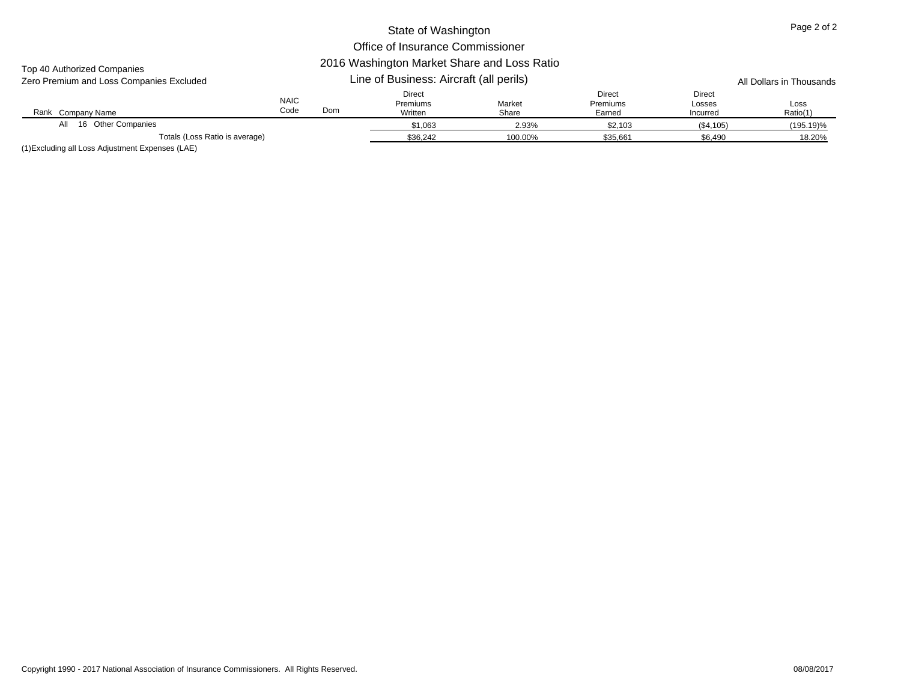# State of Washington
## Office of Insurance Commissioner
## 2016 Washington Market Share and Loss Ratio
## Line of Business: Aircraft (all perils)

Top 40 Authorized Companies
Zero Premium and Loss Companies Excluded

All Dollars in Thousands

| Rank | Company Name | NAIC Code | Dom | Direct Premiums Written | Market Share | Direct Premiums Earned | Direct Losses Incurred | Loss Ratio(1) |
|---|---|---|---|---|---|---|---|---|
| All | 16 Other Companies | | | $1,063 | 2.93% | $2,103 | ($4,105) | (195.19)% |
| | Totals (Loss Ratio is average) | | | $36,242 | 100.00% | $35,661 | $6,490 | 18.20% |

(1)Excluding all Loss Adjustment Expenses (LAE)

Copyright 1990 - 2017 National Association of Insurance Commissioners. All Rights Reserved.

08/08/2017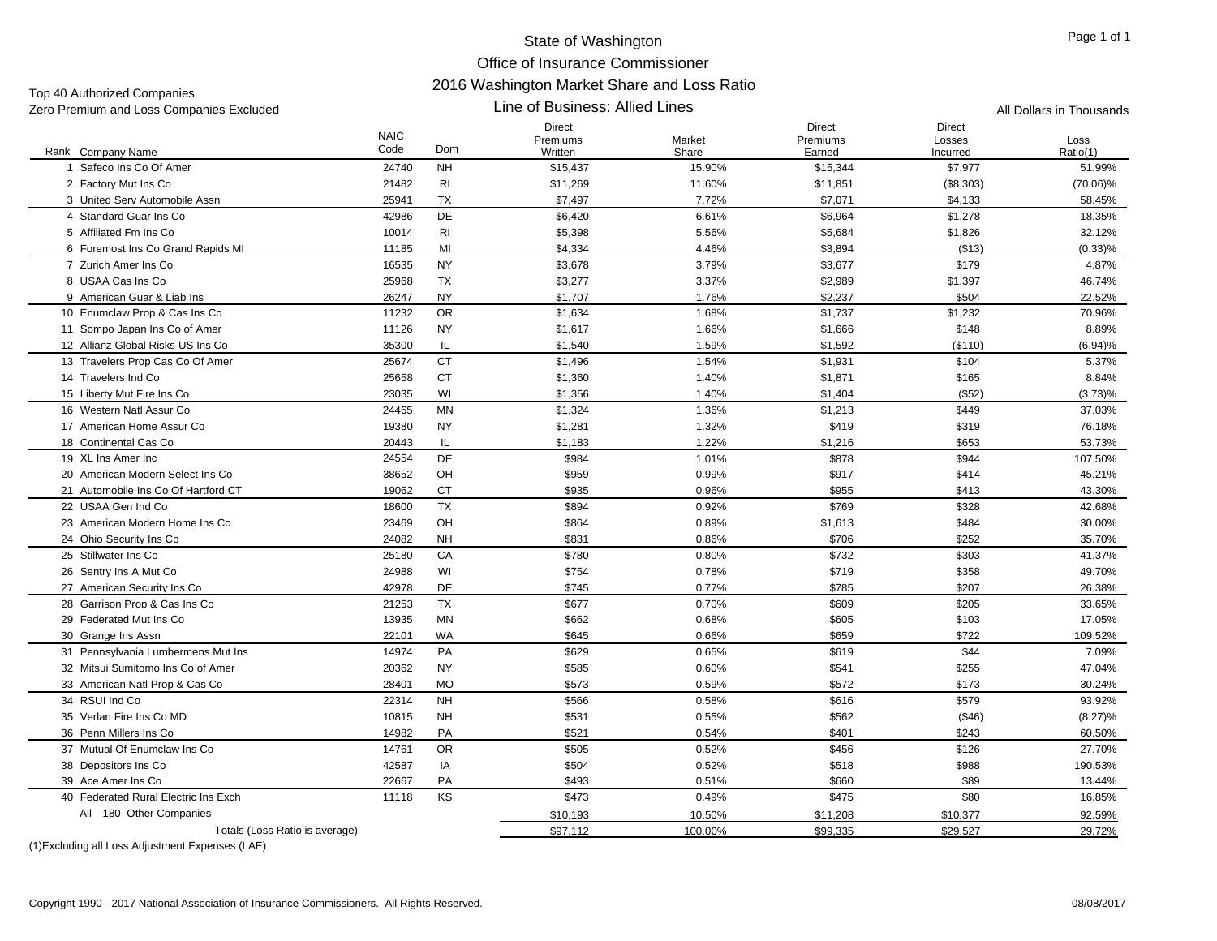# State of Washington
## Office of Insurance Commissioner
## 2016 Washington Market Share and Loss Ratio
### Line of Business: Allied Lines

Top 40 Authorized Companies
Zero Premium and Loss Companies Excluded

All Dollars in Thousands

| Rank | Company Name | NAIC Code | Dom | Direct Premiums Written | Market Share | Direct Premiums Earned | Direct Losses Incurred | Loss Ratio(1) |
|---|---|---|---|---|---|---|---|---|
| 1 | Safeco Ins Co Of Amer | 24740 | NH | $15,437 | 15.90% | $15,344 | $7,977 | 51.99% |
| 2 | Factory Mut Ins Co | 21482 | RI | $11,269 | 11.60% | $11,851 | ($8,303) | (70.06)% |
| 3 | United Serv Automobile Assn | 25941 | TX | $7,497 | 7.72% | $7,071 | $4,133 | 58.45% |
| 4 | Standard Guar Ins Co | 42986 | DE | $6,420 | 6.61% | $6,964 | $1,278 | 18.35% |
| 5 | Affiliated Fm Ins Co | 10014 | RI | $5,398 | 5.56% | $5,684 | $1,826 | 32.12% |
| 6 | Foremost Ins Co Grand Rapids MI | 11185 | MI | $4,334 | 4.46% | $3,894 | ($13) | (0.33)% |
| 7 | Zurich Amer Ins Co | 16535 | NY | $3,678 | 3.79% | $3,677 | $179 | 4.87% |
| 8 | USAA Cas Ins Co | 25968 | TX | $3,277 | 3.37% | $2,989 | $1,397 | 46.74% |
| 9 | American Guar & Liab Ins | 26247 | NY | $1,707 | 1.76% | $2,237 | $504 | 22.52% |
| 10 | Enumclaw Prop & Cas Ins Co | 11232 | OR | $1,634 | 1.68% | $1,737 | $1,232 | 70.96% |
| 11 | Sompo Japan Ins Co of Amer | 11126 | NY | $1,617 | 1.66% | $1,666 | $148 | 8.89% |
| 12 | Allianz Global Risks US Ins Co | 35300 | IL | $1,540 | 1.59% | $1,592 | ($110) | (6.94)% |
| 13 | Travelers Prop Cas Co Of Amer | 25674 | CT | $1,496 | 1.54% | $1,931 | $104 | 5.37% |
| 14 | Travelers Ind Co | 25658 | CT | $1,360 | 1.40% | $1,871 | $165 | 8.84% |
| 15 | Liberty Mut Fire Ins Co | 23035 | WI | $1,356 | 1.40% | $1,404 | ($52) | (3.73)% |
| 16 | Western Natl Assur Co | 24465 | MN | $1,324 | 1.36% | $1,213 | $449 | 37.03% |
| 17 | American Home Assur Co | 19380 | NY | $1,281 | 1.32% | $419 | $319 | 76.18% |
| 18 | Continental Cas Co | 20443 | IL | $1,183 | 1.22% | $1,216 | $653 | 53.73% |
| 19 | XL Ins Amer Inc | 24554 | DE | $984 | 1.01% | $878 | $944 | 107.50% |
| 20 | American Modern Select Ins Co | 38652 | OH | $959 | 0.99% | $917 | $414 | 45.21% |
| 21 | Automobile Ins Co Of Hartford CT | 19062 | CT | $935 | 0.96% | $955 | $413 | 43.30% |
| 22 | USAA Gen Ind Co | 18600 | TX | $894 | 0.92% | $769 | $328 | 42.68% |
| 23 | American Modern Home Ins Co | 23469 | OH | $864 | 0.89% | $1,613 | $484 | 30.00% |
| 24 | Ohio Security Ins Co | 24082 | NH | $831 | 0.86% | $706 | $252 | 35.70% |
| 25 | Stillwater Ins Co | 25180 | CA | $780 | 0.80% | $732 | $303 | 41.37% |
| 26 | Sentry Ins A Mut Co | 24988 | WI | $754 | 0.78% | $719 | $358 | 49.70% |
| 27 | American Security Ins Co | 42978 | DE | $745 | 0.77% | $785 | $207 | 26.38% |
| 28 | Garrison Prop & Cas Ins Co | 21253 | TX | $677 | 0.70% | $609 | $205 | 33.65% |
| 29 | Federated Mut Ins Co | 13935 | MN | $662 | 0.68% | $605 | $103 | 17.05% |
| 30 | Grange Ins Assn | 22101 | WA | $645 | 0.66% | $659 | $722 | 109.52% |
| 31 | Pennsylvania Lumbermens Mut Ins | 14974 | PA | $629 | 0.65% | $619 | $44 | 7.09% |
| 32 | Mitsui Sumitomo Ins Co of Amer | 20362 | NY | $585 | 0.60% | $541 | $255 | 47.04% |
| 33 | American Natl Prop & Cas Co | 28401 | MO | $573 | 0.59% | $572 | $173 | 30.24% |
| 34 | RSUI Ind Co | 22314 | NH | $566 | 0.58% | $616 | $579 | 93.92% |
| 35 | Verlan Fire Ins Co MD | 10815 | NH | $531 | 0.55% | $562 | ($46) | (8.27)% |
| 36 | Penn Millers Ins Co | 14982 | PA | $521 | 0.54% | $401 | $243 | 60.50% |
| 37 | Mutual Of Enumclaw Ins Co | 14761 | OR | $505 | 0.52% | $456 | $126 | 27.70% |
| 38 | Depositors Ins Co | 42587 | IA | $504 | 0.52% | $518 | $988 | 190.53% |
| 39 | Ace Amer Ins Co | 22667 | PA | $493 | 0.51% | $660 | $89 | 13.44% |
| 40 | Federated Rural Electric Ins Exch | 11118 | KS | $473 | 0.49% | $475 | $80 | 16.85% |
| All | 180 Other Companies | | | $10,193 | 10.50% | $11,208 | $10,377 | 92.59% |
| | Totals (Loss Ratio is average) | | | $97,112 | 100.00% | $99,335 | $29,527 | 29.72% |

(1)Excluding all Loss Adjustment Expenses (LAE)

Copyright 1990 - 2017 National Association of Insurance Commissioners. All Rights Reserved.

08/08/2017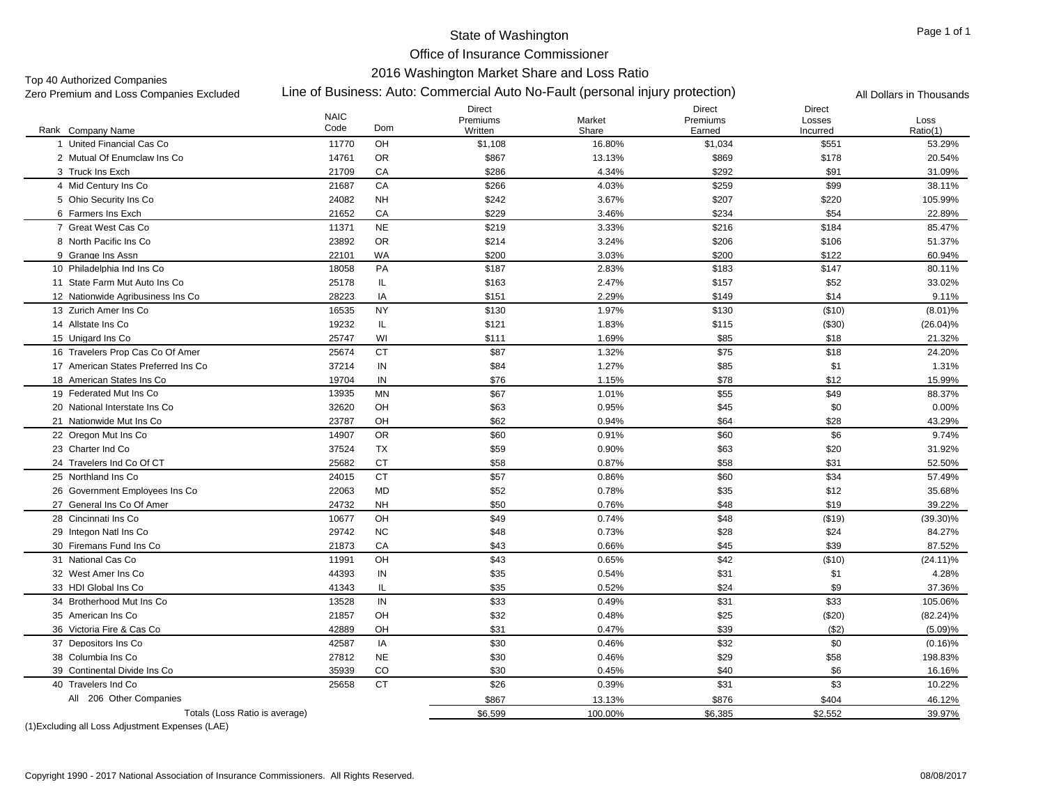# State of Washington

## Office of Insurance Commissioner

### 2016 Washington Market Share and Loss Ratio

Top 40 Authorized Companies
Zero Premium and Loss Companies Excluded

**Line of Business: Auto: Commercial Auto No-Fault (personal injury protection)**

All Dollars in Thousands

| Rank | Company Name | NAIC Code | Dom | Direct Premiums Written | Market Share | Direct Premiums Earned | Direct Losses Incurred | Loss Ratio(1) |
|---|---|---|---|---|---|---|---|---|
| 1 | United Financial Cas Co | 11770 | OH | $1,108 | 16.80% | $1,034 | $551 | 53.29% |
| 2 | Mutual Of Enumclaw Ins Co | 14761 | OR | $867 | 13.13% | $869 | $178 | 20.54% |
| 3 | Truck Ins Exch | 21709 | CA | $286 | 4.34% | $292 | $91 | 31.09% |
| 4 | Mid Century Ins Co | 21687 | CA | $266 | 4.03% | $259 | $99 | 38.11% |
| 5 | Ohio Security Ins Co | 24082 | NH | $242 | 3.67% | $207 | $220 | 105.99% |
| 6 | Farmers Ins Exch | 21652 | CA | $229 | 3.46% | $234 | $54 | 22.89% |
| 7 | Great West Cas Co | 11371 | NE | $219 | 3.33% | $216 | $184 | 85.47% |
| 8 | North Pacific Ins Co | 23892 | OR | $214 | 3.24% | $206 | $106 | 51.37% |
| 9 | Grange Ins Assn | 22101 | WA | $200 | 3.03% | $200 | $122 | 60.94% |
| 10 | Philadelphia Ind Ins Co | 18058 | PA | $187 | 2.83% | $183 | $147 | 80.11% |
| 11 | State Farm Mut Auto Ins Co | 25178 | IL | $163 | 2.47% | $157 | $52 | 33.02% |
| 12 | Nationwide Agribusiness Ins Co | 28223 | IA | $151 | 2.29% | $149 | $14 | 9.11% |
| 13 | Zurich Amer Ins Co | 16535 | NY | $130 | 1.97% | $130 | ($10) | (8.01)% |
| 14 | Allstate Ins Co | 19232 | IL | $121 | 1.83% | $115 | ($30) | (26.04)% |
| 15 | Unigard Ins Co | 25747 | WI | $111 | 1.69% | $85 | $18 | 21.32% |
| 16 | Travelers Prop Cas Co Of Amer | 25674 | CT | $87 | 1.32% | $75 | $18 | 24.20% |
| 17 | American States Preferred Ins Co | 37214 | IN | $84 | 1.27% | $85 | $1 | 1.31% |
| 18 | American States Ins Co | 19704 | IN | $76 | 1.15% | $78 | $12 | 15.99% |
| 19 | Federated Mut Ins Co | 13935 | MN | $67 | 1.01% | $55 | $49 | 88.37% |
| 20 | National Interstate Ins Co | 32620 | OH | $63 | 0.95% | $45 | $0 | 0.00% |
| 21 | Nationwide Mut Ins Co | 23787 | OH | $62 | 0.94% | $64 | $28 | 43.29% |
| 22 | Oregon Mut Ins Co | 14907 | OR | $60 | 0.91% | $60 | $6 | 9.74% |
| 23 | Charter Ind Co | 37524 | TX | $59 | 0.90% | $63 | $20 | 31.92% |
| 24 | Travelers Ind Co Of CT | 25682 | CT | $58 | 0.87% | $58 | $31 | 52.50% |
| 25 | Northland Ins Co | 24015 | CT | $57 | 0.86% | $60 | $34 | 57.49% |
| 26 | Government Employees Ins Co | 22063 | MD | $52 | 0.78% | $35 | $12 | 35.68% |
| 27 | General Ins Co Of Amer | 24732 | NH | $50 | 0.76% | $48 | $19 | 39.22% |
| 28 | Cincinnati Ins Co | 10677 | OH | $49 | 0.74% | $48 | ($19) | (39.30)% |
| 29 | Integon Natl Ins Co | 29742 | NC | $48 | 0.73% | $28 | $24 | 84.27% |
| 30 | Firemans Fund Ins Co | 21873 | CA | $43 | 0.66% | $45 | $39 | 87.52% |
| 31 | National Cas Co | 11991 | OH | $43 | 0.65% | $42 | ($10) | (24.11)% |
| 32 | West Amer Ins Co | 44393 | IN | $35 | 0.54% | $31 | $1 | 4.28% |
| 33 | HDI Global Ins Co | 41343 | IL | $35 | 0.52% | $24 | $9 | 37.36% |
| 34 | Brotherhood Mut Ins Co | 13528 | IN | $33 | 0.49% | $31 | $33 | 105.06% |
| 35 | American Ins Co | 21857 | OH | $32 | 0.48% | $25 | ($20) | (82.24)% |
| 36 | Victoria Fire & Cas Co | 42889 | OH | $31 | 0.47% | $39 | ($2) | (5.09)% |
| 37 | Depositors Ins Co | 42587 | IA | $30 | 0.46% | $32 | $0 | (0.16)% |
| 38 | Columbia Ins Co | 27812 | NE | $30 | 0.46% | $29 | $58 | 198.83% |
| 39 | Continental Divide Ins Co | 35939 | CO | $30 | 0.45% | $40 | $6 | 16.16% |
| 40 | Travelers Ind Co | 25658 | CT | $26 | 0.39% | $31 | $3 | 10.22% |
| | All 206 Other Companies | | | $867 | 13.13% | $876 | $404 | 46.12% |
| | Totals (Loss Ratio is average) | | | $6,599 | 100.00% | $6,385 | $2,552 | 39.97% |

(1)Excluding all Loss Adjustment Expenses (LAE)

Copyright 1990 - 2017 National Association of Insurance Commissioners. All Rights Reserved. 08/08/2017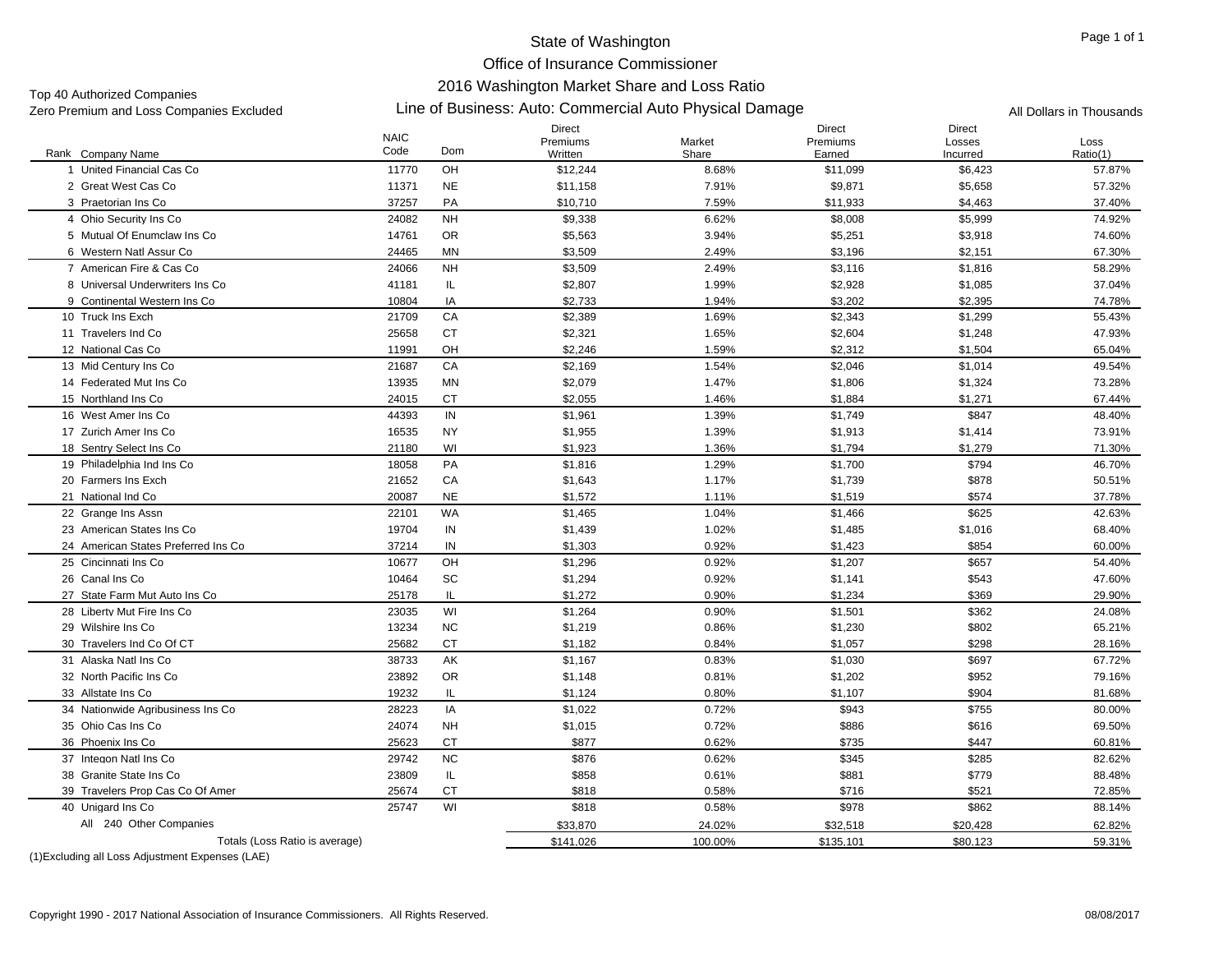# State of Washington

## Office of Insurance Commissioner

## 2016 Washington Market Share and Loss Ratio

## Line of Business: Auto: Commercial Auto Physical Damage

Top 40 Authorized Companies
Zero Premium and Loss Companies Excluded

All Dollars in Thousands

| Rank | Company Name | NAIC Code | Dom | Direct Premiums Written | Market Share | Direct Premiums Earned | Direct Losses Incurred | Loss Ratio(1) |
|---|---|---|---|---|---|---|---|---|
| 1 | United Financial Cas Co | 11770 | OH | $12,244 | 8.68% | $11,099 | $6,423 | 57.87% |
| 2 | Great West Cas Co | 11371 | NE | $11,158 | 7.91% | $9,871 | $5,658 | 57.32% |
| 3 | Praetorian Ins Co | 37257 | PA | $10,710 | 7.59% | $11,933 | $4,463 | 37.40% |
| 4 | Ohio Security Ins Co | 24082 | NH | $9,338 | 6.62% | $8,008 | $5,999 | 74.92% |
| 5 | Mutual Of Enumclaw Ins Co | 14761 | OR | $5,563 | 3.94% | $5,251 | $3,918 | 74.60% |
| 6 | Western Natl Assur Co | 24465 | MN | $3,509 | 2.49% | $3,196 | $2,151 | 67.30% |
| 7 | American Fire & Cas Co | 24066 | NH | $3,509 | 2.49% | $3,116 | $1,816 | 58.29% |
| 8 | Universal Underwriters Ins Co | 41181 | IL | $2,807 | 1.99% | $2,928 | $1,085 | 37.04% |
| 9 | Continental Western Ins Co | 10804 | IA | $2,733 | 1.94% | $3,202 | $2,395 | 74.78% |
| 10 | Truck Ins Exch | 21709 | CA | $2,389 | 1.69% | $2,343 | $1,299 | 55.43% |
| 11 | Travelers Ind Co | 25658 | CT | $2,321 | 1.65% | $2,604 | $1,248 | 47.93% |
| 12 | National Cas Co | 11991 | OH | $2,246 | 1.59% | $2,312 | $1,504 | 65.04% |
| 13 | Mid Century Ins Co | 21687 | CA | $2,169 | 1.54% | $2,046 | $1,014 | 49.54% |
| 14 | Federated Mut Ins Co | 13935 | MN | $2,079 | 1.47% | $1,806 | $1,324 | 73.28% |
| 15 | Northland Ins Co | 24015 | CT | $2,055 | 1.46% | $1,884 | $1,271 | 67.44% |
| 16 | West Amer Ins Co | 44393 | IN | $1,961 | 1.39% | $1,749 | $847 | 48.40% |
| 17 | Zurich Amer Ins Co | 16535 | NY | $1,955 | 1.39% | $1,913 | $1,414 | 73.91% |
| 18 | Sentry Select Ins Co | 21180 | WI | $1,923 | 1.36% | $1,794 | $1,279 | 71.30% |
| 19 | Philadelphia Ind Ins Co | 18058 | PA | $1,816 | 1.29% | $1,700 | $794 | 46.70% |
| 20 | Farmers Ins Exch | 21652 | CA | $1,643 | 1.17% | $1,739 | $878 | 50.51% |
| 21 | National Ind Co | 20087 | NE | $1,572 | 1.11% | $1,519 | $574 | 37.78% |
| 22 | Grange Ins Assn | 22101 | WA | $1,465 | 1.04% | $1,466 | $625 | 42.63% |
| 23 | American States Ins Co | 19704 | IN | $1,439 | 1.02% | $1,485 | $1,016 | 68.40% |
| 24 | American States Preferred Ins Co | 37214 | IN | $1,303 | 0.92% | $1,423 | $854 | 60.00% |
| 25 | Cincinnati Ins Co | 10677 | OH | $1,296 | 0.92% | $1,207 | $657 | 54.40% |
| 26 | Canal Ins Co | 10464 | SC | $1,294 | 0.92% | $1,141 | $543 | 47.60% |
| 27 | State Farm Mut Auto Ins Co | 25178 | IL | $1,272 | 0.90% | $1,234 | $369 | 29.90% |
| 28 | Liberty Mut Fire Ins Co | 23035 | WI | $1,264 | 0.90% | $1,501 | $362 | 24.08% |
| 29 | Wilshire Ins Co | 13234 | NC | $1,219 | 0.86% | $1,230 | $802 | 65.21% |
| 30 | Travelers Ind Co Of CT | 25682 | CT | $1,182 | 0.84% | $1,057 | $298 | 28.16% |
| 31 | Alaska Natl Ins Co | 38733 | AK | $1,167 | 0.83% | $1,030 | $697 | 67.72% |
| 32 | North Pacific Ins Co | 23892 | OR | $1,148 | 0.81% | $1,202 | $952 | 79.16% |
| 33 | Allstate Ins Co | 19232 | IL | $1,124 | 0.80% | $1,107 | $904 | 81.68% |
| 34 | Nationwide Agribusiness Ins Co | 28223 | IA | $1,022 | 0.72% | $943 | $755 | 80.00% |
| 35 | Ohio Cas Ins Co | 24074 | NH | $1,015 | 0.72% | $886 | $616 | 69.50% |
| 36 | Phoenix Ins Co | 25623 | CT | $877 | 0.62% | $735 | $447 | 60.81% |
| 37 | Integon Natl Ins Co | 29742 | NC | $876 | 0.62% | $345 | $285 | 82.62% |
| 38 | Granite State Ins Co | 23809 | IL | $858 | 0.61% | $881 | $779 | 88.48% |
| 39 | Travelers Prop Cas Co Of Amer | 25674 | CT | $818 | 0.58% | $716 | $521 | 72.85% |
| 40 | Unigard Ins Co | 25747 | WI | $818 | 0.58% | $978 | $862 | 88.14% |
| | All 240 Other Companies | | | $33,870 | 24.02% | $32,518 | $20,428 | 62.82% |
| | Totals (Loss Ratio is average) | | | $141,026 | 100.00% | $135,101 | $80,123 | 59.31% |

(1)Excluding all Loss Adjustment Expenses (LAE)

Copyright 1990 - 2017 National Association of Insurance Commissioners. All Rights Reserved.

08/08/2017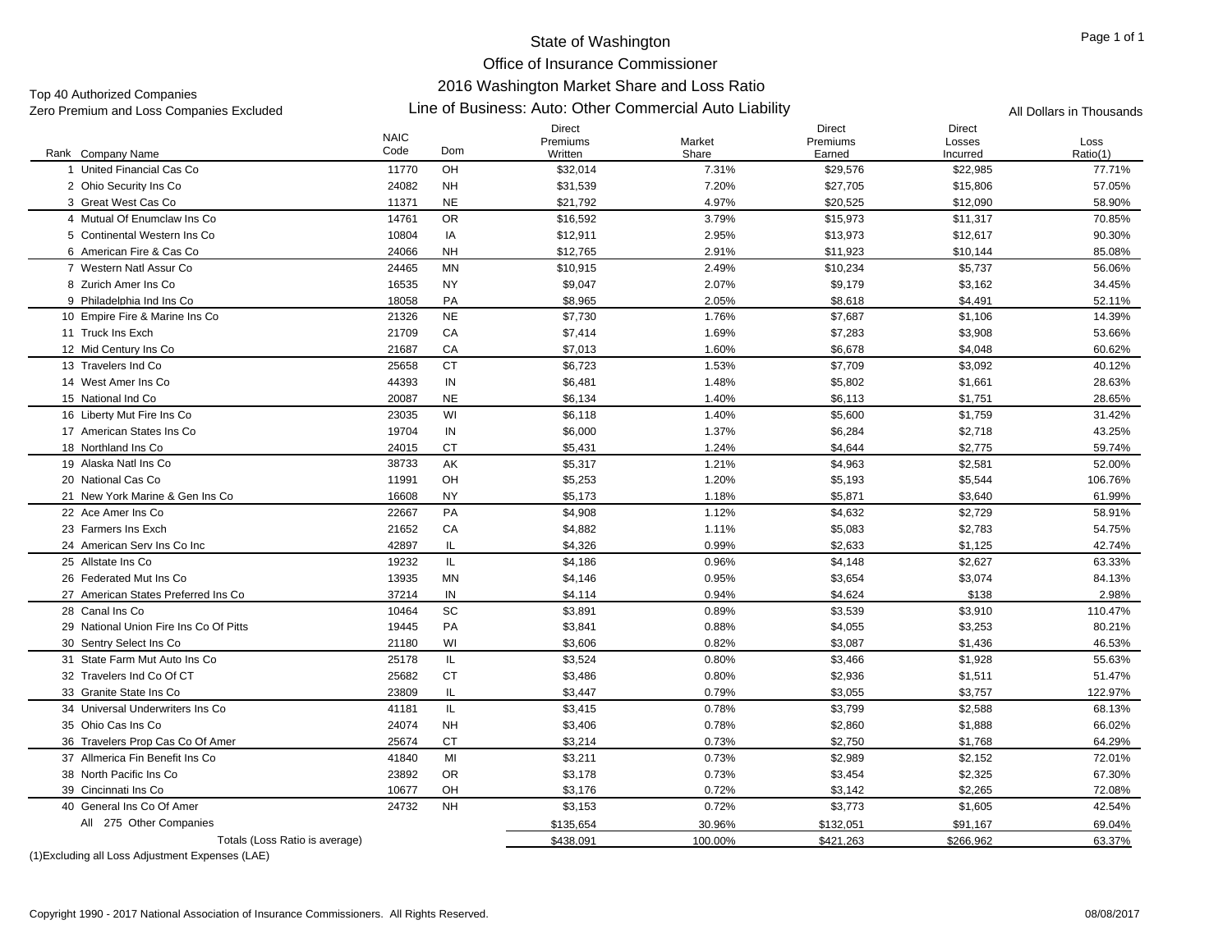# State of Washington

## Office of Insurance Commissioner

## 2016 Washington Market Share and Loss Ratio

## Line of Business: Auto: Other Commercial Auto Liability

Top 40 Authorized Companies

Zero Premium and Loss Companies Excluded

All Dollars in Thousands

| Rank | Company Name | NAIC Code | Dom | Direct Premiums Written | Market Share | Direct Premiums Earned | Direct Losses Incurred | Loss Ratio(1) |
|---|---|---|---|---|---|---|---|---|
| 1 | United Financial Cas Co | 11770 | OH | $32,014 | 7.31% | $29,576 | $22,985 | 77.71% |
| 2 | Ohio Security Ins Co | 24082 | NH | $31,539 | 7.20% | $27,705 | $15,806 | 57.05% |
| 3 | Great West Cas Co | 11371 | NE | $21,792 | 4.97% | $20,525 | $12,090 | 58.90% |
| 4 | Mutual Of Enumclaw Ins Co | 14761 | OR | $16,592 | 3.79% | $15,973 | $11,317 | 70.85% |
| 5 | Continental Western Ins Co | 10804 | IA | $12,911 | 2.95% | $13,973 | $12,617 | 90.30% |
| 6 | American Fire & Cas Co | 24066 | NH | $12,765 | 2.91% | $11,923 | $10,144 | 85.08% |
| 7 | Western Natl Assur Co | 24465 | MN | $10,915 | 2.49% | $10,234 | $5,737 | 56.06% |
| 8 | Zurich Amer Ins Co | 16535 | NY | $9,047 | 2.07% | $9,179 | $3,162 | 34.45% |
| 9 | Philadelphia Ind Ins Co | 18058 | PA | $8,965 | 2.05% | $8,618 | $4,491 | 52.11% |
| 10 | Empire Fire & Marine Ins Co | 21326 | NE | $7,730 | 1.76% | $7,687 | $1,106 | 14.39% |
| 11 | Truck Ins Exch | 21709 | CA | $7,414 | 1.69% | $7,283 | $3,908 | 53.66% |
| 12 | Mid Century Ins Co | 21687 | CA | $7,013 | 1.60% | $6,678 | $4,048 | 60.62% |
| 13 | Travelers Ind Co | 25658 | CT | $6,723 | 1.53% | $7,709 | $3,092 | 40.12% |
| 14 | West Amer Ins Co | 44393 | IN | $6,481 | 1.48% | $5,802 | $1,661 | 28.63% |
| 15 | National Ind Co | 20087 | NE | $6,134 | 1.40% | $6,113 | $1,751 | 28.65% |
| 16 | Liberty Mut Fire Ins Co | 23035 | WI | $6,118 | 1.40% | $5,600 | $1,759 | 31.42% |
| 17 | American States Ins Co | 19704 | IN | $6,000 | 1.37% | $6,284 | $2,718 | 43.25% |
| 18 | Northland Ins Co | 24015 | CT | $5,431 | 1.24% | $4,644 | $2,775 | 59.74% |
| 19 | Alaska Natl Ins Co | 38733 | AK | $5,317 | 1.21% | $4,963 | $2,581 | 52.00% |
| 20 | National Cas Co | 11991 | OH | $5,253 | 1.20% | $5,193 | $5,544 | 106.76% |
| 21 | New York Marine & Gen Ins Co | 16608 | NY | $5,173 | 1.18% | $5,871 | $3,640 | 61.99% |
| 22 | Ace Amer Ins Co | 22667 | PA | $4,908 | 1.12% | $4,632 | $2,729 | 58.91% |
| 23 | Farmers Ins Exch | 21652 | CA | $4,882 | 1.11% | $5,083 | $2,783 | 54.75% |
| 24 | American Serv Ins Co Inc | 42897 | IL | $4,326 | 0.99% | $2,633 | $1,125 | 42.74% |
| 25 | Allstate Ins Co | 19232 | IL | $4,186 | 0.96% | $4,148 | $2,627 | 63.33% |
| 26 | Federated Mut Ins Co | 13935 | MN | $4,146 | 0.95% | $3,654 | $3,074 | 84.13% |
| 27 | American States Preferred Ins Co | 37214 | IN | $4,114 | 0.94% | $4,624 | $138 | 2.98% |
| 28 | Canal Ins Co | 10464 | SC | $3,891 | 0.89% | $3,539 | $3,910 | 110.47% |
| 29 | National Union Fire Ins Co Of Pitts | 19445 | PA | $3,841 | 0.88% | $4,055 | $3,253 | 80.21% |
| 30 | Sentry Select Ins Co | 21180 | WI | $3,606 | 0.82% | $3,087 | $1,436 | 46.53% |
| 31 | State Farm Mut Auto Ins Co | 25178 | IL | $3,524 | 0.80% | $3,466 | $1,928 | 55.63% |
| 32 | Travelers Ind Co Of CT | 25682 | CT | $3,486 | 0.80% | $2,936 | $1,511 | 51.47% |
| 33 | Granite State Ins Co | 23809 | IL | $3,447 | 0.79% | $3,055 | $3,757 | 122.97% |
| 34 | Universal Underwriters Ins Co | 41181 | IL | $3,415 | 0.78% | $3,799 | $2,588 | 68.13% |
| 35 | Ohio Cas Ins Co | 24074 | NH | $3,406 | 0.78% | $2,860 | $1,888 | 66.02% |
| 36 | Travelers Prop Cas Co Of Amer | 25674 | CT | $3,214 | 0.73% | $2,750 | $1,768 | 64.29% |
| 37 | Allmerica Fin Benefit Ins Co | 41840 | MI | $3,211 | 0.73% | $2,989 | $2,152 | 72.01% |
| 38 | North Pacific Ins Co | 23892 | OR | $3,178 | 0.73% | $3,454 | $2,325 | 67.30% |
| 39 | Cincinnati Ins Co | 10677 | OH | $3,176 | 0.72% | $3,142 | $2,265 | 72.08% |
| 40 | General Ins Co Of Amer | 24732 | NH | $3,153 | 0.72% | $3,773 | $1,605 | 42.54% |
| All | 275 Other Companies | | | $135,654 | 30.96% | $132,051 | $91,167 | 69.04% |
| | Totals (Loss Ratio is average) | | | $438,091 | 100.00% | $421,263 | $266,962 | 63.37% |

(1)Excluding all Loss Adjustment Expenses (LAE)

Copyright 1990 - 2017 National Association of Insurance Commissioners. All Rights Reserved.

08/08/2017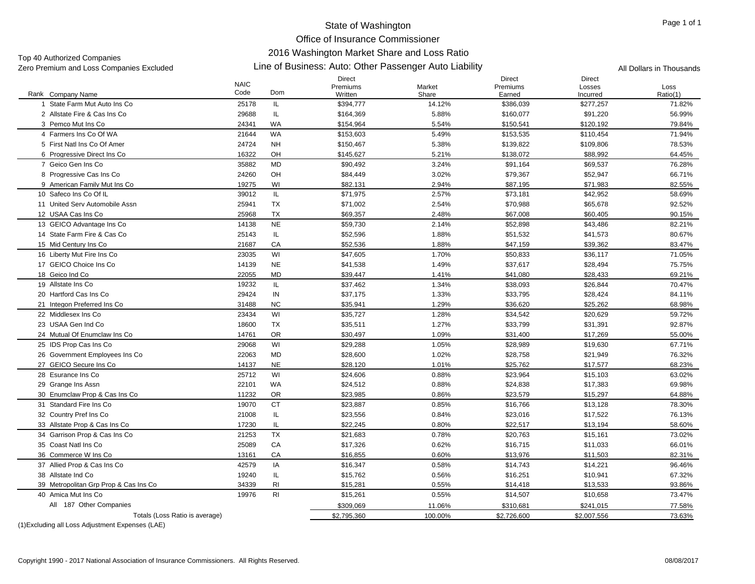# State of Washington
## Office of Insurance Commissioner
## 2016 Washington Market Share and Loss Ratio
### Line of Business: Auto: Other Passenger Auto Liability

Top 40 Authorized Companies
Zero Premium and Loss Companies Excluded

All Dollars in Thousands

| Rank | Company Name | NAIC Code | Dom | Direct Premiums Written | Market Share | Direct Premiums Earned | Direct Losses Incurred | Loss Ratio(1) |
|---|---|---|---|---|---|---|---|---|
| 1 | State Farm Mut Auto Ins Co | 25178 | IL | $394,777 | 14.12% | $386,039 | $277,257 | 71.82% |
| 2 | Allstate Fire & Cas Ins Co | 29688 | IL | $164,369 | 5.88% | $160,077 | $91,220 | 56.99% |
| 3 | Pemco Mut Ins Co | 24341 | WA | $154,964 | 5.54% | $150,541 | $120,192 | 79.84% |
| 4 | Farmers Ins Co Of WA | 21644 | WA | $153,603 | 5.49% | $153,535 | $110,454 | 71.94% |
| 5 | First Natl Ins Co Of Amer | 24724 | NH | $150,467 | 5.38% | $139,822 | $109,806 | 78.53% |
| 6 | Progressive Direct Ins Co | 16322 | OH | $145,627 | 5.21% | $138,072 | $88,992 | 64.45% |
| 7 | Geico Gen Ins Co | 35882 | MD | $90,492 | 3.24% | $91,164 | $69,537 | 76.28% |
| 8 | Progressive Cas Ins Co | 24260 | OH | $84,449 | 3.02% | $79,367 | $52,947 | 66.71% |
| 9 | American Family Mut Ins Co | 19275 | WI | $82,131 | 2.94% | $87,195 | $71,983 | 82.55% |
| 10 | Safeco Ins Co Of IL | 39012 | IL | $71,975 | 2.57% | $73,181 | $42,952 | 58.69% |
| 11 | United Serv Automobile Assn | 25941 | TX | $71,002 | 2.54% | $70,988 | $65,678 | 92.52% |
| 12 | USAA Cas Ins Co | 25968 | TX | $69,357 | 2.48% | $67,008 | $60,405 | 90.15% |
| 13 | GEICO Advantage Ins Co | 14138 | NE | $59,730 | 2.14% | $52,898 | $43,486 | 82.21% |
| 14 | State Farm Fire & Cas Co | 25143 | IL | $52,596 | 1.88% | $51,532 | $41,573 | 80.67% |
| 15 | Mid Century Ins Co | 21687 | CA | $52,536 | 1.88% | $47,159 | $39,362 | 83.47% |
| 16 | Liberty Mut Fire Ins Co | 23035 | WI | $47,605 | 1.70% | $50,833 | $36,117 | 71.05% |
| 17 | GEICO Choice Ins Co | 14139 | NE | $41,538 | 1.49% | $37,617 | $28,494 | 75.75% |
| 18 | Geico Ind Co | 22055 | MD | $39,447 | 1.41% | $41,080 | $28,433 | 69.21% |
| 19 | Allstate Ins Co | 19232 | IL | $37,462 | 1.34% | $38,093 | $26,844 | 70.47% |
| 20 | Hartford Cas Ins Co | 29424 | IN | $37,175 | 1.33% | $33,795 | $28,424 | 84.11% |
| 21 | Integon Preferred Ins Co | 31488 | NC | $35,941 | 1.29% | $36,620 | $25,262 | 68.98% |
| 22 | Middlesex Ins Co | 23434 | WI | $35,727 | 1.28% | $34,542 | $20,629 | 59.72% |
| 23 | USAA Gen Ind Co | 18600 | TX | $35,511 | 1.27% | $33,799 | $31,391 | 92.87% |
| 24 | Mutual Of Enumclaw Ins Co | 14761 | OR | $30,497 | 1.09% | $31,400 | $17,269 | 55.00% |
| 25 | IDS Prop Cas Ins Co | 29068 | WI | $29,288 | 1.05% | $28,989 | $19,630 | 67.71% |
| 26 | Government Employees Ins Co | 22063 | MD | $28,600 | 1.02% | $28,758 | $21,949 | 76.32% |
| 27 | GEICO Secure Ins Co | 14137 | NE | $28,120 | 1.01% | $25,762 | $17,577 | 68.23% |
| 28 | Esurance Ins Co | 25712 | WI | $24,606 | 0.88% | $23,964 | $15,103 | 63.02% |
| 29 | Grange Ins Assn | 22101 | WA | $24,512 | 0.88% | $24,838 | $17,383 | 69.98% |
| 30 | Enumclaw Prop & Cas Ins Co | 11232 | OR | $23,985 | 0.86% | $23,579 | $15,297 | 64.88% |
| 31 | Standard Fire Ins Co | 19070 | CT | $23,887 | 0.85% | $16,766 | $13,128 | 78.30% |
| 32 | Country Pref Ins Co | 21008 | IL | $23,556 | 0.84% | $23,016 | $17,522 | 76.13% |
| 33 | Allstate Prop & Cas Ins Co | 17230 | IL | $22,245 | 0.80% | $22,517 | $13,194 | 58.60% |
| 34 | Garrison Prop & Cas Ins Co | 21253 | TX | $21,683 | 0.78% | $20,763 | $15,161 | 73.02% |
| 35 | Coast Natl Ins Co | 25089 | CA | $17,326 | 0.62% | $16,715 | $11,033 | 66.01% |
| 36 | Commerce W Ins Co | 13161 | CA | $16,855 | 0.60% | $13,976 | $11,503 | 82.31% |
| 37 | Allied Prop & Cas Ins Co | 42579 | IA | $16,347 | 0.58% | $14,743 | $14,221 | 96.46% |
| 38 | Allstate Ind Co | 19240 | IL | $15,762 | 0.56% | $16,251 | $10,941 | 67.32% |
| 39 | Metropolitan Grp Prop & Cas Ins Co | 34339 | RI | $15,281 | 0.55% | $14,418 | $13,533 | 93.86% |
| 40 | Amica Mut Ins Co | 19976 | RI | $15,261 | 0.55% | $14,507 | $10,658 | 73.47% |
| All | 187 Other Companies | | | $309,069 | 11.06% | $310,681 | $241,015 | 77.58% |
| | Totals (Loss Ratio is average) | | | $2,795,360 | 100.00% | $2,726,600 | $2,007,556 | 73.63% |

(1)Excluding all Loss Adjustment Expenses (LAE)

Copyright 1990 - 2017 National Association of Insurance Commissioners. All Rights Reserved.

08/08/2017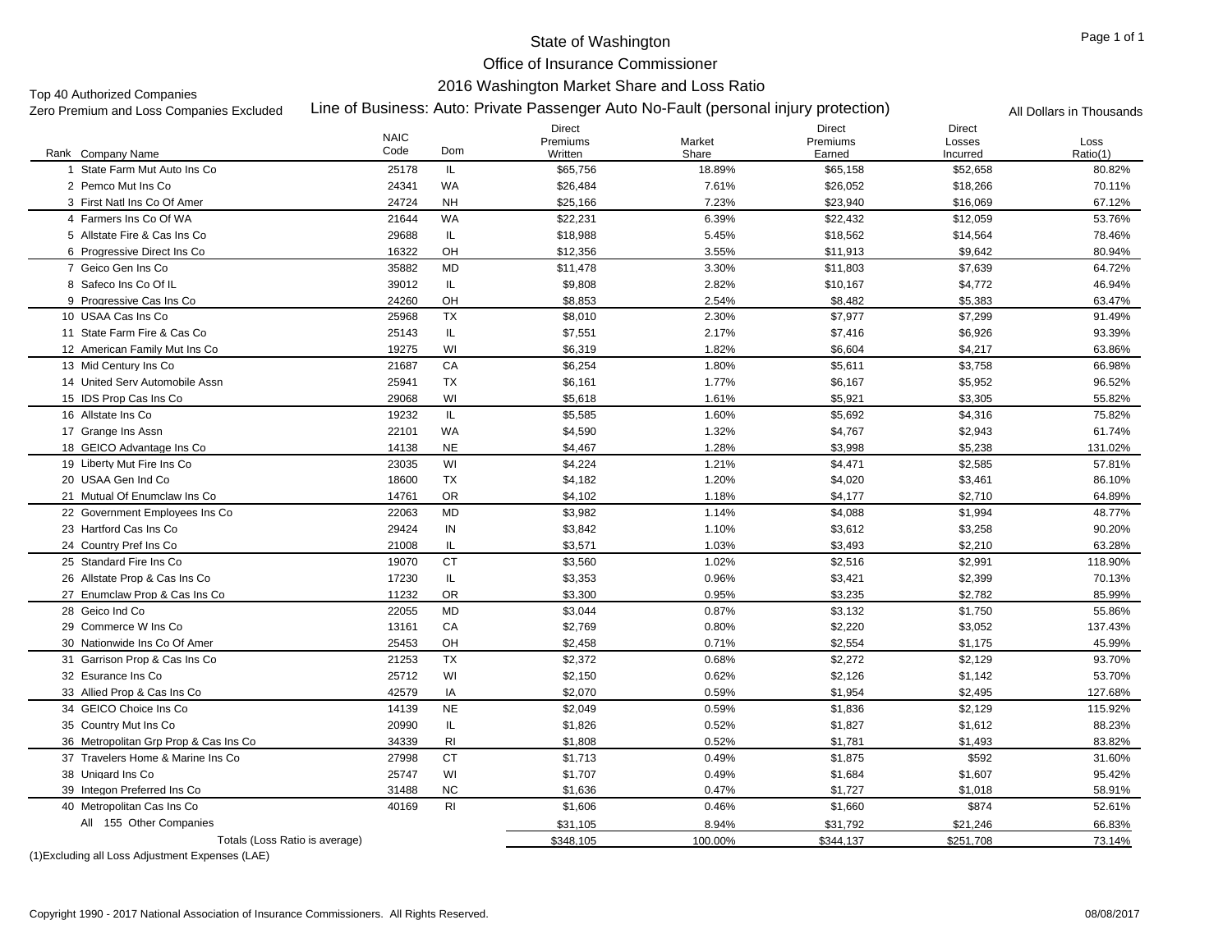# State of Washington
## Office of Insurance Commissioner
### 2016 Washington Market Share and Loss Ratio

Top 40 Authorized Companies
Zero Premium and Loss Companies Excluded

Line of Business: Auto: Private Passenger Auto No-Fault (personal injury protection)

All Dollars in Thousands

| Rank | Company Name | NAIC Code | Dom | Direct Premiums Written | Market Share | Direct Premiums Earned | Direct Losses Incurred | Loss Ratio(1) |
|---|---|---|---|---|---|---|---|---|
| 1 | State Farm Mut Auto Ins Co | 25178 | IL | $65,756 | 18.89% | $65,158 | $52,658 | 80.82% |
| 2 | Pemco Mut Ins Co | 24341 | WA | $26,484 | 7.61% | $26,052 | $18,266 | 70.11% |
| 3 | First Natl Ins Co Of Amer | 24724 | NH | $25,166 | 7.23% | $23,940 | $16,069 | 67.12% |
| 4 | Farmers Ins Co Of WA | 21644 | WA | $22,231 | 6.39% | $22,432 | $12,059 | 53.76% |
| 5 | Allstate Fire & Cas Ins Co | 29688 | IL | $18,988 | 5.45% | $18,562 | $14,564 | 78.46% |
| 6 | Progressive Direct Ins Co | 16322 | OH | $12,356 | 3.55% | $11,913 | $9,642 | 80.94% |
| 7 | Geico Gen Ins Co | 35882 | MD | $11,478 | 3.30% | $11,803 | $7,639 | 64.72% |
| 8 | Safeco Ins Co Of IL | 39012 | IL | $9,808 | 2.82% | $10,167 | $4,772 | 46.94% |
| 9 | Progressive Cas Ins Co | 24260 | OH | $8,853 | 2.54% | $8,482 | $5,383 | 63.47% |
| 10 | USAA Cas Ins Co | 25968 | TX | $8,010 | 2.30% | $7,977 | $7,299 | 91.49% |
| 11 | State Farm Fire & Cas Co | 25143 | IL | $7,551 | 2.17% | $7,416 | $6,926 | 93.39% |
| 12 | American Family Mut Ins Co | 19275 | WI | $6,319 | 1.82% | $6,604 | $4,217 | 63.86% |
| 13 | Mid Century Ins Co | 21687 | CA | $6,254 | 1.80% | $5,611 | $3,758 | 66.98% |
| 14 | United Serv Automobile Assn | 25941 | TX | $6,161 | 1.77% | $6,167 | $5,952 | 96.52% |
| 15 | IDS Prop Cas Ins Co | 29068 | WI | $5,618 | 1.61% | $5,921 | $3,305 | 55.82% |
| 16 | Allstate Ins Co | 19232 | IL | $5,585 | 1.60% | $5,692 | $4,316 | 75.82% |
| 17 | Grange Ins Assn | 22101 | WA | $4,590 | 1.32% | $4,767 | $2,943 | 61.74% |
| 18 | GEICO Advantage Ins Co | 14138 | NE | $4,467 | 1.28% | $3,998 | $5,238 | 131.02% |
| 19 | Liberty Mut Fire Ins Co | 23035 | WI | $4,224 | 1.21% | $4,471 | $2,585 | 57.81% |
| 20 | USAA Gen Ind Co | 18600 | TX | $4,182 | 1.20% | $4,020 | $3,461 | 86.10% |
| 21 | Mutual Of Enumclaw Ins Co | 14761 | OR | $4,102 | 1.18% | $4,177 | $2,710 | 64.89% |
| 22 | Government Employees Ins Co | 22063 | MD | $3,982 | 1.14% | $4,088 | $1,994 | 48.77% |
| 23 | Hartford Cas Ins Co | 29424 | IN | $3,842 | 1.10% | $3,612 | $3,258 | 90.20% |
| 24 | Country Pref Ins Co | 21008 | IL | $3,571 | 1.03% | $3,493 | $2,210 | 63.28% |
| 25 | Standard Fire Ins Co | 19070 | CT | $3,560 | 1.02% | $2,516 | $2,991 | 118.90% |
| 26 | Allstate Prop & Cas Ins Co | 17230 | IL | $3,353 | 0.96% | $3,421 | $2,399 | 70.13% |
| 27 | Enumclaw Prop & Cas Ins Co | 11232 | OR | $3,300 | 0.95% | $3,235 | $2,782 | 85.99% |
| 28 | Geico Ind Co | 22055 | MD | $3,044 | 0.87% | $3,132 | $1,750 | 55.86% |
| 29 | Commerce W Ins Co | 13161 | CA | $2,769 | 0.80% | $2,220 | $3,052 | 137.43% |
| 30 | Nationwide Ins Co Of Amer | 25453 | OH | $2,458 | 0.71% | $2,554 | $1,175 | 45.99% |
| 31 | Garrison Prop & Cas Ins Co | 21253 | TX | $2,372 | 0.68% | $2,272 | $2,129 | 93.70% |
| 32 | Esurance Ins Co | 25712 | WI | $2,150 | 0.62% | $2,126 | $1,142 | 53.70% |
| 33 | Allied Prop & Cas Ins Co | 42579 | IA | $2,070 | 0.59% | $1,954 | $2,495 | 127.68% |
| 34 | GEICO Choice Ins Co | 14139 | NE | $2,049 | 0.59% | $1,836 | $2,129 | 115.92% |
| 35 | Country Mut Ins Co | 20990 | IL | $1,826 | 0.52% | $1,827 | $1,612 | 88.23% |
| 36 | Metropolitan Grp Prop & Cas Ins Co | 34339 | RI | $1,808 | 0.52% | $1,781 | $1,493 | 83.82% |
| 37 | Travelers Home & Marine Ins Co | 27998 | CT | $1,713 | 0.49% | $1,875 | $592 | 31.60% |
| 38 | Unigard Ins Co | 25747 | WI | $1,707 | 0.49% | $1,684 | $1,607 | 95.42% |
| 39 | Integon Preferred Ins Co | 31488 | NC | $1,636 | 0.47% | $1,727 | $1,018 | 58.91% |
| 40 | Metropolitan Cas Ins Co | 40169 | RI | $1,606 | 0.46% | $1,660 | $874 | 52.61% |
| All | 155 Other Companies | | | $31,105 | 8.94% | $31,792 | $21,246 | 66.83% |
| | Totals (Loss Ratio is average) | | | $348,105 | 100.00% | $344,137 | $251,708 | 73.14% |

(1)Excluding all Loss Adjustment Expenses (LAE)

Copyright 1990 - 2017 National Association of Insurance Commissioners. All Rights Reserved.

08/08/2017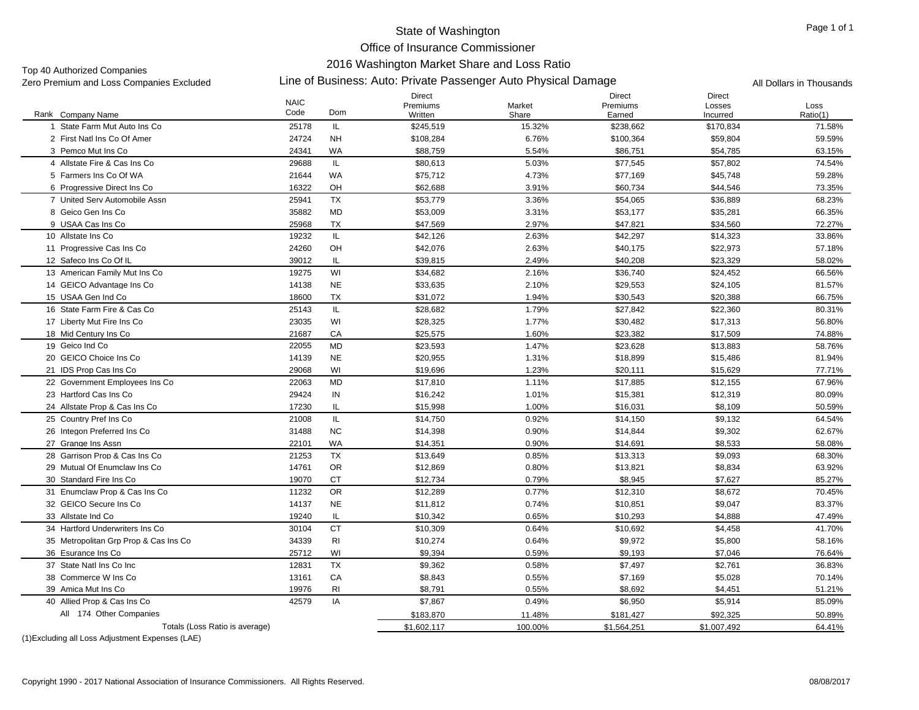# State of Washington
## Office of Insurance Commissioner
### 2016 Washington Market Share and Loss Ratio
### Line of Business: Auto: Private Passenger Auto Physical Damage

Top 40 Authorized Companies
Zero Premium and Loss Companies Excluded

All Dollars in Thousands

| Rank | Company Name | NAIC Code | Dom | Direct Premiums Written | Market Share | Direct Premiums Earned | Direct Losses Incurred | Loss Ratio(1) |
|---|---|---|---|---|---|---|---|---|
| 1 | State Farm Mut Auto Ins Co | 25178 | IL | $245,519 | 15.32% | $238,662 | $170,834 | 71.58% |
| 2 | First Natl Ins Co Of Amer | 24724 | NH | $108,284 | 6.76% | $100,364 | $59,804 | 59.59% |
| 3 | Pemco Mut Ins Co | 24341 | WA | $88,759 | 5.54% | $86,751 | $54,785 | 63.15% |
| 4 | Allstate Fire & Cas Ins Co | 29688 | IL | $80,613 | 5.03% | $77,545 | $57,802 | 74.54% |
| 5 | Farmers Ins Co Of WA | 21644 | WA | $75,712 | 4.73% | $77,169 | $45,748 | 59.28% |
| 6 | Progressive Direct Ins Co | 16322 | OH | $62,688 | 3.91% | $60,734 | $44,546 | 73.35% |
| 7 | United Serv Automobile Assn | 25941 | TX | $53,779 | 3.36% | $54,065 | $36,889 | 68.23% |
| 8 | Geico Gen Ins Co | 35882 | MD | $53,009 | 3.31% | $53,177 | $35,281 | 66.35% |
| 9 | USAA Cas Ins Co | 25968 | TX | $47,569 | 2.97% | $47,821 | $34,560 | 72.27% |
| 10 | Allstate Ins Co | 19232 | IL | $42,126 | 2.63% | $42,297 | $14,323 | 33.86% |
| 11 | Progressive Cas Ins Co | 24260 | OH | $42,076 | 2.63% | $40,175 | $22,973 | 57.18% |
| 12 | Safeco Ins Co Of IL | 39012 | IL | $39,815 | 2.49% | $40,208 | $23,329 | 58.02% |
| 13 | American Family Mut Ins Co | 19275 | WI | $34,682 | 2.16% | $36,740 | $24,452 | 66.56% |
| 14 | GEICO Advantage Ins Co | 14138 | NE | $33,635 | 2.10% | $29,553 | $24,105 | 81.57% |
| 15 | USAA Gen Ind Co | 18600 | TX | $31,072 | 1.94% | $30,543 | $20,388 | 66.75% |
| 16 | State Farm Fire & Cas Co | 25143 | IL | $28,682 | 1.79% | $27,842 | $22,360 | 80.31% |
| 17 | Liberty Mut Fire Ins Co | 23035 | WI | $28,325 | 1.77% | $30,482 | $17,313 | 56.80% |
| 18 | Mid Century Ins Co | 21687 | CA | $25,575 | 1.60% | $23,382 | $17,509 | 74.88% |
| 19 | Geico Ind Co | 22055 | MD | $23,593 | 1.47% | $23,628 | $13,883 | 58.76% |
| 20 | GEICO Choice Ins Co | 14139 | NE | $20,955 | 1.31% | $18,899 | $15,486 | 81.94% |
| 21 | IDS Prop Cas Ins Co | 29068 | WI | $19,696 | 1.23% | $20,111 | $15,629 | 77.71% |
| 22 | Government Employees Ins Co | 22063 | MD | $17,810 | 1.11% | $17,885 | $12,155 | 67.96% |
| 23 | Hartford Cas Ins Co | 29424 | IN | $16,242 | 1.01% | $15,381 | $12,319 | 80.09% |
| 24 | Allstate Prop & Cas Ins Co | 17230 | IL | $15,998 | 1.00% | $16,031 | $8,109 | 50.59% |
| 25 | Country Pref Ins Co | 21008 | IL | $14,750 | 0.92% | $14,150 | $9,132 | 64.54% |
| 26 | Integon Preferred Ins Co | 31488 | NC | $14,398 | 0.90% | $14,844 | $9,302 | 62.67% |
| 27 | Grange Ins Assn | 22101 | WA | $14,351 | 0.90% | $14,691 | $8,533 | 58.08% |
| 28 | Garrison Prop & Cas Ins Co | 21253 | TX | $13,649 | 0.85% | $13,313 | $9,093 | 68.30% |
| 29 | Mutual Of Enumclaw Ins Co | 14761 | OR | $12,869 | 0.80% | $13,821 | $8,834 | 63.92% |
| 30 | Standard Fire Ins Co | 19070 | CT | $12,734 | 0.79% | $8,945 | $7,627 | 85.27% |
| 31 | Enumclaw Prop & Cas Ins Co | 11232 | OR | $12,289 | 0.77% | $12,310 | $8,672 | 70.45% |
| 32 | GEICO Secure Ins Co | 14137 | NE | $11,812 | 0.74% | $10,851 | $9,047 | 83.37% |
| 33 | Allstate Ind Co | 19240 | IL | $10,342 | 0.65% | $10,293 | $4,888 | 47.49% |
| 34 | Hartford Underwriters Ins Co | 30104 | CT | $10,309 | 0.64% | $10,692 | $4,458 | 41.70% |
| 35 | Metropolitan Grp Prop & Cas Ins Co | 34339 | RI | $10,274 | 0.64% | $9,972 | $5,800 | 58.16% |
| 36 | Esurance Ins Co | 25712 | WI | $9,394 | 0.59% | $9,193 | $7,046 | 76.64% |
| 37 | State Natl Ins Co Inc | 12831 | TX | $9,362 | 0.58% | $7,497 | $2,761 | 36.83% |
| 38 | Commerce W Ins Co | 13161 | CA | $8,843 | 0.55% | $7,169 | $5,028 | 70.14% |
| 39 | Amica Mut Ins Co | 19976 | RI | $8,791 | 0.55% | $8,692 | $4,451 | 51.21% |
| 40 | Allied Prop & Cas Ins Co | 42579 | IA | $7,867 | 0.49% | $6,950 | $5,914 | 85.09% |
| | All 174 Other Companies | | | $183,870 | 11.48% | $181,427 | $92,325 | 50.89% |
| | Totals (Loss Ratio is average) | | | $1,602,117 | 100.00% | $1,564,251 | $1,007,492 | 64.41% |

(1)Excluding all Loss Adjustment Expenses (LAE)

Copyright 1990 - 2017 National Association of Insurance Commissioners. All Rights Reserved.

08/08/2017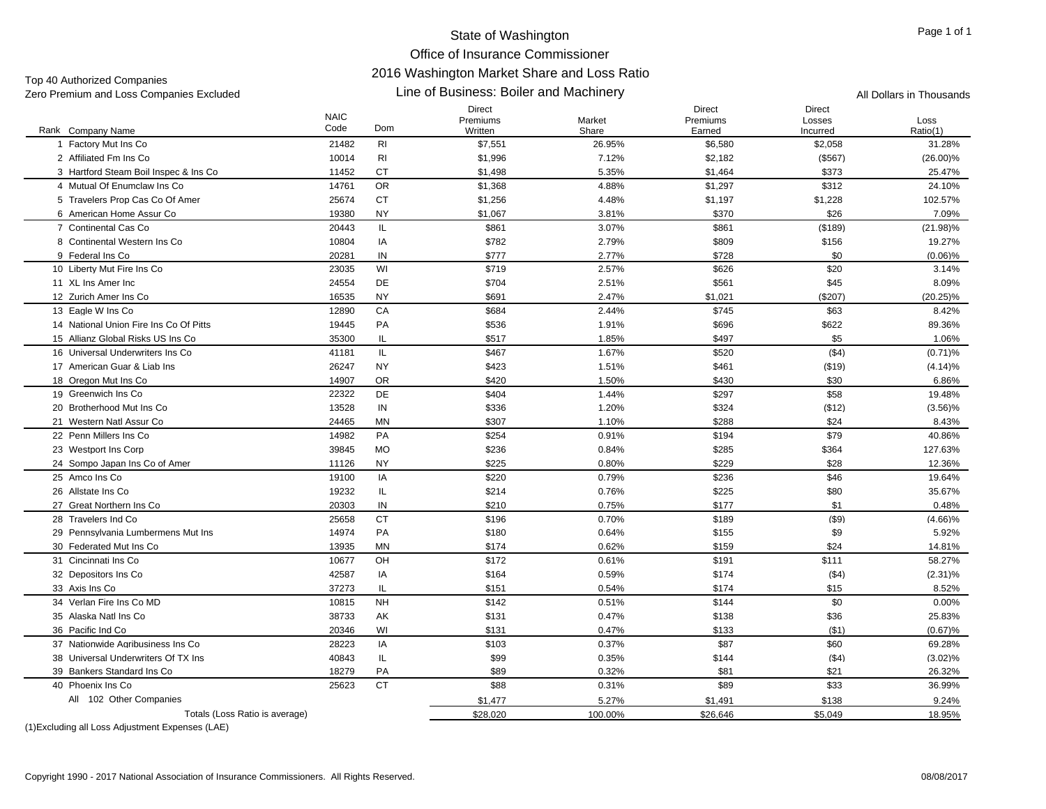# State of Washington
## Office of Insurance Commissioner
## 2016 Washington Market Share and Loss Ratio
## Line of Business: Boiler and Machinery

Top 40 Authorized Companies
Zero Premium and Loss Companies Excluded

All Dollars in Thousands

| Rank | Company Name | NAIC Code | Dom | Direct Premiums Written | Market Share | Direct Premiums Earned | Direct Losses Incurred | Loss Ratio(1) |
|---|---|---|---|---|---|---|---|---|
| 1 | Factory Mut Ins Co | 21482 | RI | $7,551 | 26.95% | $6,580 | $2,058 | 31.28% |
| 2 | Affiliated Fm Ins Co | 10014 | RI | $1,996 | 7.12% | $2,182 | ($567) | (26.00)% |
| 3 | Hartford Steam Boil Inspec & Ins Co | 11452 | CT | $1,498 | 5.35% | $1,464 | $373 | 25.47% |
| 4 | Mutual Of Enumclaw Ins Co | 14761 | OR | $1,368 | 4.88% | $1,297 | $312 | 24.10% |
| 5 | Travelers Prop Cas Co Of Amer | 25674 | CT | $1,256 | 4.48% | $1,197 | $1,228 | 102.57% |
| 6 | American Home Assur Co | 19380 | NY | $1,067 | 3.81% | $370 | $26 | 7.09% |
| 7 | Continental Cas Co | 20443 | IL | $861 | 3.07% | $861 | ($189) | (21.98)% |
| 8 | Continental Western Ins Co | 10804 | IA | $782 | 2.79% | $809 | $156 | 19.27% |
| 9 | Federal Ins Co | 20281 | IN | $777 | 2.77% | $728 | $0 | (0.06)% |
| 10 | Liberty Mut Fire Ins Co | 23035 | WI | $719 | 2.57% | $626 | $20 | 3.14% |
| 11 | XL Ins Amer Inc | 24554 | DE | $704 | 2.51% | $561 | $45 | 8.09% |
| 12 | Zurich Amer Ins Co | 16535 | NY | $691 | 2.47% | $1,021 | ($207) | (20.25)% |
| 13 | Eagle W Ins Co | 12890 | CA | $684 | 2.44% | $745 | $63 | 8.42% |
| 14 | National Union Fire Ins Co Of Pitts | 19445 | PA | $536 | 1.91% | $696 | $622 | 89.36% |
| 15 | Allianz Global Risks US Ins Co | 35300 | IL | $517 | 1.85% | $497 | $5 | 1.06% |
| 16 | Universal Underwriters Ins Co | 41181 | IL | $467 | 1.67% | $520 | ($4) | (0.71)% |
| 17 | American Guar & Liab Ins | 26247 | NY | $423 | 1.51% | $461 | ($19) | (4.14)% |
| 18 | Oregon Mut Ins Co | 14907 | OR | $420 | 1.50% | $430 | $30 | 6.86% |
| 19 | Greenwich Ins Co | 22322 | DE | $404 | 1.44% | $297 | $58 | 19.48% |
| 20 | Brotherhood Mut Ins Co | 13528 | IN | $336 | 1.20% | $324 | ($12) | (3.56)% |
| 21 | Western Natl Assur Co | 24465 | MN | $307 | 1.10% | $288 | $24 | 8.43% |
| 22 | Penn Millers Ins Co | 14982 | PA | $254 | 0.91% | $194 | $79 | 40.86% |
| 23 | Westport Ins Corp | 39845 | MO | $236 | 0.84% | $285 | $364 | 127.63% |
| 24 | Sompo Japan Ins Co of Amer | 11126 | NY | $225 | 0.80% | $229 | $28 | 12.36% |
| 25 | Amco Ins Co | 19100 | IA | $220 | 0.79% | $236 | $46 | 19.64% |
| 26 | Allstate Ins Co | 19232 | IL | $214 | 0.76% | $225 | $80 | 35.67% |
| 27 | Great Northern Ins Co | 20303 | IN | $210 | 0.75% | $177 | $1 | 0.48% |
| 28 | Travelers Ind Co | 25658 | CT | $196 | 0.70% | $189 | ($9) | (4.66)% |
| 29 | Pennsylvania Lumbermens Mut Ins | 14974 | PA | $180 | 0.64% | $155 | $9 | 5.92% |
| 30 | Federated Mut Ins Co | 13935 | MN | $174 | 0.62% | $159 | $24 | 14.81% |
| 31 | Cincinnati Ins Co | 10677 | OH | $172 | 0.61% | $191 | $111 | 58.27% |
| 32 | Depositors Ins Co | 42587 | IA | $164 | 0.59% | $174 | ($4) | (2.31)% |
| 33 | Axis Ins Co | 37273 | IL | $151 | 0.54% | $174 | $15 | 8.52% |
| 34 | Verlan Fire Ins Co MD | 10815 | NH | $142 | 0.51% | $144 | $0 | 0.00% |
| 35 | Alaska Natl Ins Co | 38733 | AK | $131 | 0.47% | $138 | $36 | 25.83% |
| 36 | Pacific Ind Co | 20346 | WI | $131 | 0.47% | $133 | ($1) | (0.67)% |
| 37 | Nationwide Agribusiness Ins Co | 28223 | IA | $103 | 0.37% | $87 | $60 | 69.28% |
| 38 | Universal Underwriters Of TX Ins | 40843 | IL | $99 | 0.35% | $144 | ($4) | (3.02)% |
| 39 | Bankers Standard Ins Co | 18279 | PA | $89 | 0.32% | $81 | $21 | 26.32% |
| 40 | Phoenix Ins Co | 25623 | CT | $88 | 0.31% | $89 | $33 | 36.99% |
| | All 102 Other Companies | | | $1,477 | 5.27% | $1,491 | $138 | 9.24% |
| | Totals (Loss Ratio is average) | | | $28,020 | 100.00% | $26,646 | $5,049 | 18.95% |

(1)Excluding all Loss Adjustment Expenses (LAE)

Copyright 1990 - 2017 National Association of Insurance Commissioners. All Rights Reserved.

08/08/2017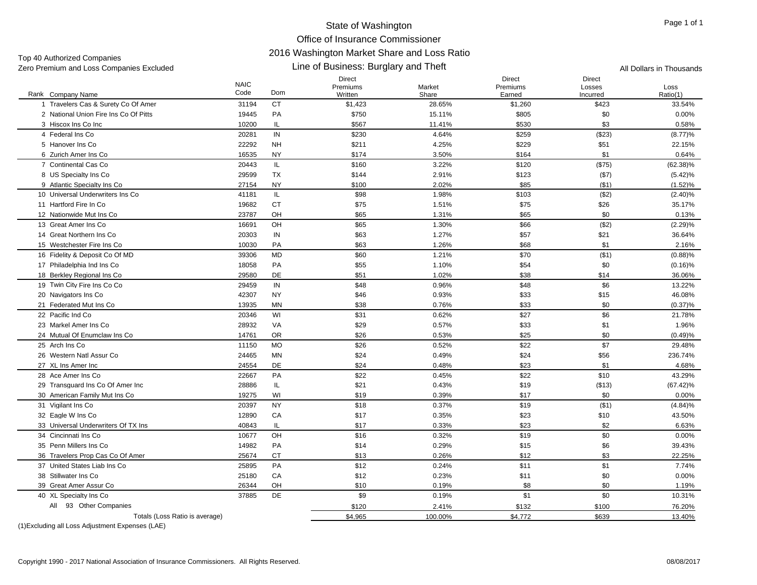# State of Washington
## Office of Insurance Commissioner
## 2016 Washington Market Share and Loss Ratio
## Line of Business: Burglary and Theft

Top 40 Authorized Companies
Zero Premium and Loss Companies Excluded

All Dollars in Thousands

| Rank | Company Name | NAIC Code | Dom | Direct Premiums Written | Market Share | Direct Premiums Earned | Direct Losses Incurred | Loss Ratio(1) |
|---|---|---|---|---|---|---|---|---|
| 1 | Travelers Cas & Surety Co Of Amer | 31194 | CT | $1,423 | 28.65% | $1,260 | $423 | 33.54% |
| 2 | National Union Fire Ins Co Of Pitts | 19445 | PA | $750 | 15.11% | $805 | $0 | 0.00% |
| 3 | Hiscox Ins Co Inc | 10200 | IL | $567 | 11.41% | $530 | $3 | 0.58% |
| 4 | Federal Ins Co | 20281 | IN | $230 | 4.64% | $259 | ($23) | (8.77)% |
| 5 | Hanover Ins Co | 22292 | NH | $211 | 4.25% | $229 | $51 | 22.15% |
| 6 | Zurich Amer Ins Co | 16535 | NY | $174 | 3.50% | $164 | $1 | 0.64% |
| 7 | Continental Cas Co | 20443 | IL | $160 | 3.22% | $120 | ($75) | (62.38)% |
| 8 | US Specialty Ins Co | 29599 | TX | $144 | 2.91% | $123 | ($7) | (5.42)% |
| 9 | Atlantic Specialty Ins Co | 27154 | NY | $100 | 2.02% | $85 | ($1) | (1.52)% |
| 10 | Universal Underwriters Ins Co | 41181 | IL | $98 | 1.98% | $103 | ($2) | (2.40)% |
| 11 | Hartford Fire In Co | 19682 | CT | $75 | 1.51% | $75 | $26 | 35.17% |
| 12 | Nationwide Mut Ins Co | 23787 | OH | $65 | 1.31% | $65 | $0 | 0.13% |
| 13 | Great Amer Ins Co | 16691 | OH | $65 | 1.30% | $66 | ($2) | (2.29)% |
| 14 | Great Northern Ins Co | 20303 | IN | $63 | 1.27% | $57 | $21 | 36.64% |
| 15 | Westchester Fire Ins Co | 10030 | PA | $63 | 1.26% | $68 | $1 | 2.16% |
| 16 | Fidelity & Deposit Co Of MD | 39306 | MD | $60 | 1.21% | $70 | ($1) | (0.88)% |
| 17 | Philadelphia Ind Ins Co | 18058 | PA | $55 | 1.10% | $54 | $0 | (0.16)% |
| 18 | Berkley Regional Ins Co | 29580 | DE | $51 | 1.02% | $38 | $14 | 36.06% |
| 19 | Twin City Fire Ins Co Co | 29459 | IN | $48 | 0.96% | $48 | $6 | 13.22% |
| 20 | Navigators Ins Co | 42307 | NY | $46 | 0.93% | $33 | $15 | 46.08% |
| 21 | Federated Mut Ins Co | 13935 | MN | $38 | 0.76% | $33 | $0 | (0.37)% |
| 22 | Pacific Ind Co | 20346 | WI | $31 | 0.62% | $27 | $6 | 21.78% |
| 23 | Markel Amer Ins Co | 28932 | VA | $29 | 0.57% | $33 | $1 | 1.96% |
| 24 | Mutual Of Enumclaw Ins Co | 14761 | OR | $26 | 0.53% | $25 | $0 | (0.49)% |
| 25 | Arch Ins Co | 11150 | MO | $26 | 0.52% | $22 | $7 | 29.48% |
| 26 | Western Natl Assur Co | 24465 | MN | $24 | 0.49% | $24 | $56 | 236.74% |
| 27 | XL Ins Amer Inc | 24554 | DE | $24 | 0.48% | $23 | $1 | 4.68% |
| 28 | Ace Amer Ins Co | 22667 | PA | $22 | 0.45% | $22 | $10 | 43.29% |
| 29 | Transguard Ins Co Of Amer Inc | 28886 | IL | $21 | 0.43% | $19 | ($13) | (67.42)% |
| 30 | American Family Mut Ins Co | 19275 | WI | $19 | 0.39% | $17 | $0 | 0.00% |
| 31 | Vigilant Ins Co | 20397 | NY | $18 | 0.37% | $19 | ($1) | (4.84)% |
| 32 | Eagle W Ins Co | 12890 | CA | $17 | 0.35% | $23 | $10 | 43.50% |
| 33 | Universal Underwriters Of TX Ins | 40843 | IL | $17 | 0.33% | $23 | $2 | 6.63% |
| 34 | Cincinnati Ins Co | 10677 | OH | $16 | 0.32% | $19 | $0 | 0.00% |
| 35 | Penn Millers Ins Co | 14982 | PA | $14 | 0.29% | $15 | $6 | 39.43% |
| 36 | Travelers Prop Cas Co Of Amer | 25674 | CT | $13 | 0.26% | $12 | $3 | 22.25% |
| 37 | United States Liab Ins Co | 25895 | PA | $12 | 0.24% | $11 | $1 | 7.74% |
| 38 | Stillwater Ins Co | 25180 | CA | $12 | 0.23% | $11 | $0 | 0.00% |
| 39 | Great Amer Assur Co | 26344 | OH | $10 | 0.19% | $8 | $0 | 1.19% |
| 40 | XL Specialty Ins Co | 37885 | DE | $9 | 0.19% | $1 | $0 | 10.31% |
| | All 93 Other Companies | | | $120 | 2.41% | $132 | $100 | 76.20% |
| | Totals (Loss Ratio is average) | | | $4,965 | 100.00% | $4,772 | $639 | 13.40% |

(1)Excluding all Loss Adjustment Expenses (LAE)

Copyright 1990 - 2017 National Association of Insurance Commissioners. All Rights Reserved.

08/08/2017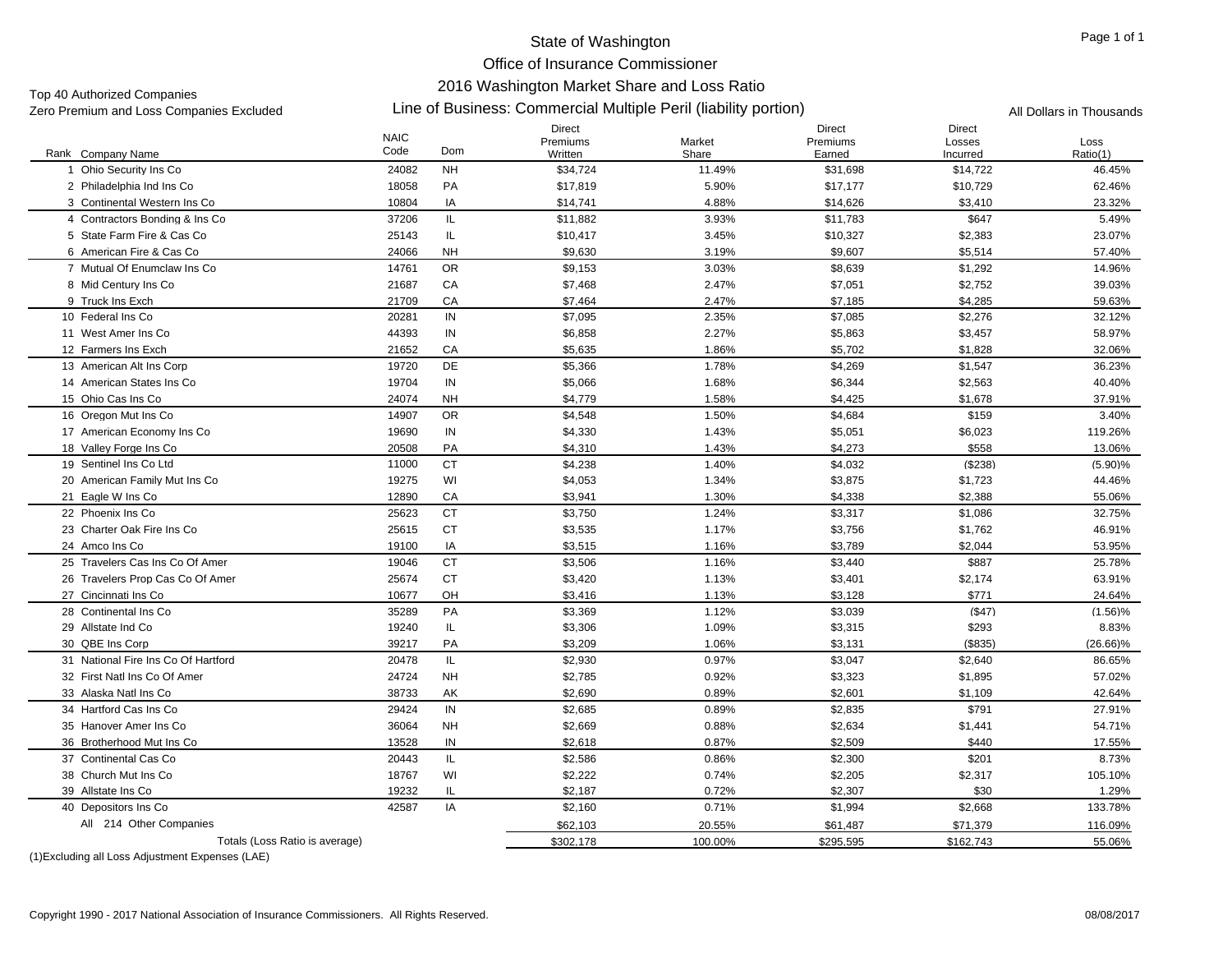# State of Washington
## Office of Insurance Commissioner
### 2016 Washington Market Share and Loss Ratio
### Line of Business: Commercial Multiple Peril (liability portion)

Top 40 Authorized Companies
Zero Premium and Loss Companies Excluded

All Dollars in Thousands

| Rank | Company Name | NAIC Code | Dom | Direct Premiums Written | Market Share | Direct Premiums Earned | Direct Losses Incurred | Loss Ratio(1) |
|---|---|---|---|---|---|---|---|---|
| 1 | Ohio Security Ins Co | 24082 | NH | $34,724 | 11.49% | $31,698 | $14,722 | 46.45% |
| 2 | Philadelphia Ind Ins Co | 18058 | PA | $17,819 | 5.90% | $17,177 | $10,729 | 62.46% |
| 3 | Continental Western Ins Co | 10804 | IA | $14,741 | 4.88% | $14,626 | $3,410 | 23.32% |
| 4 | Contractors Bonding & Ins Co | 37206 | IL | $11,882 | 3.93% | $11,783 | $647 | 5.49% |
| 5 | State Farm Fire & Cas Co | 25143 | IL | $10,417 | 3.45% | $10,327 | $2,383 | 23.07% |
| 6 | American Fire & Cas Co | 24066 | NH | $9,630 | 3.19% | $9,607 | $5,514 | 57.40% |
| 7 | Mutual Of Enumclaw Ins Co | 14761 | OR | $9,153 | 3.03% | $8,639 | $1,292 | 14.96% |
| 8 | Mid Century Ins Co | 21687 | CA | $7,468 | 2.47% | $7,051 | $2,752 | 39.03% |
| 9 | Truck Ins Exch | 21709 | CA | $7,464 | 2.47% | $7,185 | $4,285 | 59.63% |
| 10 | Federal Ins Co | 20281 | IN | $7,095 | 2.35% | $7,085 | $2,276 | 32.12% |
| 11 | West Amer Ins Co | 44393 | IN | $6,858 | 2.27% | $5,863 | $3,457 | 58.97% |
| 12 | Farmers Ins Exch | 21652 | CA | $5,635 | 1.86% | $5,702 | $1,828 | 32.06% |
| 13 | American Alt Ins Corp | 19720 | DE | $5,366 | 1.78% | $4,269 | $1,547 | 36.23% |
| 14 | American States Ins Co | 19704 | IN | $5,066 | 1.68% | $6,344 | $2,563 | 40.40% |
| 15 | Ohio Cas Ins Co | 24074 | NH | $4,779 | 1.58% | $4,425 | $1,678 | 37.91% |
| 16 | Oregon Mut Ins Co | 14907 | OR | $4,548 | 1.50% | $4,684 | $159 | 3.40% |
| 17 | American Economy Ins Co | 19690 | IN | $4,330 | 1.43% | $5,051 | $6,023 | 119.26% |
| 18 | Valley Forge Ins Co | 20508 | PA | $4,310 | 1.43% | $4,273 | $558 | 13.06% |
| 19 | Sentinel Ins Co Ltd | 11000 | CT | $4,238 | 1.40% | $4,032 | ($238) | (5.90)% |
| 20 | American Family Mut Ins Co | 19275 | WI | $4,053 | 1.34% | $3,875 | $1,723 | 44.46% |
| 21 | Eagle W Ins Co | 12890 | CA | $3,941 | 1.30% | $4,338 | $2,388 | 55.06% |
| 22 | Phoenix Ins Co | 25623 | CT | $3,750 | 1.24% | $3,317 | $1,086 | 32.75% |
| 23 | Charter Oak Fire Ins Co | 25615 | CT | $3,535 | 1.17% | $3,756 | $1,762 | 46.91% |
| 24 | Amco Ins Co | 19100 | IA | $3,515 | 1.16% | $3,789 | $2,044 | 53.95% |
| 25 | Travelers Cas Ins Co Of Amer | 19046 | CT | $3,506 | 1.16% | $3,440 | $887 | 25.78% |
| 26 | Travelers Prop Cas Co Of Amer | 25674 | CT | $3,420 | 1.13% | $3,401 | $2,174 | 63.91% |
| 27 | Cincinnati Ins Co | 10677 | OH | $3,416 | 1.13% | $3,128 | $771 | 24.64% |
| 28 | Continental Ins Co | 35289 | PA | $3,369 | 1.12% | $3,039 | ($47) | (1.56)% |
| 29 | Allstate Ind Co | 19240 | IL | $3,306 | 1.09% | $3,315 | $293 | 8.83% |
| 30 | QBE Ins Corp | 39217 | PA | $3,209 | 1.06% | $3,131 | ($835) | (26.66)% |
| 31 | National Fire Ins Co Of Hartford | 20478 | IL | $2,930 | 0.97% | $3,047 | $2,640 | 86.65% |
| 32 | First Natl Ins Co Of Amer | 24724 | NH | $2,785 | 0.92% | $3,323 | $1,895 | 57.02% |
| 33 | Alaska Natl Ins Co | 38733 | AK | $2,690 | 0.89% | $2,601 | $1,109 | 42.64% |
| 34 | Hartford Cas Ins Co | 29424 | IN | $2,685 | 0.89% | $2,835 | $791 | 27.91% |
| 35 | Hanover Amer Ins Co | 36064 | NH | $2,669 | 0.88% | $2,634 | $1,441 | 54.71% |
| 36 | Brotherhood Mut Ins Co | 13528 | IN | $2,618 | 0.87% | $2,509 | $440 | 17.55% |
| 37 | Continental Cas Co | 20443 | IL | $2,586 | 0.86% | $2,300 | $201 | 8.73% |
| 38 | Church Mut Ins Co | 18767 | WI | $2,222 | 0.74% | $2,205 | $2,317 | 105.10% |
| 39 | Allstate Ins Co | 19232 | IL | $2,187 | 0.72% | $2,307 | $30 | 1.29% |
| 40 | Depositors Ins Co | 42587 | IA | $2,160 | 0.71% | $1,994 | $2,668 | 133.78% |
| | All 214 Other Companies | | | $62,103 | 20.55% | $61,487 | $71,379 | 116.09% |
| | Totals (Loss Ratio is average) | | | $302,178 | 100.00% | $295,595 | $162,743 | 55.06% |

(1)Excluding all Loss Adjustment Expenses (LAE)

Copyright 1990 - 2017 National Association of Insurance Commissioners. All Rights Reserved. 08/08/2017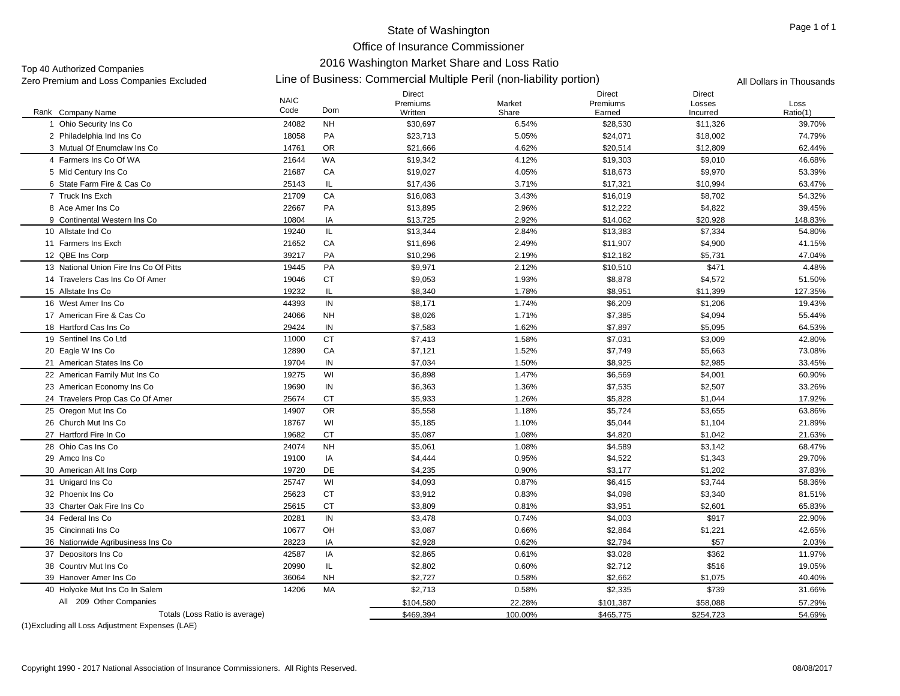# State of Washington
## Office of Insurance Commissioner
### 2016 Washington Market Share and Loss Ratio
### Line of Business: Commercial Multiple Peril (non-liability portion)

Top 40 Authorized Companies
Zero Premium and Loss Companies Excluded

All Dollars in Thousands

| Rank | Company Name | NAIC Code | Dom | Direct Premiums Written | Market Share | Direct Premiums Earned | Direct Losses Incurred | Loss Ratio(1) |
|---|---|---|---|---|---|---|---|---|
| 1 | Ohio Security Ins Co | 24082 | NH | $30,697 | 6.54% | $28,530 | $11,326 | 39.70% |
| 2 | Philadelphia Ind Ins Co | 18058 | PA | $23,713 | 5.05% | $24,071 | $18,002 | 74.79% |
| 3 | Mutual Of Enumclaw Ins Co | 14761 | OR | $21,666 | 4.62% | $20,514 | $12,809 | 62.44% |
| 4 | Farmers Ins Co Of WA | 21644 | WA | $19,342 | 4.12% | $19,303 | $9,010 | 46.68% |
| 5 | Mid Century Ins Co | 21687 | CA | $19,027 | 4.05% | $18,673 | $9,970 | 53.39% |
| 6 | State Farm Fire & Cas Co | 25143 | IL | $17,436 | 3.71% | $17,321 | $10,994 | 63.47% |
| 7 | Truck Ins Exch | 21709 | CA | $16,083 | 3.43% | $16,019 | $8,702 | 54.32% |
| 8 | Ace Amer Ins Co | 22667 | PA | $13,895 | 2.96% | $12,222 | $4,822 | 39.45% |
| 9 | Continental Western Ins Co | 10804 | IA | $13,725 | 2.92% | $14,062 | $20,928 | 148.83% |
| 10 | Allstate Ind Co | 19240 | IL | $13,344 | 2.84% | $13,383 | $7,334 | 54.80% |
| 11 | Farmers Ins Exch | 21652 | CA | $11,696 | 2.49% | $11,907 | $4,900 | 41.15% |
| 12 | QBE Ins Corp | 39217 | PA | $10,296 | 2.19% | $12,182 | $5,731 | 47.04% |
| 13 | National Union Fire Ins Co Of Pitts | 19445 | PA | $9,971 | 2.12% | $10,510 | $471 | 4.48% |
| 14 | Travelers Cas Ins Co Of Amer | 19046 | CT | $9,053 | 1.93% | $8,878 | $4,572 | 51.50% |
| 15 | Allstate Ins Co | 19232 | IL | $8,340 | 1.78% | $8,951 | $11,399 | 127.35% |
| 16 | West Amer Ins Co | 44393 | IN | $8,171 | 1.74% | $6,209 | $1,206 | 19.43% |
| 17 | American Fire & Cas Co | 24066 | NH | $8,026 | 1.71% | $7,385 | $4,094 | 55.44% |
| 18 | Hartford Cas Ins Co | 29424 | IN | $7,583 | 1.62% | $7,897 | $5,095 | 64.53% |
| 19 | Sentinel Ins Co Ltd | 11000 | CT | $7,413 | 1.58% | $7,031 | $3,009 | 42.80% |
| 20 | Eagle W Ins Co | 12890 | CA | $7,121 | 1.52% | $7,749 | $5,663 | 73.08% |
| 21 | American States Ins Co | 19704 | IN | $7,034 | 1.50% | $8,925 | $2,985 | 33.45% |
| 22 | American Family Mut Ins Co | 19275 | WI | $6,898 | 1.47% | $6,569 | $4,001 | 60.90% |
| 23 | American Economy Ins Co | 19690 | IN | $6,363 | 1.36% | $7,535 | $2,507 | 33.26% |
| 24 | Travelers Prop Cas Co Of Amer | 25674 | CT | $5,933 | 1.26% | $5,828 | $1,044 | 17.92% |
| 25 | Oregon Mut Ins Co | 14907 | OR | $5,558 | 1.18% | $5,724 | $3,655 | 63.86% |
| 26 | Church Mut Ins Co | 18767 | WI | $5,185 | 1.10% | $5,044 | $1,104 | 21.89% |
| 27 | Hartford Fire In Co | 19682 | CT | $5,087 | 1.08% | $4,820 | $1,042 | 21.63% |
| 28 | Ohio Cas Ins Co | 24074 | NH | $5,061 | 1.08% | $4,589 | $3,142 | 68.47% |
| 29 | Amco Ins Co | 19100 | IA | $4,444 | 0.95% | $4,522 | $1,343 | 29.70% |
| 30 | American Alt Ins Corp | 19720 | DE | $4,235 | 0.90% | $3,177 | $1,202 | 37.83% |
| 31 | Unigard Ins Co | 25747 | WI | $4,093 | 0.87% | $6,415 | $3,744 | 58.36% |
| 32 | Phoenix Ins Co | 25623 | CT | $3,912 | 0.83% | $4,098 | $3,340 | 81.51% |
| 33 | Charter Oak Fire Ins Co | 25615 | CT | $3,809 | 0.81% | $3,951 | $2,601 | 65.83% |
| 34 | Federal Ins Co | 20281 | IN | $3,478 | 0.74% | $4,003 | $917 | 22.90% |
| 35 | Cincinnati Ins Co | 10677 | OH | $3,087 | 0.66% | $2,864 | $1,221 | 42.65% |
| 36 | Nationwide Agribusiness Ins Co | 28223 | IA | $2,928 | 0.62% | $2,794 | $57 | 2.03% |
| 37 | Depositors Ins Co | 42587 | IA | $2,865 | 0.61% | $3,028 | $362 | 11.97% |
| 38 | Country Mut Ins Co | 20990 | IL | $2,802 | 0.60% | $2,712 | $516 | 19.05% |
| 39 | Hanover Amer Ins Co | 36064 | NH | $2,727 | 0.58% | $2,662 | $1,075 | 40.40% |
| 40 | Holyoke Mut Ins Co In Salem | 14206 | MA | $2,713 | 0.58% | $2,335 | $739 | 31.66% |
| All | 209 Other Companies | | | $104,580 | 22.28% | $101,387 | $58,088 | 57.29% |
| | Totals (Loss Ratio is average) | | | $469,394 | 100.00% | $465,775 | $254,723 | 54.69% |

(1)Excluding all Loss Adjustment Expenses (LAE)

Copyright 1990 - 2017 National Association of Insurance Commissioners. All Rights Reserved.

08/08/2017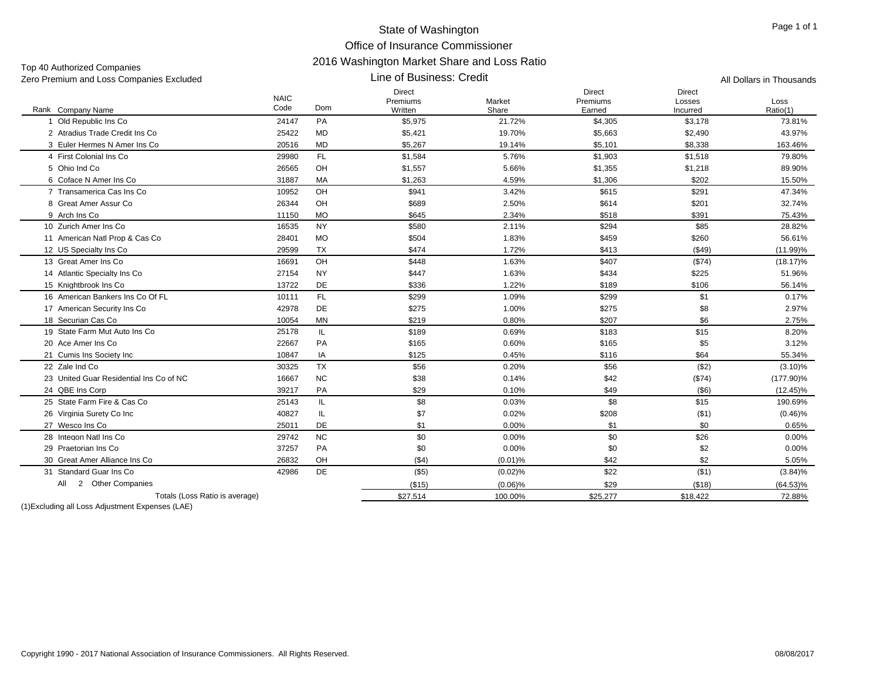# State of Washington
## Office of Insurance Commissioner
## 2016 Washington Market Share and Loss Ratio
### Line of Business: Credit

Top 40 Authorized Companies
Zero Premium and Loss Companies Excluded

All Dollars in Thousands

| Rank | Company Name | NAIC Code | Dom | Direct Premiums Written | Market Share | Direct Premiums Earned | Direct Losses Incurred | Loss Ratio(1) |
|---|---|---|---|---|---|---|---|---|
| 1 | Old Republic Ins Co | 24147 | PA | $5,975 | 21.72% | $4,305 | $3,178 | 73.81% |
| 2 | Atradius Trade Credit Ins Co | 25422 | MD | $5,421 | 19.70% | $5,663 | $2,490 | 43.97% |
| 3 | Euler Hermes N Amer Ins Co | 20516 | MD | $5,267 | 19.14% | $5,101 | $8,338 | 163.46% |
| 4 | First Colonial Ins Co | 29980 | FL | $1,584 | 5.76% | $1,903 | $1,518 | 79.80% |
| 5 | Ohio Ind Co | 26565 | OH | $1,557 | 5.66% | $1,355 | $1,218 | 89.90% |
| 6 | Coface N Amer Ins Co | 31887 | MA | $1,263 | 4.59% | $1,306 | $202 | 15.50% |
| 7 | Transamerica Cas Ins Co | 10952 | OH | $941 | 3.42% | $615 | $291 | 47.34% |
| 8 | Great Amer Assur Co | 26344 | OH | $689 | 2.50% | $614 | $201 | 32.74% |
| 9 | Arch Ins Co | 11150 | MO | $645 | 2.34% | $518 | $391 | 75.43% |
| 10 | Zurich Amer Ins Co | 16535 | NY | $580 | 2.11% | $294 | $85 | 28.82% |
| 11 | American Natl Prop & Cas Co | 28401 | MO | $504 | 1.83% | $459 | $260 | 56.61% |
| 12 | US Specialty Ins Co | 29599 | TX | $474 | 1.72% | $413 | ($49) | (11.99)% |
| 13 | Great Amer Ins Co | 16691 | OH | $448 | 1.63% | $407 | ($74) | (18.17)% |
| 14 | Atlantic Specialty Ins Co | 27154 | NY | $447 | 1.63% | $434 | $225 | 51.96% |
| 15 | Knightbrook Ins Co | 13722 | DE | $336 | 1.22% | $189 | $106 | 56.14% |
| 16 | American Bankers Ins Co Of FL | 10111 | FL | $299 | 1.09% | $299 | $1 | 0.17% |
| 17 | American Security Ins Co | 42978 | DE | $275 | 1.00% | $275 | $8 | 2.97% |
| 18 | Securian Cas Co | 10054 | MN | $219 | 0.80% | $207 | $6 | 2.75% |
| 19 | State Farm Mut Auto Ins Co | 25178 | IL | $189 | 0.69% | $183 | $15 | 8.20% |
| 20 | Ace Amer Ins Co | 22667 | PA | $165 | 0.60% | $165 | $5 | 3.12% |
| 21 | Cumis Ins Society Inc | 10847 | IA | $125 | 0.45% | $116 | $64 | 55.34% |
| 22 | Zale Ind Co | 30325 | TX | $56 | 0.20% | $56 | ($2) | (3.10)% |
| 23 | United Guar Residential Ins Co of NC | 16667 | NC | $38 | 0.14% | $42 | ($74) | (177.90)% |
| 24 | QBE Ins Corp | 39217 | PA | $29 | 0.10% | $49 | ($6) | (12.45)% |
| 25 | State Farm Fire & Cas Co | 25143 | IL | $8 | 0.03% | $8 | $15 | 190.69% |
| 26 | Virginia Surety Co Inc | 40827 | IL | $7 | 0.02% | $208 | ($1) | (0.46)% |
| 27 | Wesco Ins Co | 25011 | DE | $1 | 0.00% | $1 | $0 | 0.65% |
| 28 | Integon Natl Ins Co | 29742 | NC | $0 | 0.00% | $0 | $26 | 0.00% |
| 29 | Praetorian Ins Co | 37257 | PA | $0 | 0.00% | $0 | $2 | 0.00% |
| 30 | Great Amer Alliance Ins Co | 26832 | OH | ($4) | (0.01)% | $42 | $2 | 5.05% |
| 31 | Standard Guar Ins Co | 42986 | DE | ($5) | (0.02)% | $22 | ($1) | (3.84)% |
| All | 2 Other Companies | | | ($15) | (0.06)% | $29 | ($18) | (64.53)% |
| | Totals (Loss Ratio is average) | | | $27,514 | 100.00% | $25,277 | $18,422 | 72.88% |

(1)Excluding all Loss Adjustment Expenses (LAE)

Copyright 1990 - 2017 National Association of Insurance Commissioners. All Rights Reserved.

08/08/2017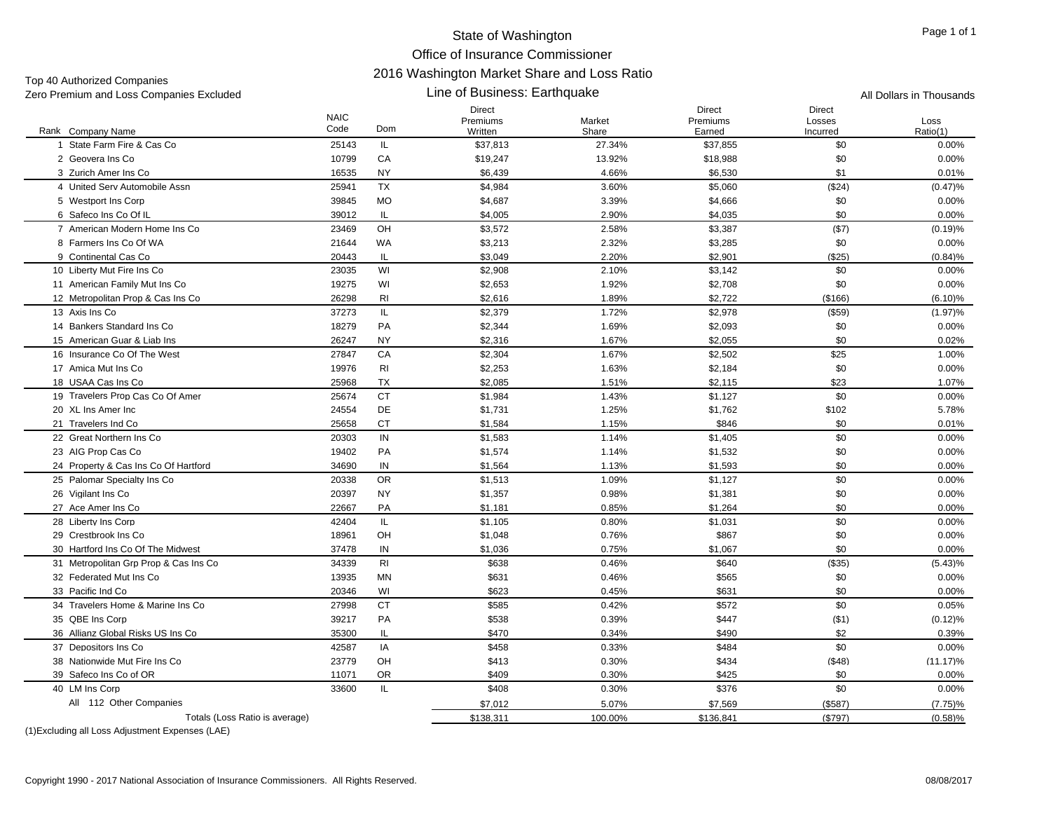# State of Washington
## Office of Insurance Commissioner
## 2016 Washington Market Share and Loss Ratio
## Line of Business: Earthquake

Top 40 Authorized Companies
Zero Premium and Loss Companies Excluded

All Dollars in Thousands

| Rank | Company Name | NAIC Code | Dom | Direct Premiums Written | Market Share | Direct Premiums Earned | Direct Losses Incurred | Loss Ratio(1) |
|---|---|---|---|---|---|---|---|---|
| 1 | State Farm Fire & Cas Co | 25143 | IL | $37,813 | 27.34% | $37,855 | $0 | 0.00% |
| 2 | Geovera Ins Co | 10799 | CA | $19,247 | 13.92% | $18,988 | $0 | 0.00% |
| 3 | Zurich Amer Ins Co | 16535 | NY | $6,439 | 4.66% | $6,530 | $1 | 0.01% |
| 4 | United Serv Automobile Assn | 25941 | TX | $4,984 | 3.60% | $5,060 | ($24) | (0.47)% |
| 5 | Westport Ins Corp | 39845 | MO | $4,687 | 3.39% | $4,666 | $0 | 0.00% |
| 6 | Safeco Ins Co Of IL | 39012 | IL | $4,005 | 2.90% | $4,035 | $0 | 0.00% |
| 7 | American Modern Home Ins Co | 23469 | OH | $3,572 | 2.58% | $3,387 | ($7) | (0.19)% |
| 8 | Farmers Ins Co Of WA | 21644 | WA | $3,213 | 2.32% | $3,285 | $0 | 0.00% |
| 9 | Continental Cas Co | 20443 | IL | $3,049 | 2.20% | $2,901 | ($25) | (0.84)% |
| 10 | Liberty Mut Fire Ins Co | 23035 | WI | $2,908 | 2.10% | $3,142 | $0 | 0.00% |
| 11 | American Family Mut Ins Co | 19275 | WI | $2,653 | 1.92% | $2,708 | $0 | 0.00% |
| 12 | Metropolitan Prop & Cas Ins Co | 26298 | RI | $2,616 | 1.89% | $2,722 | ($166) | (6.10)% |
| 13 | Axis Ins Co | 37273 | IL | $2,379 | 1.72% | $2,978 | ($59) | (1.97)% |
| 14 | Bankers Standard Ins Co | 18279 | PA | $2,344 | 1.69% | $2,093 | $0 | 0.00% |
| 15 | American Guar & Liab Ins | 26247 | NY | $2,316 | 1.67% | $2,055 | $0 | 0.02% |
| 16 | Insurance Co Of The West | 27847 | CA | $2,304 | 1.67% | $2,502 | $25 | 1.00% |
| 17 | Amica Mut Ins Co | 19976 | RI | $2,253 | 1.63% | $2,184 | $0 | 0.00% |
| 18 | USAA Cas Ins Co | 25968 | TX | $2,085 | 1.51% | $2,115 | $23 | 1.07% |
| 19 | Travelers Prop Cas Co Of Amer | 25674 | CT | $1,984 | 1.43% | $1,127 | $0 | 0.00% |
| 20 | XL Ins Amer Inc | 24554 | DE | $1,731 | 1.25% | $1,762 | $102 | 5.78% |
| 21 | Travelers Ind Co | 25658 | CT | $1,584 | 1.15% | $846 | $0 | 0.01% |
| 22 | Great Northern Ins Co | 20303 | IN | $1,583 | 1.14% | $1,405 | $0 | 0.00% |
| 23 | AIG Prop Cas Co | 19402 | PA | $1,574 | 1.14% | $1,532 | $0 | 0.00% |
| 24 | Property & Cas Ins Co Of Hartford | 34690 | IN | $1,564 | 1.13% | $1,593 | $0 | 0.00% |
| 25 | Palomar Specialty Ins Co | 20338 | OR | $1,513 | 1.09% | $1,127 | $0 | 0.00% |
| 26 | Vigilant Ins Co | 20397 | NY | $1,357 | 0.98% | $1,381 | $0 | 0.00% |
| 27 | Ace Amer Ins Co | 22667 | PA | $1,181 | 0.85% | $1,264 | $0 | 0.00% |
| 28 | Liberty Ins Corp | 42404 | IL | $1,105 | 0.80% | $1,031 | $0 | 0.00% |
| 29 | Crestbrook Ins Co | 18961 | OH | $1,048 | 0.76% | $867 | $0 | 0.00% |
| 30 | Hartford Ins Co Of The Midwest | 37478 | IN | $1,036 | 0.75% | $1,067 | $0 | 0.00% |
| 31 | Metropolitan Grp Prop & Cas Ins Co | 34339 | RI | $638 | 0.46% | $640 | ($35) | (5.43)% |
| 32 | Federated Mut Ins Co | 13935 | MN | $631 | 0.46% | $565 | $0 | 0.00% |
| 33 | Pacific Ind Co | 20346 | WI | $623 | 0.45% | $631 | $0 | 0.00% |
| 34 | Travelers Home & Marine Ins Co | 27998 | CT | $585 | 0.42% | $572 | $0 | 0.05% |
| 35 | QBE Ins Corp | 39217 | PA | $538 | 0.39% | $447 | ($1) | (0.12)% |
| 36 | Allianz Global Risks US Ins Co | 35300 | IL | $470 | 0.34% | $490 | $2 | 0.39% |
| 37 | Depositors Ins Co | 42587 | IA | $458 | 0.33% | $484 | $0 | 0.00% |
| 38 | Nationwide Mut Fire Ins Co | 23779 | OH | $413 | 0.30% | $434 | ($48) | (11.17)% |
| 39 | Safeco Ins Co of OR | 11071 | OR | $409 | 0.30% | $425 | $0 | 0.00% |
| 40 | LM Ins Corp | 33600 | IL | $408 | 0.30% | $376 | $0 | 0.00% |
| All | 112 Other Companies | | | $7,012 | 5.07% | $7,569 | ($587) | (7.75)% |
| | Totals (Loss Ratio is average) | | | $138,311 | 100.00% | $136,841 | ($797) | (0.58)% |

(1)Excluding all Loss Adjustment Expenses (LAE)

Copyright 1990 - 2017 National Association of Insurance Commissioners. All Rights Reserved. 08/08/2017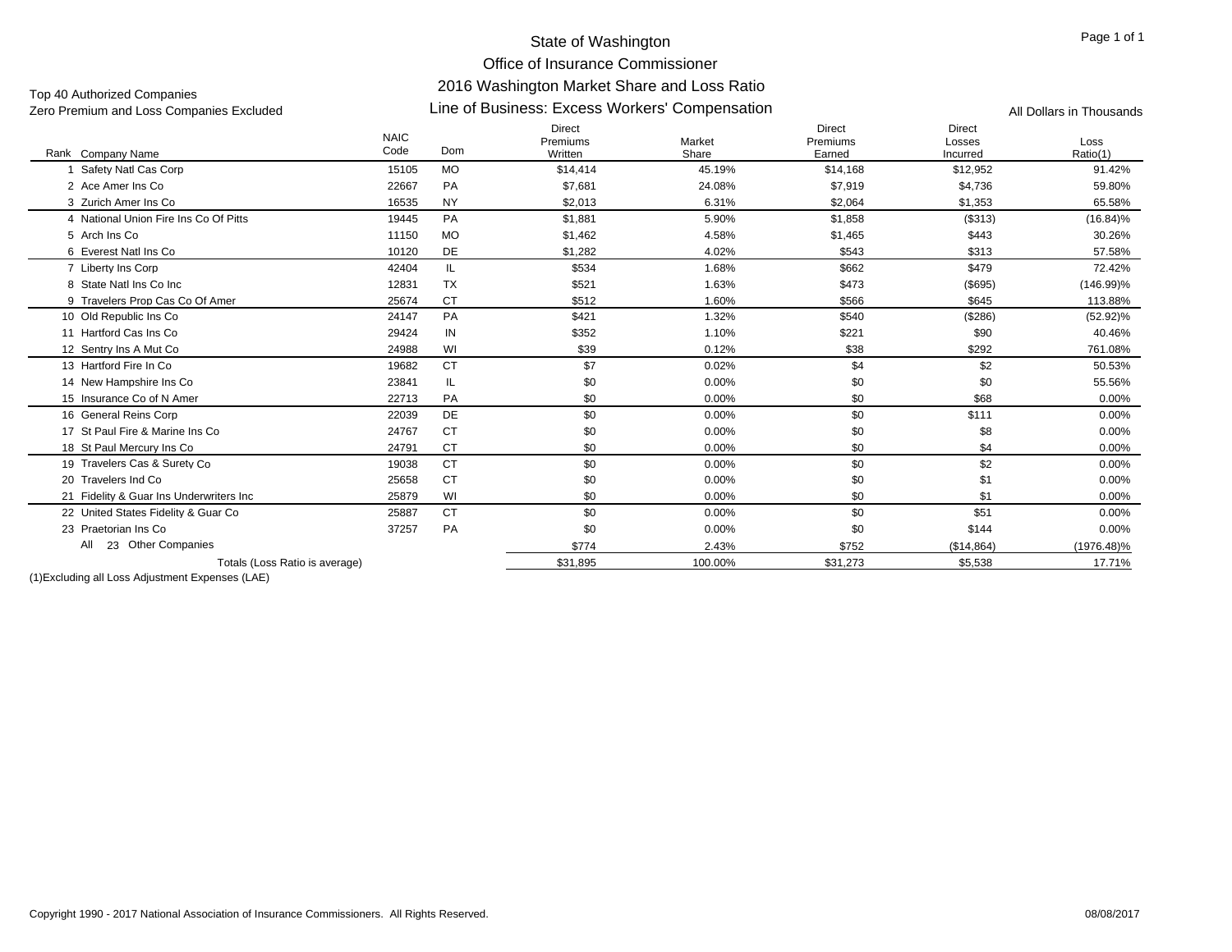# State of Washington
## Office of Insurance Commissioner
## 2016 Washington Market Share and Loss Ratio
## Line of Business: Excess Workers' Compensation

Top 40 Authorized Companies
Zero Premium and Loss Companies Excluded

All Dollars in Thousands

| Rank | Company Name | NAIC Code | Dom | Direct Premiums Written | Market Share | Direct Premiums Earned | Direct Losses Incurred | Loss Ratio(1) |
|---|---|---|---|---|---|---|---|---|
| 1 | Safety Natl Cas Corp | 15105 | MO | $14,414 | 45.19% | $14,168 | $12,952 | 91.42% |
| 2 | Ace Amer Ins Co | 22667 | PA | $7,681 | 24.08% | $7,919 | $4,736 | 59.80% |
| 3 | Zurich Amer Ins Co | 16535 | NY | $2,013 | 6.31% | $2,064 | $1,353 | 65.58% |
| 4 | National Union Fire Ins Co Of Pitts | 19445 | PA | $1,881 | 5.90% | $1,858 | ($313) | (16.84)% |
| 5 | Arch Ins Co | 11150 | MO | $1,462 | 4.58% | $1,465 | $443 | 30.26% |
| 6 | Everest Natl Ins Co | 10120 | DE | $1,282 | 4.02% | $543 | $313 | 57.58% |
| 7 | Liberty Ins Corp | 42404 | IL | $534 | 1.68% | $662 | $479 | 72.42% |
| 8 | State Natl Ins Co Inc | 12831 | TX | $521 | 1.63% | $473 | ($695) | (146.99)% |
| 9 | Travelers Prop Cas Co Of Amer | 25674 | CT | $512 | 1.60% | $566 | $645 | 113.88% |
| 10 | Old Republic Ins Co | 24147 | PA | $421 | 1.32% | $540 | ($286) | (52.92)% |
| 11 | Hartford Cas Ins Co | 29424 | IN | $352 | 1.10% | $221 | $90 | 40.46% |
| 12 | Sentry Ins A Mut Co | 24988 | WI | $39 | 0.12% | $38 | $292 | 761.08% |
| 13 | Hartford Fire In Co | 19682 | CT | $7 | 0.02% | $4 | $2 | 50.53% |
| 14 | New Hampshire Ins Co | 23841 | IL | $0 | 0.00% | $0 | $0 | 55.56% |
| 15 | Insurance Co of N Amer | 22713 | PA | $0 | 0.00% | $0 | $68 | 0.00% |
| 16 | General Reins Corp | 22039 | DE | $0 | 0.00% | $0 | $111 | 0.00% |
| 17 | St Paul Fire & Marine Ins Co | 24767 | CT | $0 | 0.00% | $0 | $8 | 0.00% |
| 18 | St Paul Mercury Ins Co | 24791 | CT | $0 | 0.00% | $0 | $4 | 0.00% |
| 19 | Travelers Cas & Surety Co | 19038 | CT | $0 | 0.00% | $0 | $2 | 0.00% |
| 20 | Travelers Ind Co | 25658 | CT | $0 | 0.00% | $0 | $1 | 0.00% |
| 21 | Fidelity & Guar Ins Underwriters Inc | 25879 | WI | $0 | 0.00% | $0 | $1 | 0.00% |
| 22 | United States Fidelity & Guar Co | 25887 | CT | $0 | 0.00% | $0 | $51 | 0.00% |
| 23 | Praetorian Ins Co | 37257 | PA | $0 | 0.00% | $0 | $144 | 0.00% |
| All | 23 Other Companies | | | $774 | 2.43% | $752 | ($14,864) | (1976.48)% |
| | Totals (Loss Ratio is average) | | | $31,895 | 100.00% | $31,273 | $5,538 | 17.71% |

(1)Excluding all Loss Adjustment Expenses (LAE)

Copyright 1990 - 2017 National Association of Insurance Commissioners. All Rights Reserved.

08/08/2017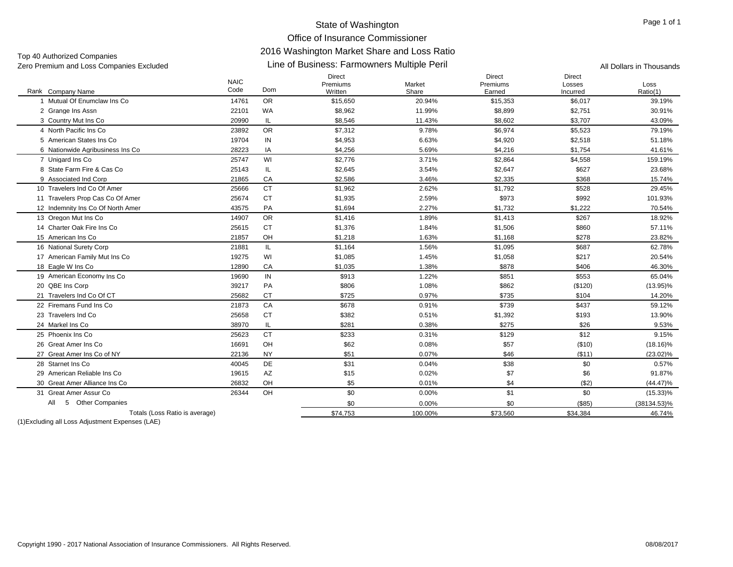# State of Washington

## Office of Insurance Commissioner

## 2016 Washington Market Share and Loss Ratio

## Line of Business: Farmowners Multiple Peril

Top 40 Authorized Companies
Zero Premium and Loss Companies Excluded

All Dollars in Thousands

| Rank | Company Name | NAIC Code | Dom | Direct Premiums Written | Market Share | Direct Premiums Earned | Direct Losses Incurred | Loss Ratio(1) |
|---|---|---|---|---|---|---|---|---|
| 1 | Mutual Of Enumclaw Ins Co | 14761 | OR | $15,650 | 20.94% | $15,353 | $6,017 | 39.19% |
| 2 | Grange Ins Assn | 22101 | WA | $8,962 | 11.99% | $8,899 | $2,751 | 30.91% |
| 3 | Country Mut Ins Co | 20990 | IL | $8,546 | 11.43% | $8,602 | $3,707 | 43.09% |
| 4 | North Pacific Ins Co | 23892 | OR | $7,312 | 9.78% | $6,974 | $5,523 | 79.19% |
| 5 | American States Ins Co | 19704 | IN | $4,953 | 6.63% | $4,920 | $2,518 | 51.18% |
| 6 | Nationwide Agribusiness Ins Co | 28223 | IA | $4,256 | 5.69% | $4,216 | $1,754 | 41.61% |
| 7 | Unigard Ins Co | 25747 | WI | $2,776 | 3.71% | $2,864 | $4,558 | 159.19% |
| 8 | State Farm Fire & Cas Co | 25143 | IL | $2,645 | 3.54% | $2,647 | $627 | 23.68% |
| 9 | Associated Ind Corp | 21865 | CA | $2,586 | 3.46% | $2,335 | $368 | 15.74% |
| 10 | Travelers Ind Co Of Amer | 25666 | CT | $1,962 | 2.62% | $1,792 | $528 | 29.45% |
| 11 | Travelers Prop Cas Co Of Amer | 25674 | CT | $1,935 | 2.59% | $973 | $992 | 101.93% |
| 12 | Indemnity Ins Co Of North Amer | 43575 | PA | $1,694 | 2.27% | $1,732 | $1,222 | 70.54% |
| 13 | Oregon Mut Ins Co | 14907 | OR | $1,416 | 1.89% | $1,413 | $267 | 18.92% |
| 14 | Charter Oak Fire Ins Co | 25615 | CT | $1,376 | 1.84% | $1,506 | $860 | 57.11% |
| 15 | American Ins Co | 21857 | OH | $1,218 | 1.63% | $1,168 | $278 | 23.82% |
| 16 | National Surety Corp | 21881 | IL | $1,164 | 1.56% | $1,095 | $687 | 62.78% |
| 17 | American Family Mut Ins Co | 19275 | WI | $1,085 | 1.45% | $1,058 | $217 | 20.54% |
| 18 | Eagle W Ins Co | 12890 | CA | $1,035 | 1.38% | $878 | $406 | 46.30% |
| 19 | American Economy Ins Co | 19690 | IN | $913 | 1.22% | $851 | $553 | 65.04% |
| 20 | QBE Ins Corp | 39217 | PA | $806 | 1.08% | $862 | ($120) | (13.95)% |
| 21 | Travelers Ind Co Of CT | 25682 | CT | $725 | 0.97% | $735 | $104 | 14.20% |
| 22 | Firemans Fund Ins Co | 21873 | CA | $678 | 0.91% | $739 | $437 | 59.12% |
| 23 | Travelers Ind Co | 25658 | CT | $382 | 0.51% | $1,392 | $193 | 13.90% |
| 24 | Markel Ins Co | 38970 | IL | $281 | 0.38% | $275 | $26 | 9.53% |
| 25 | Phoenix Ins Co | 25623 | CT | $233 | 0.31% | $129 | $12 | 9.15% |
| 26 | Great Amer Ins Co | 16691 | OH | $62 | 0.08% | $57 | ($10) | (18.16)% |
| 27 | Great Amer Ins Co of NY | 22136 | NY | $51 | 0.07% | $46 | ($11) | (23.02)% |
| 28 | Starnet Ins Co | 40045 | DE | $31 | 0.04% | $38 | $0 | 0.57% |
| 29 | American Reliable Ins Co | 19615 | AZ | $15 | 0.02% | $7 | $6 | 91.87% |
| 30 | Great Amer Alliance Ins Co | 26832 | OH | $5 | 0.01% | $4 | ($2) | (44.47)% |
| 31 | Great Amer Assur Co | 26344 | OH | $0 | 0.00% | $1 | $0 | (15.33)% |
| All | 5 Other Companies | | | $0 | 0.00% | $0 | ($85) | (38134.53)% |
| | Totals (Loss Ratio is average) | | | $74,753 | 100.00% | $73,560 | $34,384 | 46.74% |

(1)Excluding all Loss Adjustment Expenses (LAE)

Copyright 1990 - 2017 National Association of Insurance Commissioners. All Rights Reserved. 08/08/2017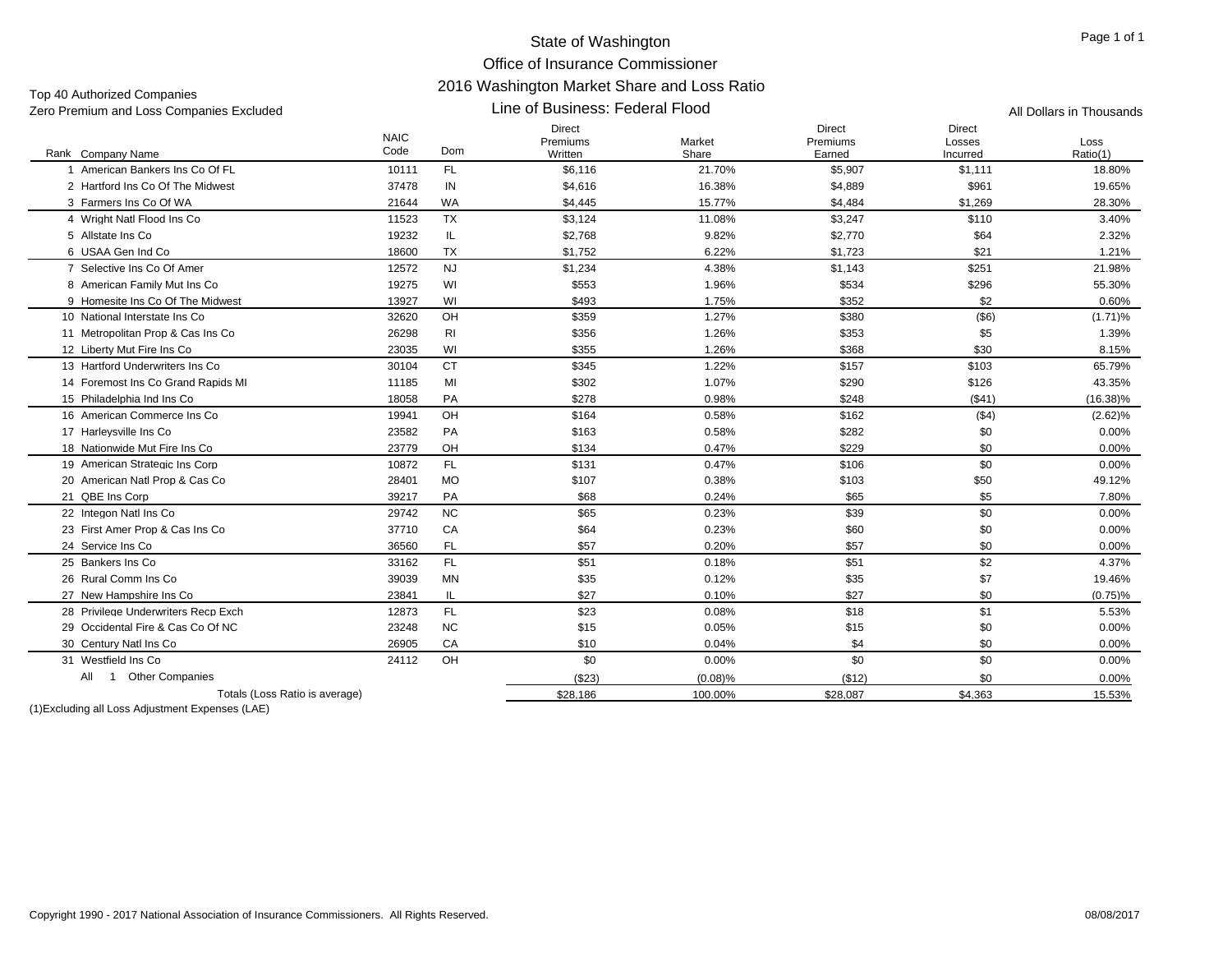# State of Washington
## Office of Insurance Commissioner
## 2016 Washington Market Share and Loss Ratio
### Line of Business: Federal Flood

Top 40 Authorized Companies
Zero Premium and Loss Companies Excluded

All Dollars in Thousands

| Rank | Company Name | NAIC Code | Dom | Direct Premiums Written | Market Share | Direct Premiums Earned | Direct Losses Incurred | Loss Ratio(1) |
|---|---|---|---|---|---|---|---|---|
| 1 | American Bankers Ins Co Of FL | 10111 | FL | $6,116 | 21.70% | $5,907 | $1,111 | 18.80% |
| 2 | Hartford Ins Co Of The Midwest | 37478 | IN | $4,616 | 16.38% | $4,889 | $961 | 19.65% |
| 3 | Farmers Ins Co Of WA | 21644 | WA | $4,445 | 15.77% | $4,484 | $1,269 | 28.30% |
| 4 | Wright Natl Flood Ins Co | 11523 | TX | $3,124 | 11.08% | $3,247 | $110 | 3.40% |
| 5 | Allstate Ins Co | 19232 | IL | $2,768 | 9.82% | $2,770 | $64 | 2.32% |
| 6 | USAA Gen Ind Co | 18600 | TX | $1,752 | 6.22% | $1,723 | $21 | 1.21% |
| 7 | Selective Ins Co Of Amer | 12572 | NJ | $1,234 | 4.38% | $1,143 | $251 | 21.98% |
| 8 | American Family Mut Ins Co | 19275 | WI | $553 | 1.96% | $534 | $296 | 55.30% |
| 9 | Homesite Ins Co Of The Midwest | 13927 | WI | $493 | 1.75% | $352 | $2 | 0.60% |
| 10 | National Interstate Ins Co | 32620 | OH | $359 | 1.27% | $380 | ($6) | (1.71)% |
| 11 | Metropolitan Prop & Cas Ins Co | 26298 | RI | $356 | 1.26% | $353 | $5 | 1.39% |
| 12 | Liberty Mut Fire Ins Co | 23035 | WI | $355 | 1.26% | $368 | $30 | 8.15% |
| 13 | Hartford Underwriters Ins Co | 30104 | CT | $345 | 1.22% | $157 | $103 | 65.79% |
| 14 | Foremost Ins Co Grand Rapids MI | 11185 | MI | $302 | 1.07% | $290 | $126 | 43.35% |
| 15 | Philadelphia Ind Ins Co | 18058 | PA | $278 | 0.98% | $248 | ($41) | (16.38)% |
| 16 | American Commerce Ins Co | 19941 | OH | $164 | 0.58% | $162 | ($4) | (2.62)% |
| 17 | Harleysville Ins Co | 23582 | PA | $163 | 0.58% | $282 | $0 | 0.00% |
| 18 | Nationwide Mut Fire Ins Co | 23779 | OH | $134 | 0.47% | $229 | $0 | 0.00% |
| 19 | American Strategic Ins Corp | 10872 | FL | $131 | 0.47% | $106 | $0 | 0.00% |
| 20 | American Natl Prop & Cas Co | 28401 | MO | $107 | 0.38% | $103 | $50 | 49.12% |
| 21 | QBE Ins Corp | 39217 | PA | $68 | 0.24% | $65 | $5 | 7.80% |
| 22 | Integon Natl Ins Co | 29742 | NC | $65 | 0.23% | $39 | $0 | 0.00% |
| 23 | First Amer Prop & Cas Ins Co | 37710 | CA | $64 | 0.23% | $60 | $0 | 0.00% |
| 24 | Service Ins Co | 36560 | FL | $57 | 0.20% | $57 | $0 | 0.00% |
| 25 | Bankers Ins Co | 33162 | FL | $51 | 0.18% | $51 | $2 | 4.37% |
| 26 | Rural Comm Ins Co | 39039 | MN | $35 | 0.12% | $35 | $7 | 19.46% |
| 27 | New Hampshire Ins Co | 23841 | IL | $27 | 0.10% | $27 | $0 | (0.75)% |
| 28 | Privilege Underwriters Recp Exch | 12873 | FL | $23 | 0.08% | $18 | $1 | 5.53% |
| 29 | Occidental Fire & Cas Co Of NC | 23248 | NC | $15 | 0.05% | $15 | $0 | 0.00% |
| 30 | Century Natl Ins Co | 26905 | CA | $10 | 0.04% | $4 | $0 | 0.00% |
| 31 | Westfield Ins Co | 24112 | OH | $0 | 0.00% | $0 | $0 | 0.00% |
| All | 1 Other Companies | | | ($23) | (0.08)% | ($12) | $0 | 0.00% |
| | Totals (Loss Ratio is average) | | | $28,186 | 100.00% | $28,087 | $4,363 | 15.53% |

(1)Excluding all Loss Adjustment Expenses (LAE)

Copyright 1990 - 2017 National Association of Insurance Commissioners. All Rights Reserved.

08/08/2017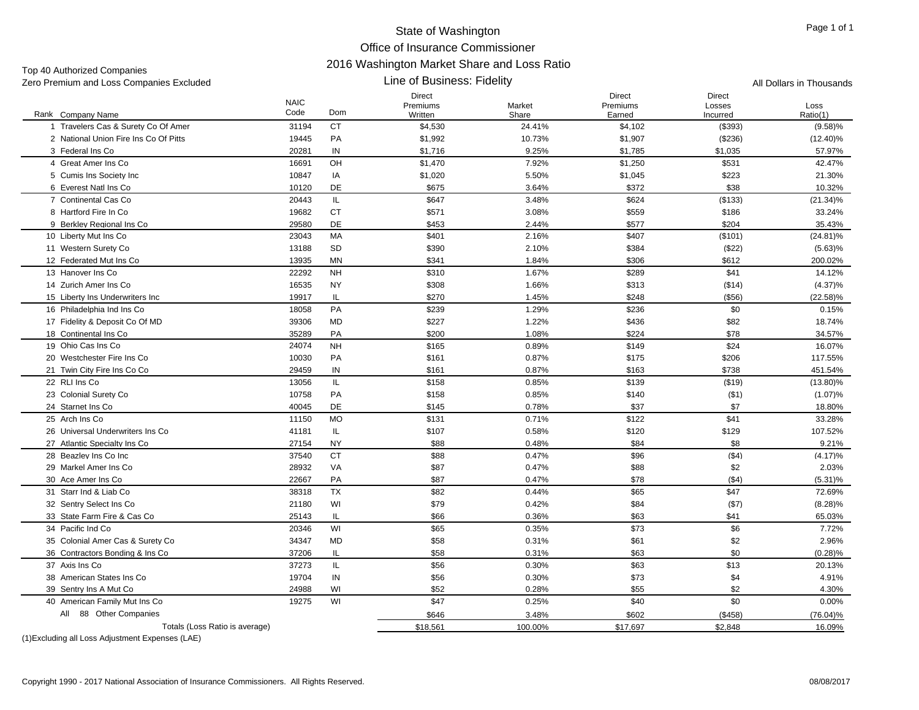# State of Washington
## Office of Insurance Commissioner
## 2016 Washington Market Share and Loss Ratio
### Line of Business: Fidelity

Top 40 Authorized Companies
Zero Premium and Loss Companies Excluded

All Dollars in Thousands

| Rank | Company Name | NAIC Code | Dom | Direct Premiums Written | Market Share | Direct Premiums Earned | Direct Losses Incurred | Loss Ratio(1) |
|---|---|---|---|---|---|---|---|---|
| 1 | Travelers Cas & Surety Co Of Amer | 31194 | CT | $4,530 | 24.41% | $4,102 | ($393) | (9.58)% |
| 2 | National Union Fire Ins Co Of Pitts | 19445 | PA | $1,992 | 10.73% | $1,907 | ($236) | (12.40)% |
| 3 | Federal Ins Co | 20281 | IN | $1,716 | 9.25% | $1,785 | $1,035 | 57.97% |
| 4 | Great Amer Ins Co | 16691 | OH | $1,470 | 7.92% | $1,250 | $531 | 42.47% |
| 5 | Cumis Ins Society Inc | 10847 | IA | $1,020 | 5.50% | $1,045 | $223 | 21.30% |
| 6 | Everest Natl Ins Co | 10120 | DE | $675 | 3.64% | $372 | $38 | 10.32% |
| 7 | Continental Cas Co | 20443 | IL | $647 | 3.48% | $624 | ($133) | (21.34)% |
| 8 | Hartford Fire In Co | 19682 | CT | $571 | 3.08% | $559 | $186 | 33.24% |
| 9 | Berkley Regional Ins Co | 29580 | DE | $453 | 2.44% | $577 | $204 | 35.43% |
| 10 | Liberty Mut Ins Co | 23043 | MA | $401 | 2.16% | $407 | ($101) | (24.81)% |
| 11 | Western Surety Co | 13188 | SD | $390 | 2.10% | $384 | ($22) | (5.63)% |
| 12 | Federated Mut Ins Co | 13935 | MN | $341 | 1.84% | $306 | $612 | 200.02% |
| 13 | Hanover Ins Co | 22292 | NH | $310 | 1.67% | $289 | $41 | 14.12% |
| 14 | Zurich Amer Ins Co | 16535 | NY | $308 | 1.66% | $313 | ($14) | (4.37)% |
| 15 | Liberty Ins Underwriters Inc | 19917 | IL | $270 | 1.45% | $248 | ($56) | (22.58)% |
| 16 | Philadelphia Ind Ins Co | 18058 | PA | $239 | 1.29% | $236 | $0 | 0.15% |
| 17 | Fidelity & Deposit Co Of MD | 39306 | MD | $227 | 1.22% | $436 | $82 | 18.74% |
| 18 | Continental Ins Co | 35289 | PA | $200 | 1.08% | $224 | $78 | 34.57% |
| 19 | Ohio Cas Ins Co | 24074 | NH | $165 | 0.89% | $149 | $24 | 16.07% |
| 20 | Westchester Fire Ins Co | 10030 | PA | $161 | 0.87% | $175 | $206 | 117.55% |
| 21 | Twin City Fire Ins Co Co | 29459 | IN | $161 | 0.87% | $163 | $738 | 451.54% |
| 22 | RLI Ins Co | 13056 | IL | $158 | 0.85% | $139 | ($19) | (13.80)% |
| 23 | Colonial Surety Co | 10758 | PA | $158 | 0.85% | $140 | ($1) | (1.07)% |
| 24 | Starnet Ins Co | 40045 | DE | $145 | 0.78% | $37 | $7 | 18.80% |
| 25 | Arch Ins Co | 11150 | MO | $131 | 0.71% | $122 | $41 | 33.28% |
| 26 | Universal Underwriters Ins Co | 41181 | IL | $107 | 0.58% | $120 | $129 | 107.52% |
| 27 | Atlantic Specialty Ins Co | 27154 | NY | $88 | 0.48% | $84 | $8 | 9.21% |
| 28 | Beazley Ins Co Inc | 37540 | CT | $88 | 0.47% | $96 | ($4) | (4.17)% |
| 29 | Markel Amer Ins Co | 28932 | VA | $87 | 0.47% | $88 | $2 | 2.03% |
| 30 | Ace Amer Ins Co | 22667 | PA | $87 | 0.47% | $78 | ($4) | (5.31)% |
| 31 | Starr Ind & Liab Co | 38318 | TX | $82 | 0.44% | $65 | $47 | 72.69% |
| 32 | Sentry Select Ins Co | 21180 | WI | $79 | 0.42% | $84 | ($7) | (8.28)% |
| 33 | State Farm Fire & Cas Co | 25143 | IL | $66 | 0.36% | $63 | $41 | 65.03% |
| 34 | Pacific Ind Co | 20346 | WI | $65 | 0.35% | $73 | $6 | 7.72% |
| 35 | Colonial Amer Cas & Surety Co | 34347 | MD | $58 | 0.31% | $61 | $2 | 2.96% |
| 36 | Contractors Bonding & Ins Co | 37206 | IL | $58 | 0.31% | $63 | $0 | (0.28)% |
| 37 | Axis Ins Co | 37273 | IL | $56 | 0.30% | $63 | $13 | 20.13% |
| 38 | American States Ins Co | 19704 | IN | $56 | 0.30% | $73 | $4 | 4.91% |
| 39 | Sentry Ins A Mut Co | 24988 | WI | $52 | 0.28% | $55 | $2 | 4.30% |
| 40 | American Family Mut Ins Co | 19275 | WI | $47 | 0.25% | $40 | $0 | 0.00% |
| | All 88 Other Companies | | | $646 | 3.48% | $602 | ($458) | (76.04)% |
| | Totals (Loss Ratio is average) | | | $18,561 | 100.00% | $17,697 | $2,848 | 16.09% |

(1)Excluding all Loss Adjustment Expenses (LAE)

Copyright 1990 - 2017 National Association of Insurance Commissioners. All Rights Reserved.

08/08/2017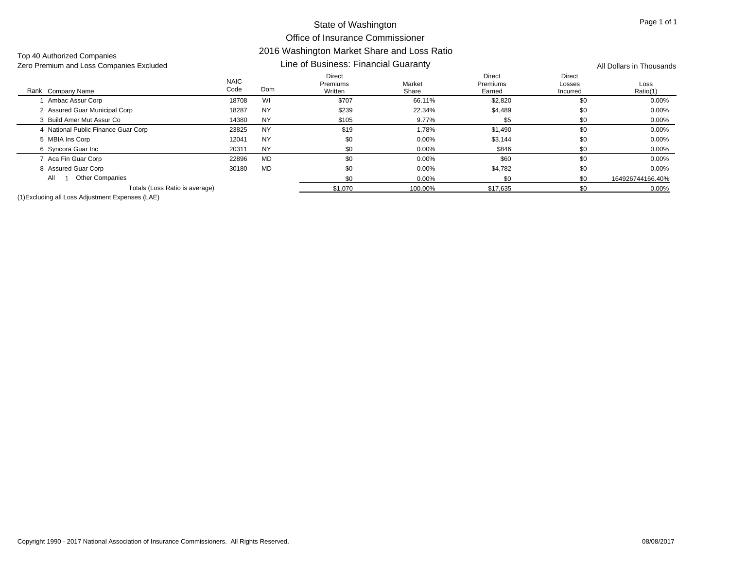# State of Washington
## Office of Insurance Commissioner
## 2016 Washington Market Share and Loss Ratio
## Line of Business: Financial Guaranty

Top 40 Authorized Companies
Zero Premium and Loss Companies Excluded

All Dollars in Thousands

| Rank | Company Name | NAIC Code | Dom | Direct Premiums Written | Market Share | Direct Premiums Earned | Direct Losses Incurred | Loss Ratio(1) |
|---|---|---|---|---|---|---|---|---|
| 1 | Ambac Assur Corp | 18708 | WI | $707 | 66.11% | $2,820 | $0 | 0.00% |
| 2 | Assured Guar Municipal Corp | 18287 | NY | $239 | 22.34% | $4,489 | $0 | 0.00% |
| 3 | Build Amer Mut Assur Co | 14380 | NY | $105 | 9.77% | $5 | $0 | 0.00% |
| 4 | National Public Finance Guar Corp | 23825 | NY | $19 | 1.78% | $1,490 | $0 | 0.00% |
| 5 | MBIA Ins Corp | 12041 | NY | $0 | 0.00% | $3,144 | $0 | 0.00% |
| 6 | Syncora Guar Inc | 20311 | NY | $0 | 0.00% | $846 | $0 | 0.00% |
| 7 | Aca Fin Guar Corp | 22896 | MD | $0 | 0.00% | $60 | $0 | 0.00% |
| 8 | Assured Guar Corp | 30180 | MD | $0 | 0.00% | $4,782 | $0 | 0.00% |
| All | 1 Other Companies | | | $0 | 0.00% | $0 | $0 | 164926744166.40% |
| | Totals (Loss Ratio is average) | | | $1,070 | 100.00% | $17,635 | $0 | 0.00% |

(1)Excluding all Loss Adjustment Expenses (LAE)

Copyright 1990 - 2017 National Association of Insurance Commissioners. All Rights Reserved. 08/08/2017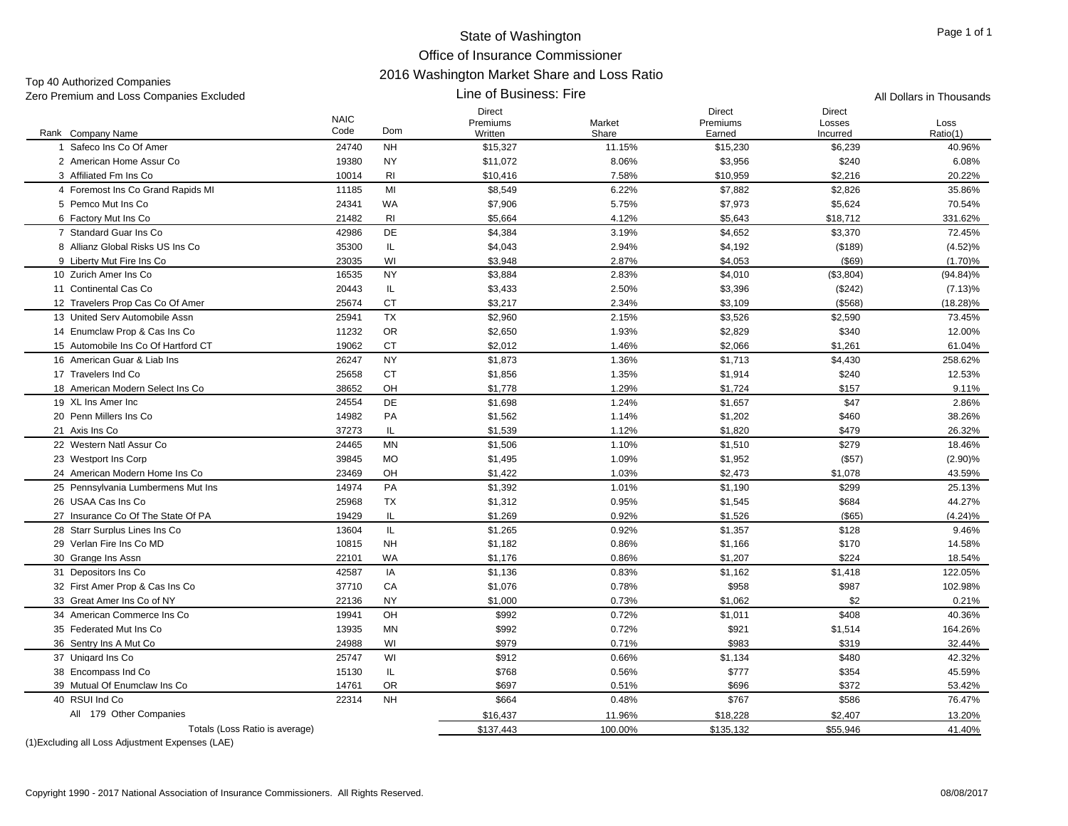# State of Washington
## Office of Insurance Commissioner
## 2016 Washington Market Share and Loss Ratio
### Line of Business: Fire

Top 40 Authorized Companies
Zero Premium and Loss Companies Excluded

All Dollars in Thousands

| Rank | Company Name | NAIC Code | Dom | Direct Premiums Written | Market Share | Direct Premiums Earned | Direct Losses Incurred | Loss Ratio(1) |
|---|---|---|---|---|---|---|---|---|
| 1 | Safeco Ins Co Of Amer | 24740 | NH | $15,327 | 11.15% | $15,230 | $6,239 | 40.96% |
| 2 | American Home Assur Co | 19380 | NY | $11,072 | 8.06% | $3,956 | $240 | 6.08% |
| 3 | Affiliated Fm Ins Co | 10014 | RI | $10,416 | 7.58% | $10,959 | $2,216 | 20.22% |
| 4 | Foremost Ins Co Grand Rapids MI | 11185 | MI | $8,549 | 6.22% | $7,882 | $2,826 | 35.86% |
| 5 | Pemco Mut Ins Co | 24341 | WA | $7,906 | 5.75% | $7,973 | $5,624 | 70.54% |
| 6 | Factory Mut Ins Co | 21482 | RI | $5,664 | 4.12% | $5,643 | $18,712 | 331.62% |
| 7 | Standard Guar Ins Co | 42986 | DE | $4,384 | 3.19% | $4,652 | $3,370 | 72.45% |
| 8 | Allianz Global Risks US Ins Co | 35300 | IL | $4,043 | 2.94% | $4,192 | ($189) | (4.52)% |
| 9 | Liberty Mut Fire Ins Co | 23035 | WI | $3,948 | 2.87% | $4,053 | ($69) | (1.70)% |
| 10 | Zurich Amer Ins Co | 16535 | NY | $3,884 | 2.83% | $4,010 | ($3,804) | (94.84)% |
| 11 | Continental Cas Co | 20443 | IL | $3,433 | 2.50% | $3,396 | ($242) | (7.13)% |
| 12 | Travelers Prop Cas Co Of Amer | 25674 | CT | $3,217 | 2.34% | $3,109 | ($568) | (18.28)% |
| 13 | United Serv Automobile Assn | 25941 | TX | $2,960 | 2.15% | $3,526 | $2,590 | 73.45% |
| 14 | Enumclaw Prop & Cas Ins Co | 11232 | OR | $2,650 | 1.93% | $2,829 | $340 | 12.00% |
| 15 | Automobile Ins Co Of Hartford CT | 19062 | CT | $2,012 | 1.46% | $2,066 | $1,261 | 61.04% |
| 16 | American Guar & Liab Ins | 26247 | NY | $1,873 | 1.36% | $1,713 | $4,430 | 258.62% |
| 17 | Travelers Ind Co | 25658 | CT | $1,856 | 1.35% | $1,914 | $240 | 12.53% |
| 18 | American Modern Select Ins Co | 38652 | OH | $1,778 | 1.29% | $1,724 | $157 | 9.11% |
| 19 | XL Ins Amer Inc | 24554 | DE | $1,698 | 1.24% | $1,657 | $47 | 2.86% |
| 20 | Penn Millers Ins Co | 14982 | PA | $1,562 | 1.14% | $1,202 | $460 | 38.26% |
| 21 | Axis Ins Co | 37273 | IL | $1,539 | 1.12% | $1,820 | $479 | 26.32% |
| 22 | Western Natl Assur Co | 24465 | MN | $1,506 | 1.10% | $1,510 | $279 | 18.46% |
| 23 | Westport Ins Corp | 39845 | MO | $1,495 | 1.09% | $1,952 | ($57) | (2.90)% |
| 24 | American Modern Home Ins Co | 23469 | OH | $1,422 | 1.03% | $2,473 | $1,078 | 43.59% |
| 25 | Pennsylvania Lumbermens Mut Ins | 14974 | PA | $1,392 | 1.01% | $1,190 | $299 | 25.13% |
| 26 | USAA Cas Ins Co | 25968 | TX | $1,312 | 0.95% | $1,545 | $684 | 44.27% |
| 27 | Insurance Co Of The State Of PA | 19429 | IL | $1,269 | 0.92% | $1,526 | ($65) | (4.24)% |
| 28 | Starr Surplus Lines Ins Co | 13604 | IL | $1,265 | 0.92% | $1,357 | $128 | 9.46% |
| 29 | Verlan Fire Ins Co MD | 10815 | NH | $1,182 | 0.86% | $1,166 | $170 | 14.58% |
| 30 | Grange Ins Assn | 22101 | WA | $1,176 | 0.86% | $1,207 | $224 | 18.54% |
| 31 | Depositors Ins Co | 42587 | IA | $1,136 | 0.83% | $1,162 | $1,418 | 122.05% |
| 32 | First Amer Prop & Cas Ins Co | 37710 | CA | $1,076 | 0.78% | $958 | $987 | 102.98% |
| 33 | Great Amer Ins Co of NY | 22136 | NY | $1,000 | 0.73% | $1,062 | $2 | 0.21% |
| 34 | American Commerce Ins Co | 19941 | OH | $992 | 0.72% | $1,011 | $408 | 40.36% |
| 35 | Federated Mut Ins Co | 13935 | MN | $992 | 0.72% | $921 | $1,514 | 164.26% |
| 36 | Sentry Ins A Mut Co | 24988 | WI | $979 | 0.71% | $983 | $319 | 32.44% |
| 37 | Unigard Ins Co | 25747 | WI | $912 | 0.66% | $1,134 | $480 | 42.32% |
| 38 | Encompass Ind Co | 15130 | IL | $768 | 0.56% | $777 | $354 | 45.59% |
| 39 | Mutual Of Enumclaw Ins Co | 14761 | OR | $697 | 0.51% | $696 | $372 | 53.42% |
| 40 | RSUI Ind Co | 22314 | NH | $664 | 0.48% | $767 | $586 | 76.47% |
| All | 179 Other Companies | | | $16,437 | 11.96% | $18,228 | $2,407 | 13.20% |
| | Totals (Loss Ratio is average) | | | $137,443 | 100.00% | $135,132 | $55,946 | 41.40% |

(1)Excluding all Loss Adjustment Expenses (LAE)

Copyright 1990 - 2017 National Association of Insurance Commissioners. All Rights Reserved.

08/08/2017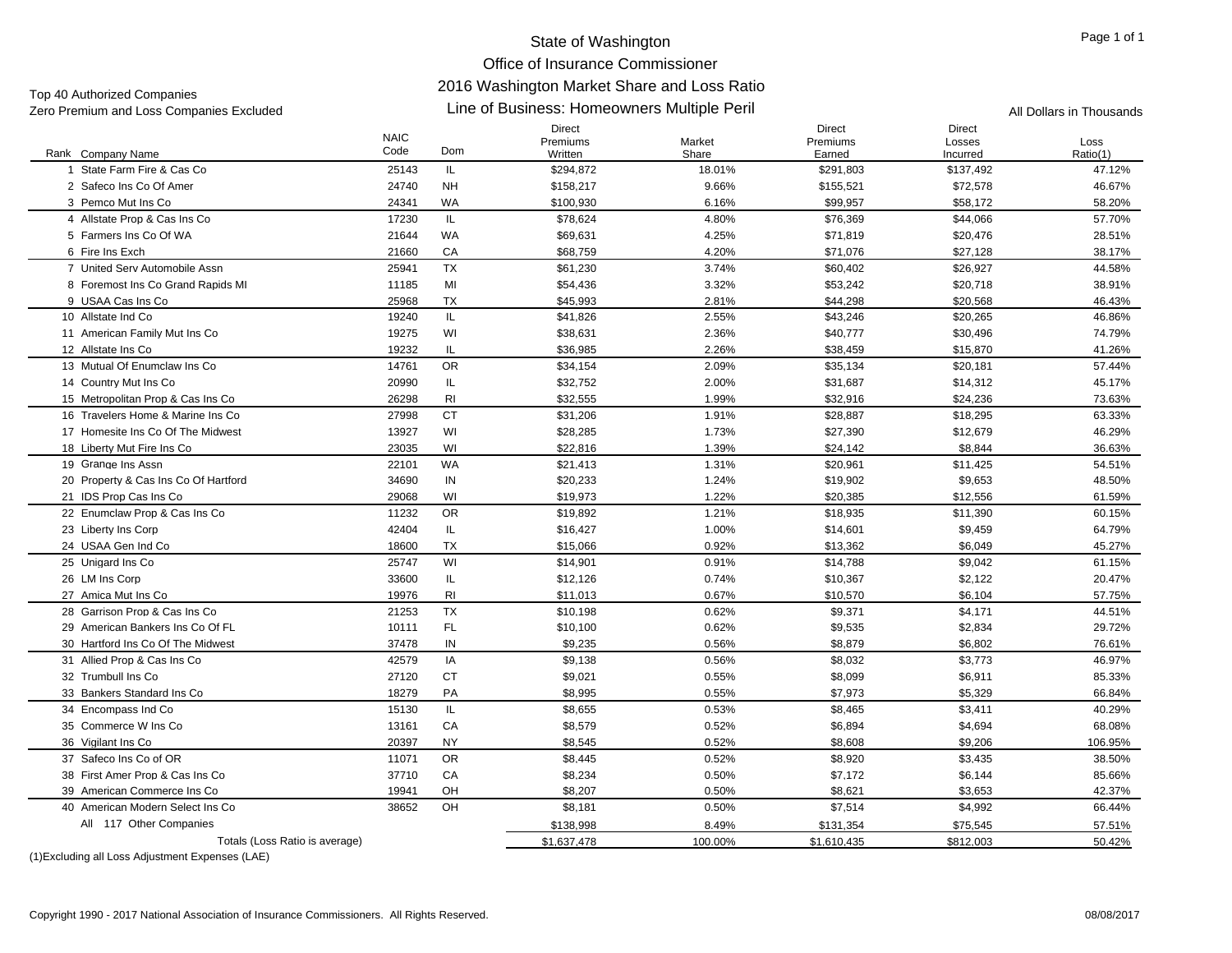# State of Washington
## Office of Insurance Commissioner
## 2016 Washington Market Share and Loss Ratio
## Line of Business: Homeowners Multiple Peril

Top 40 Authorized Companies
Zero Premium and Loss Companies Excluded

All Dollars in Thousands

| Rank | Company Name | NAIC Code | Dom | Direct Premiums Written | Market Share | Direct Premiums Earned | Direct Losses Incurred | Loss Ratio(1) |
|---|---|---|---|---|---|---|---|---|
| 1 | State Farm Fire & Cas Co | 25143 | IL | $294,872 | 18.01% | $291,803 | $137,492 | 47.12% |
| 2 | Safeco Ins Co Of Amer | 24740 | NH | $158,217 | 9.66% | $155,521 | $72,578 | 46.67% |
| 3 | Pemco Mut Ins Co | 24341 | WA | $100,930 | 6.16% | $99,957 | $58,172 | 58.20% |
| 4 | Allstate Prop & Cas Ins Co | 17230 | IL | $78,624 | 4.80% | $76,369 | $44,066 | 57.70% |
| 5 | Farmers Ins Co Of WA | 21644 | WA | $69,631 | 4.25% | $71,819 | $20,476 | 28.51% |
| 6 | Fire Ins Exch | 21660 | CA | $68,759 | 4.20% | $71,076 | $27,128 | 38.17% |
| 7 | United Serv Automobile Assn | 25941 | TX | $61,230 | 3.74% | $60,402 | $26,927 | 44.58% |
| 8 | Foremost Ins Co Grand Rapids MI | 11185 | MI | $54,436 | 3.32% | $53,242 | $20,718 | 38.91% |
| 9 | USAA Cas Ins Co | 25968 | TX | $45,993 | 2.81% | $44,298 | $20,568 | 46.43% |
| 10 | Allstate Ind Co | 19240 | IL | $41,826 | 2.55% | $43,246 | $20,265 | 46.86% |
| 11 | American Family Mut Ins Co | 19275 | WI | $38,631 | 2.36% | $40,777 | $30,496 | 74.79% |
| 12 | Allstate Ins Co | 19232 | IL | $36,985 | 2.26% | $38,459 | $15,870 | 41.26% |
| 13 | Mutual Of Enumclaw Ins Co | 14761 | OR | $34,154 | 2.09% | $35,134 | $20,181 | 57.44% |
| 14 | Country Mut Ins Co | 20990 | IL | $32,752 | 2.00% | $31,687 | $14,312 | 45.17% |
| 15 | Metropolitan Prop & Cas Ins Co | 26298 | RI | $32,555 | 1.99% | $32,916 | $24,236 | 73.63% |
| 16 | Travelers Home & Marine Ins Co | 27998 | CT | $31,206 | 1.91% | $28,887 | $18,295 | 63.33% |
| 17 | Homesite Ins Co Of The Midwest | 13927 | WI | $28,285 | 1.73% | $27,390 | $12,679 | 46.29% |
| 18 | Liberty Mut Fire Ins Co | 23035 | WI | $22,816 | 1.39% | $24,142 | $8,844 | 36.63% |
| 19 | Grange Ins Assn | 22101 | WA | $21,413 | 1.31% | $20,961 | $11,425 | 54.51% |
| 20 | Property & Cas Ins Co Of Hartford | 34690 | IN | $20,233 | 1.24% | $19,902 | $9,653 | 48.50% |
| 21 | IDS Prop Cas Ins Co | 29068 | WI | $19,973 | 1.22% | $20,385 | $12,556 | 61.59% |
| 22 | Enumclaw Prop & Cas Ins Co | 11232 | OR | $19,892 | 1.21% | $18,935 | $11,390 | 60.15% |
| 23 | Liberty Ins Corp | 42404 | IL | $16,427 | 1.00% | $14,601 | $9,459 | 64.79% |
| 24 | USAA Gen Ind Co | 18600 | TX | $15,066 | 0.92% | $13,362 | $6,049 | 45.27% |
| 25 | Unigard Ins Co | 25747 | WI | $14,901 | 0.91% | $14,788 | $9,042 | 61.15% |
| 26 | LM Ins Corp | 33600 | IL | $12,126 | 0.74% | $10,367 | $2,122 | 20.47% |
| 27 | Amica Mut Ins Co | 19976 | RI | $11,013 | 0.67% | $10,570 | $6,104 | 57.75% |
| 28 | Garrison Prop & Cas Ins Co | 21253 | TX | $10,198 | 0.62% | $9,371 | $4,171 | 44.51% |
| 29 | American Bankers Ins Co Of FL | 10111 | FL | $10,100 | 0.62% | $9,535 | $2,834 | 29.72% |
| 30 | Hartford Ins Co Of The Midwest | 37478 | IN | $9,235 | 0.56% | $8,879 | $6,802 | 76.61% |
| 31 | Allied Prop & Cas Ins Co | 42579 | IA | $9,138 | 0.56% | $8,032 | $3,773 | 46.97% |
| 32 | Trumbull Ins Co | 27120 | CT | $9,021 | 0.55% | $8,099 | $6,911 | 85.33% |
| 33 | Bankers Standard Ins Co | 18279 | PA | $8,995 | 0.55% | $7,973 | $5,329 | 66.84% |
| 34 | Encompass Ind Co | 15130 | IL | $8,655 | 0.53% | $8,465 | $3,411 | 40.29% |
| 35 | Commerce W Ins Co | 13161 | CA | $8,579 | 0.52% | $6,894 | $4,694 | 68.08% |
| 36 | Vigilant Ins Co | 20397 | NY | $8,545 | 0.52% | $8,608 | $9,206 | 106.95% |
| 37 | Safeco Ins Co of OR | 11071 | OR | $8,445 | 0.52% | $8,920 | $3,435 | 38.50% |
| 38 | First Amer Prop & Cas Ins Co | 37710 | CA | $8,234 | 0.50% | $7,172 | $6,144 | 85.66% |
| 39 | American Commerce Ins Co | 19941 | OH | $8,207 | 0.50% | $8,621 | $3,653 | 42.37% |
| 40 | American Modern Select Ins Co | 38652 | OH | $8,181 | 0.50% | $7,514 | $4,992 | 66.44% |
| All | 117 Other Companies | | | $138,998 | 8.49% | $131,354 | $75,545 | 57.51% |
| | Totals (Loss Ratio is average) | | | $1,637,478 | 100.00% | $1,610,435 | $812,003 | 50.42% |

(1)Excluding all Loss Adjustment Expenses (LAE)

Copyright 1990 - 2017 National Association of Insurance Commissioners. All Rights Reserved.

08/08/2017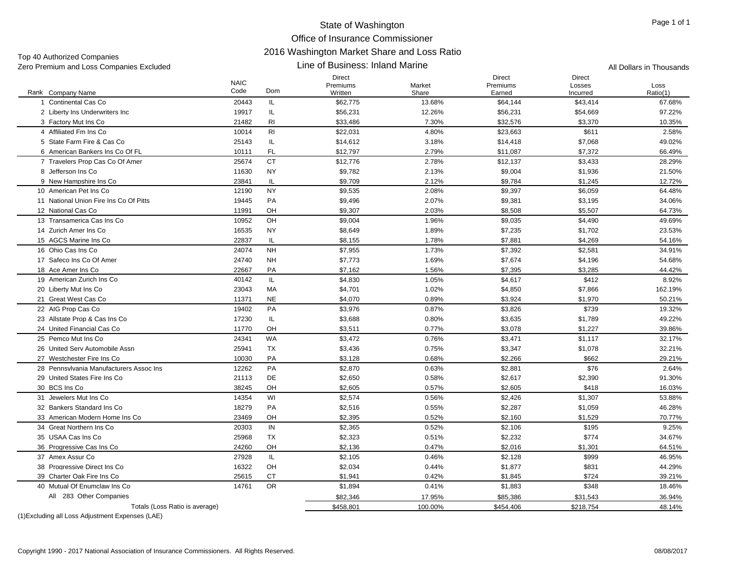# State of Washington

## Office of Insurance Commissioner

## 2016 Washington Market Share and Loss Ratio

### Line of Business: Inland Marine

Top 40 Authorized Companies
Zero Premium and Loss Companies Excluded

All Dollars in Thousands

| Rank | Company Name | NAIC Code | Dom | Direct Premiums Written | Market Share | Direct Premiums Earned | Direct Losses Incurred | Loss Ratio(1) |
|---|---|---|---|---|---|---|---|---|
| 1 | Continental Cas Co | 20443 | IL | $62,775 | 13.68% | $64,144 | $43,414 | 67.68% |
| 2 | Liberty Ins Underwriters Inc | 19917 | IL | $56,231 | 12.26% | $56,231 | $54,669 | 97.22% |
| 3 | Factory Mut Ins Co | 21482 | RI | $33,486 | 7.30% | $32,576 | $3,370 | 10.35% |
| 4 | Affiliated Fm Ins Co | 10014 | RI | $22,031 | 4.80% | $23,663 | $611 | 2.58% |
| 5 | State Farm Fire & Cas Co | 25143 | IL | $14,612 | 3.18% | $14,418 | $7,068 | 49.02% |
| 6 | American Bankers Ins Co Of FL | 10111 | FL | $12,797 | 2.79% | $11,087 | $7,372 | 66.49% |
| 7 | Travelers Prop Cas Co Of Amer | 25674 | CT | $12,776 | 2.78% | $12,137 | $3,433 | 28.29% |
| 8 | Jefferson Ins Co | 11630 | NY | $9,782 | 2.13% | $9,004 | $1,936 | 21.50% |
| 9 | New Hampshire Ins Co | 23841 | IL | $9,709 | 2.12% | $9,784 | $1,245 | 12.72% |
| 10 | American Pet Ins Co | 12190 | NY | $9,535 | 2.08% | $9,397 | $6,059 | 64.48% |
| 11 | National Union Fire Ins Co Of Pitts | 19445 | PA | $9,496 | 2.07% | $9,381 | $3,195 | 34.06% |
| 12 | National Cas Co | 11991 | OH | $9,307 | 2.03% | $8,508 | $5,507 | 64.73% |
| 13 | Transamerica Cas Ins Co | 10952 | OH | $9,004 | 1.96% | $9,035 | $4,490 | 49.69% |
| 14 | Zurich Amer Ins Co | 16535 | NY | $8,649 | 1.89% | $7,235 | $1,702 | 23.53% |
| 15 | AGCS Marine Ins Co | 22837 | IL | $8,155 | 1.78% | $7,881 | $4,269 | 54.16% |
| 16 | Ohio Cas Ins Co | 24074 | NH | $7,955 | 1.73% | $7,392 | $2,581 | 34.91% |
| 17 | Safeco Ins Co Of Amer | 24740 | NH | $7,773 | 1.69% | $7,674 | $4,196 | 54.68% |
| 18 | Ace Amer Ins Co | 22667 | PA | $7,162 | 1.56% | $7,395 | $3,285 | 44.42% |
| 19 | American Zurich Ins Co | 40142 | IL | $4,830 | 1.05% | $4,617 | $412 | 8.92% |
| 20 | Liberty Mut Ins Co | 23043 | MA | $4,701 | 1.02% | $4,850 | $7,866 | 162.19% |
| 21 | Great West Cas Co | 11371 | NE | $4,070 | 0.89% | $3,924 | $1,970 | 50.21% |
| 22 | AIG Prop Cas Co | 19402 | PA | $3,976 | 0.87% | $3,826 | $739 | 19.32% |
| 23 | Allstate Prop & Cas Ins Co | 17230 | IL | $3,688 | 0.80% | $3,635 | $1,789 | 49.22% |
| 24 | United Financial Cas Co | 11770 | OH | $3,511 | 0.77% | $3,078 | $1,227 | 39.86% |
| 25 | Pemco Mut Ins Co | 24341 | WA | $3,472 | 0.76% | $3,471 | $1,117 | 32.17% |
| 26 | United Serv Automobile Assn | 25941 | TX | $3,436 | 0.75% | $3,347 | $1,078 | 32.21% |
| 27 | Westchester Fire Ins Co | 10030 | PA | $3,128 | 0.68% | $2,266 | $662 | 29.21% |
| 28 | Pennsylvania Manufacturers Assoc Ins | 12262 | PA | $2,870 | 0.63% | $2,881 | $76 | 2.64% |
| 29 | United States Fire Ins Co | 21113 | DE | $2,650 | 0.58% | $2,617 | $2,390 | 91.30% |
| 30 | BCS Ins Co | 38245 | OH | $2,605 | 0.57% | $2,605 | $418 | 16.03% |
| 31 | Jewelers Mut Ins Co | 14354 | WI | $2,574 | 0.56% | $2,426 | $1,307 | 53.88% |
| 32 | Bankers Standard Ins Co | 18279 | PA | $2,516 | 0.55% | $2,287 | $1,059 | 46.28% |
| 33 | American Modern Home Ins Co | 23469 | OH | $2,395 | 0.52% | $2,160 | $1,529 | 70.77% |
| 34 | Great Northern Ins Co | 20303 | IN | $2,365 | 0.52% | $2,106 | $195 | 9.25% |
| 35 | USAA Cas Ins Co | 25968 | TX | $2,323 | 0.51% | $2,232 | $774 | 34.67% |
| 36 | Progressive Cas Ins Co | 24260 | OH | $2,136 | 0.47% | $2,016 | $1,301 | 64.51% |
| 37 | Amex Assur Co | 27928 | IL | $2,105 | 0.46% | $2,128 | $999 | 46.95% |
| 38 | Progressive Direct Ins Co | 16322 | OH | $2,034 | 0.44% | $1,877 | $831 | 44.29% |
| 39 | Charter Oak Fire Ins Co | 25615 | CT | $1,941 | 0.42% | $1,845 | $724 | 39.21% |
| 40 | Mutual Of Enumclaw Ins Co | 14761 | OR | $1,894 | 0.41% | $1,883 | $348 | 18.46% |
| | All 283 Other Companies | | | $82,346 | 17.95% | $85,386 | $31,543 | 36.94% |
| | Totals (Loss Ratio is average) | | | $458,801 | 100.00% | $454,406 | $218,754 | 48.14% |

(1)Excluding all Loss Adjustment Expenses (LAE)

Copyright 1990 - 2017 National Association of Insurance Commissioners. All Rights Reserved.

08/08/2017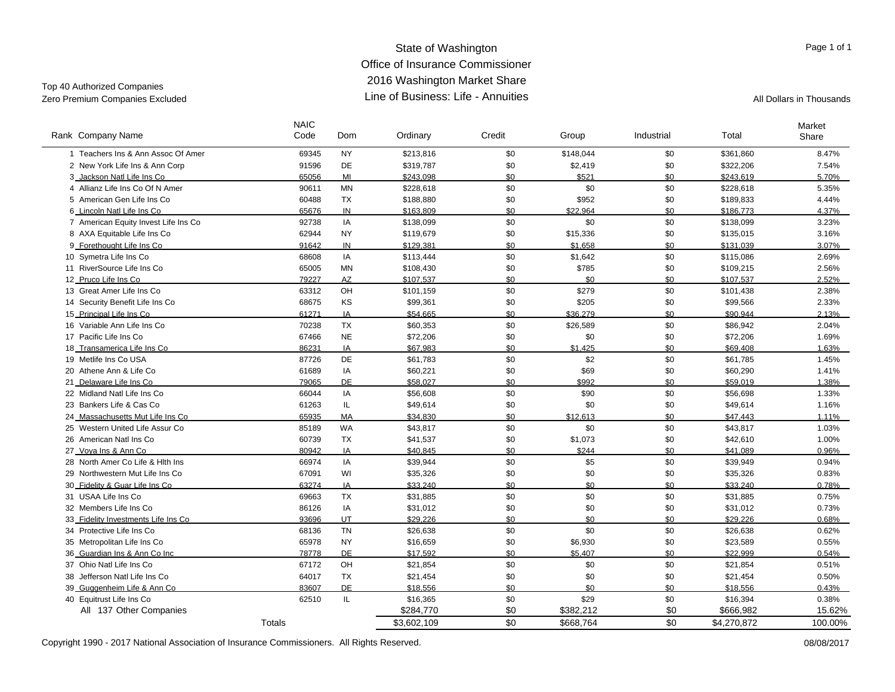# State of Washington
## Office of Insurance Commissioner
## 2016 Washington Market Share
## Line of Business: Life - Annuities

Top 40 Authorized Companies
Zero Premium Companies Excluded

All Dollars in Thousands

| Rank | Company Name | NAIC Code | Dom | Ordinary | Credit | Group | Industrial | Total | Market Share |
|---|---|---|---|---|---|---|---|---|---|
| 1 | Teachers Ins & Ann Assoc Of Amer | 69345 | NY | $213,816 | $0 | $148,044 | $0 | $361,860 | 8.47% |
| 2 | New York Life Ins & Ann Corp | 91596 | DE | $319,787 | $0 | $2,419 | $0 | $322,206 | 7.54% |
| 3 | Jackson Natl Life Ins Co | 65056 | MI | $243,098 | $0 | $521 | $0 | $243,619 | 5.70% |
| 4 | Allianz Life Ins Co Of N Amer | 90611 | MN | $228,618 | $0 | $0 | $0 | $228,618 | 5.35% |
| 5 | American Gen Life Ins Co | 60488 | TX | $188,880 | $0 | $952 | $0 | $189,833 | 4.44% |
| 6 | Lincoln Natl Life Ins Co | 65676 | IN | $163,809 | $0 | $22,964 | $0 | $186,773 | 4.37% |
| 7 | American Equity Invest Life Ins Co | 92738 | IA | $138,099 | $0 | $0 | $0 | $138,099 | 3.23% |
| 8 | AXA Equitable Life Ins Co | 62944 | NY | $119,679 | $0 | $15,336 | $0 | $135,015 | 3.16% |
| 9 | Forethought Life Ins Co | 91642 | IN | $129,381 | $0 | $1,658 | $0 | $131,039 | 3.07% |
| 10 | Symetra Life Ins Co | 68608 | IA | $113,444 | $0 | $1,642 | $0 | $115,086 | 2.69% |
| 11 | RiverSource Life Ins Co | 65005 | MN | $108,430 | $0 | $785 | $0 | $109,215 | 2.56% |
| 12 | Pruco Life Ins Co | 79227 | AZ | $107,537 | $0 | $0 | $0 | $107,537 | 2.52% |
| 13 | Great Amer Life Ins Co | 63312 | OH | $101,159 | $0 | $279 | $0 | $101,438 | 2.38% |
| 14 | Security Benefit Life Ins Co | 68675 | KS | $99,361 | $0 | $205 | $0 | $99,566 | 2.33% |
| 15 | Principal Life Ins Co | 61271 | IA | $54,665 | $0 | $36,279 | $0 | $90,944 | 2.13% |
| 16 | Variable Ann Life Ins Co | 70238 | TX | $60,353 | $0 | $26,589 | $0 | $86,942 | 2.04% |
| 17 | Pacific Life Ins Co | 67466 | NE | $72,206 | $0 | $0 | $0 | $72,206 | 1.69% |
| 18 | Transamerica Life Ins Co | 86231 | IA | $67,983 | $0 | $1,425 | $0 | $69,408 | 1.63% |
| 19 | Metlife Ins Co USA | 87726 | DE | $61,783 | $0 | $2 | $0 | $61,785 | 1.45% |
| 20 | Athene Ann & Life Co | 61689 | IA | $60,221 | $0 | $69 | $0 | $60,290 | 1.41% |
| 21 | Delaware Life Ins Co | 79065 | DE | $58,027 | $0 | $992 | $0 | $59,019 | 1.38% |
| 22 | Midland Natl Life Ins Co | 66044 | IA | $56,608 | $0 | $90 | $0 | $56,698 | 1.33% |
| 23 | Bankers Life & Cas Co | 61263 | IL | $49,614 | $0 | $0 | $0 | $49,614 | 1.16% |
| 24 | Massachusetts Mut Life Ins Co | 65935 | MA | $34,830 | $0 | $12,613 | $0 | $47,443 | 1.11% |
| 25 | Western United Life Assur Co | 85189 | WA | $43,817 | $0 | $0 | $0 | $43,817 | 1.03% |
| 26 | American Natl Ins Co | 60739 | TX | $41,537 | $0 | $1,073 | $0 | $42,610 | 1.00% |
| 27 | Voya Ins & Ann Co | 80942 | IA | $40,845 | $0 | $244 | $0 | $41,089 | 0.96% |
| 28 | North Amer Co Life & Hlth Ins | 66974 | IA | $39,944 | $0 | $5 | $0 | $39,949 | 0.94% |
| 29 | Northwestern Mut Life Ins Co | 67091 | WI | $35,326 | $0 | $0 | $0 | $35,326 | 0.83% |
| 30 | Fidelity & Guar Life Ins Co | 63274 | IA | $33,240 | $0 | $0 | $0 | $33,240 | 0.78% |
| 31 | USAA Life Ins Co | 69663 | TX | $31,885 | $0 | $0 | $0 | $31,885 | 0.75% |
| 32 | Members Life Ins Co | 86126 | IA | $31,012 | $0 | $0 | $0 | $31,012 | 0.73% |
| 33 | Fidelity Investments Life Ins Co | 93696 | UT | $29,226 | $0 | $0 | $0 | $29,226 | 0.68% |
| 34 | Protective Life Ins Co | 68136 | TN | $26,638 | $0 | $0 | $0 | $26,638 | 0.62% |
| 35 | Metropolitan Life Ins Co | 65978 | NY | $16,659 | $0 | $6,930 | $0 | $23,589 | 0.55% |
| 36 | Guardian Ins & Ann Co Inc | 78778 | DE | $17,592 | $0 | $5,407 | $0 | $22,999 | 0.54% |
| 37 | Ohio Natl Life Ins Co | 67172 | OH | $21,854 | $0 | $0 | $0 | $21,854 | 0.51% |
| 38 | Jefferson Natl Life Ins Co | 64017 | TX | $21,454 | $0 | $0 | $0 | $21,454 | 0.50% |
| 39 | Guggenheim Life & Ann Co | 83607 | DE | $18,556 | $0 | $0 | $0 | $18,556 | 0.43% |
| 40 | Equitrust Life Ins Co | 62510 | IL | $16,365 | $0 | $29 | $0 | $16,394 | 0.38% |
| | All 137 Other Companies | | | $284,770 | $0 | $382,212 | $0 | $666,982 | 15.62% |
| | Totals | | | $3,602,109 | $0 | $668,764 | $0 | $4,270,872 | 100.00% |

Copyright 1990 - 2017 National Association of Insurance Commissioners. All Rights Reserved.

08/08/2017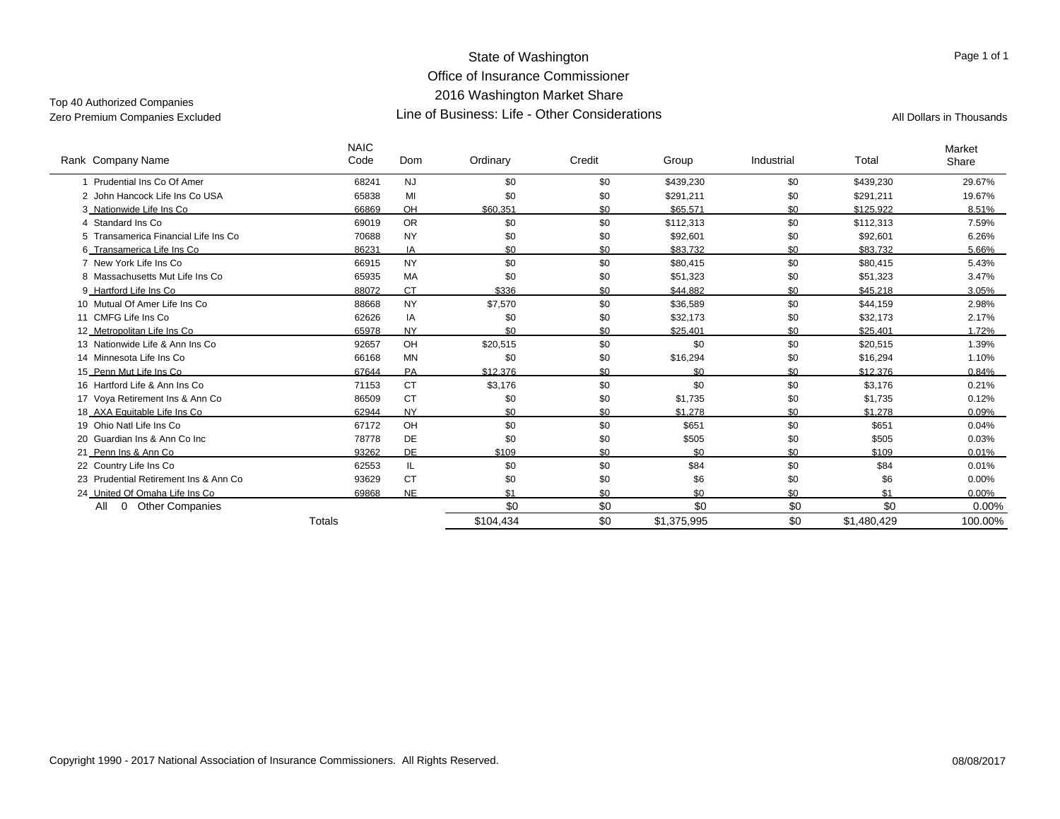# State of Washington
## Office of Insurance Commissioner
## 2016 Washington Market Share
## Line of Business: Life - Other Considerations

Top 40 Authorized Companies
Zero Premium Companies Excluded

All Dollars in Thousands

| Rank | Company Name | NAIC Code | Dom | Ordinary | Credit | Group | Industrial | Total | Market Share |
|---|---|---|---|---|---|---|---|---|---|
| 1 | Prudential Ins Co Of Amer | 68241 | NJ | $0 | $0 | $439,230 | $0 | $439,230 | 29.67% |
| 2 | John Hancock Life Ins Co USA | 65838 | MI | $0 | $0 | $291,211 | $0 | $291,211 | 19.67% |
| 3 | Nationwide Life Ins Co | 66869 | OH | $60,351 | $0 | $65,571 | $0 | $125,922 | 8.51% |
| 4 | Standard Ins Co | 69019 | OR | $0 | $0 | $112,313 | $0 | $112,313 | 7.59% |
| 5 | Transamerica Financial Life Ins Co | 70688 | NY | $0 | $0 | $92,601 | $0 | $92,601 | 6.26% |
| 6 | Transamerica Life Ins Co | 86231 | IA | $0 | $0 | $83,732 | $0 | $83,732 | 5.66% |
| 7 | New York Life Ins Co | 66915 | NY | $0 | $0 | $80,415 | $0 | $80,415 | 5.43% |
| 8 | Massachusetts Mut Life Ins Co | 65935 | MA | $0 | $0 | $51,323 | $0 | $51,323 | 3.47% |
| 9 | Hartford Life Ins Co | 88072 | CT | $336 | $0 | $44,882 | $0 | $45,218 | 3.05% |
| 10 | Mutual Of Amer Life Ins Co | 88668 | NY | $7,570 | $0 | $36,589 | $0 | $44,159 | 2.98% |
| 11 | CMFG Life Ins Co | 62626 | IA | $0 | $0 | $32,173 | $0 | $32,173 | 2.17% |
| 12 | Metropolitan Life Ins Co | 65978 | NY | $0 | $0 | $25,401 | $0 | $25,401 | 1.72% |
| 13 | Nationwide Life & Ann Ins Co | 92657 | OH | $20,515 | $0 | $0 | $0 | $20,515 | 1.39% |
| 14 | Minnesota Life Ins Co | 66168 | MN | $0 | $0 | $16,294 | $0 | $16,294 | 1.10% |
| 15 | Penn Mut Life Ins Co | 67644 | PA | $12,376 | $0 | $0 | $0 | $12,376 | 0.84% |
| 16 | Hartford Life & Ann Ins Co | 71153 | CT | $3,176 | $0 | $0 | $0 | $3,176 | 0.21% |
| 17 | Voya Retirement Ins & Ann Co | 86509 | CT | $0 | $0 | $1,735 | $0 | $1,735 | 0.12% |
| 18 | AXA Equitable Life Ins Co | 62944 | NY | $0 | $0 | $1,278 | $0 | $1,278 | 0.09% |
| 19 | Ohio Natl Life Ins Co | 67172 | OH | $0 | $0 | $651 | $0 | $651 | 0.04% |
| 20 | Guardian Ins & Ann Co Inc | 78778 | DE | $0 | $0 | $505 | $0 | $505 | 0.03% |
| 21 | Penn Ins & Ann Co | 93262 | DE | $109 | $0 | $0 | $0 | $109 | 0.01% |
| 22 | Country Life Ins Co | 62553 | IL | $0 | $0 | $84 | $0 | $84 | 0.01% |
| 23 | Prudential Retirement Ins & Ann Co | 93629 | CT | $0 | $0 | $6 | $0 | $6 | 0.00% |
| 24 | United Of Omaha Life Ins Co | 69868 | NE | $1 | $0 | $0 | $0 | $1 | 0.00% |
| | All 0 Other Companies | | | $0 | $0 | $0 | $0 | $0 | 0.00% |
| | Totals | | | $104,434 | $0 | $1,375,995 | $0 | $1,480,429 | 100.00% |

Copyright 1990 - 2017 National Association of Insurance Commissioners. All Rights Reserved.

08/08/2017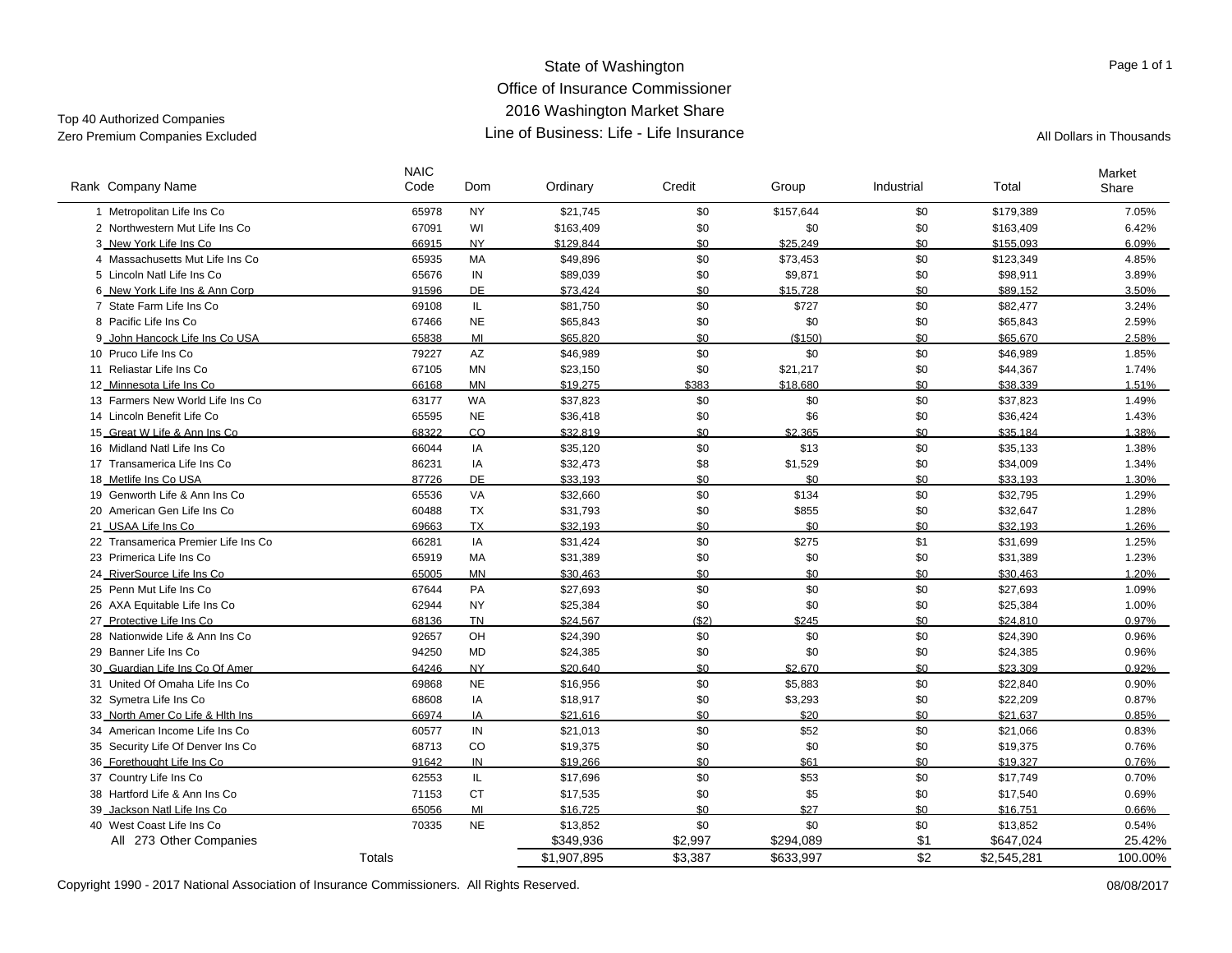State of Washington
Office of Insurance Commissioner
2016 Washington Market Share
Line of Business: Life - Life Insurance

Top 40 Authorized Companies
Zero Premium Companies Excluded

All Dollars in Thousands

| Rank | Company Name | NAIC Code | Dom | Ordinary | Credit | Group | Industrial | Total | Market Share |
|---|---|---|---|---|---|---|---|---|---|
| 1 | Metropolitan Life Ins Co | 65978 | NY | $21,745 | $0 | $157,644 | $0 | $179,389 | 7.05% |
| 2 | Northwestern Mut Life Ins Co | 67091 | WI | $163,409 | $0 | $0 | $0 | $163,409 | 6.42% |
| 3 | New York Life Ins Co | 66915 | NY | $129,844 | $0 | $25,249 | $0 | $155,093 | 6.09% |
| 4 | Massachusetts Mut Life Ins Co | 65935 | MA | $49,896 | $0 | $73,453 | $0 | $123,349 | 4.85% |
| 5 | Lincoln Natl Life Ins Co | 65676 | IN | $89,039 | $0 | $9,871 | $0 | $98,911 | 3.89% |
| 6 | New York Life Ins & Ann Corp | 91596 | DE | $73,424 | $0 | $15,728 | $0 | $89,152 | 3.50% |
| 7 | State Farm Life Ins Co | 69108 | IL | $81,750 | $0 | $727 | $0 | $82,477 | 3.24% |
| 8 | Pacific Life Ins Co | 67466 | NE | $65,843 | $0 | $0 | $0 | $65,843 | 2.59% |
| 9 | John Hancock Life Ins Co USA | 65838 | MI | $65,820 | $0 | ($150) | $0 | $65,670 | 2.58% |
| 10 | Pruco Life Ins Co | 79227 | AZ | $46,989 | $0 | $0 | $0 | $46,989 | 1.85% |
| 11 | Reliastar Life Ins Co | 67105 | MN | $23,150 | $0 | $21,217 | $0 | $44,367 | 1.74% |
| 12 | Minnesota Life Ins Co | 66168 | MN | $19,275 | $383 | $18,680 | $0 | $38,339 | 1.51% |
| 13 | Farmers New World Life Ins Co | 63177 | WA | $37,823 | $0 | $0 | $0 | $37,823 | 1.49% |
| 14 | Lincoln Benefit Life Co | 65595 | NE | $36,418 | $0 | $6 | $0 | $36,424 | 1.43% |
| 15 | Great W Life & Ann Ins Co | 68322 | CO | $32,819 | $0 | $2,365 | $0 | $35,184 | 1.38% |
| 16 | Midland Natl Life Ins Co | 66044 | IA | $35,120 | $0 | $13 | $0 | $35,133 | 1.38% |
| 17 | Transamerica Life Ins Co | 86231 | IA | $32,473 | $8 | $1,529 | $0 | $34,009 | 1.34% |
| 18 | Metlife Ins Co USA | 87726 | DE | $33,193 | $0 | $0 | $0 | $33,193 | 1.30% |
| 19 | Genworth Life & Ann Ins Co | 65536 | VA | $32,660 | $0 | $134 | $0 | $32,795 | 1.29% |
| 20 | American Gen Life Ins Co | 60488 | TX | $31,793 | $0 | $855 | $0 | $32,647 | 1.28% |
| 21 | USAA Life Ins Co | 69663 | TX | $32,193 | $0 | $0 | $0 | $32,193 | 1.26% |
| 22 | Transamerica Premier Life Ins Co | 66281 | IA | $31,424 | $0 | $275 | $1 | $31,699 | 1.25% |
| 23 | Primerica Life Ins Co | 65919 | MA | $31,389 | $0 | $0 | $0 | $31,389 | 1.23% |
| 24 | RiverSource Life Ins Co | 65005 | MN | $30,463 | $0 | $0 | $0 | $30,463 | 1.20% |
| 25 | Penn Mut Life Ins Co | 67644 | PA | $27,693 | $0 | $0 | $0 | $27,693 | 1.09% |
| 26 | AXA Equitable Life Ins Co | 62944 | NY | $25,384 | $0 | $0 | $0 | $25,384 | 1.00% |
| 27 | Protective Life Ins Co | 68136 | TN | $24,567 | ($2) | $245 | $0 | $24,810 | 0.97% |
| 28 | Nationwide Life & Ann Ins Co | 92657 | OH | $24,390 | $0 | $0 | $0 | $24,390 | 0.96% |
| 29 | Banner Life Ins Co | 94250 | MD | $24,385 | $0 | $0 | $0 | $24,385 | 0.96% |
| 30 | Guardian Life Ins Co Of Amer | 64246 | NY | $20,640 | $0 | $2,670 | $0 | $23,309 | 0.92% |
| 31 | United Of Omaha Life Ins Co | 69868 | NE | $16,956 | $0 | $5,883 | $0 | $22,840 | 0.90% |
| 32 | Symetra Life Ins Co | 68608 | IA | $18,917 | $0 | $3,293 | $0 | $22,209 | 0.87% |
| 33 | North Amer Co Life & Hlth Ins | 66974 | IA | $21,616 | $0 | $20 | $0 | $21,637 | 0.85% |
| 34 | American Income Life Ins Co | 60577 | IN | $21,013 | $0 | $52 | $0 | $21,066 | 0.83% |
| 35 | Security Life Of Denver Ins Co | 68713 | CO | $19,375 | $0 | $0 | $0 | $19,375 | 0.76% |
| 36 | Forethought Life Ins Co | 91642 | IN | $19,266 | $0 | $61 | $0 | $19,327 | 0.76% |
| 37 | Country Life Ins Co | 62553 | IL | $17,696 | $0 | $53 | $0 | $17,749 | 0.70% |
| 38 | Hartford Life & Ann Ins Co | 71153 | CT | $17,535 | $0 | $5 | $0 | $17,540 | 0.69% |
| 39 | Jackson Natl Life Ins Co | 65056 | MI | $16,725 | $0 | $27 | $0 | $16,751 | 0.66% |
| 40 | West Coast Life Ins Co | 70335 | NE | $13,852 | $0 | $0 | $0 | $13,852 | 0.54% |
| | All 273 Other Companies | | | $349,936 | $2,997 | $294,089 | $1 | $647,024 | 25.42% |
| | Totals | | | $1,907,895 | $3,387 | $633,997 | $2 | $2,545,281 | 100.00% |

Copyright 1990 - 2017 National Association of Insurance Commissioners. All Rights Reserved.

08/08/2017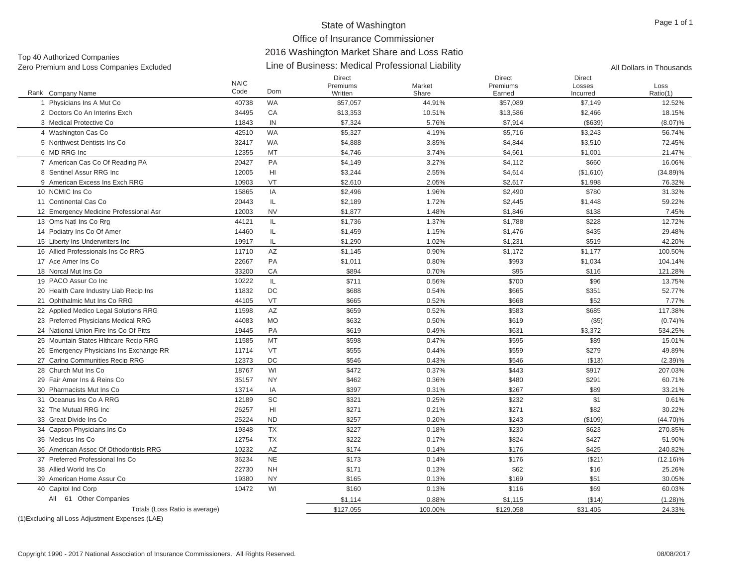# State of Washington
## Office of Insurance Commissioner
## 2016 Washington Market Share and Loss Ratio
## Line of Business: Medical Professional Liability

Top 40 Authorized Companies
Zero Premium and Loss Companies Excluded

All Dollars in Thousands

| Rank | Company Name | NAIC Code | Dom | Direct Premiums Written | Market Share | Direct Premiums Earned | Direct Losses Incurred | Loss Ratio(1) |
|---|---|---|---|---|---|---|---|---|
| 1 | Physicians Ins A Mut Co | 40738 | WA | $57,057 | 44.91% | $57,089 | $7,149 | 12.52% |
| 2 | Doctors Co An Interins Exch | 34495 | CA | $13,353 | 10.51% | $13,586 | $2,466 | 18.15% |
| 3 | Medical Protective Co | 11843 | IN | $7,324 | 5.76% | $7,914 | ($639) | (8.07)% |
| 4 | Washington Cas Co | 42510 | WA | $5,327 | 4.19% | $5,716 | $3,243 | 56.74% |
| 5 | Northwest Dentists Ins Co | 32417 | WA | $4,888 | 3.85% | $4,844 | $3,510 | 72.45% |
| 6 | MD RRG Inc | 12355 | MT | $4,746 | 3.74% | $4,661 | $1,001 | 21.47% |
| 7 | American Cas Co Of Reading PA | 20427 | PA | $4,149 | 3.27% | $4,112 | $660 | 16.06% |
| 8 | Sentinel Assur RRG Inc | 12005 | HI | $3,244 | 2.55% | $4,614 | ($1,610) | (34.89)% |
| 9 | American Excess Ins Exch RRG | 10903 | VT | $2,610 | 2.05% | $2,617 | $1,998 | 76.32% |
| 10 | NCMIC Ins Co | 15865 | IA | $2,496 | 1.96% | $2,490 | $780 | 31.32% |
| 11 | Continental Cas Co | 20443 | IL | $2,189 | 1.72% | $2,445 | $1,448 | 59.22% |
| 12 | Emergency Medicine Professional Asr | 12003 | NV | $1,877 | 1.48% | $1,846 | $138 | 7.45% |
| 13 | Oms Natl Ins Co Rrg | 44121 | IL | $1,736 | 1.37% | $1,788 | $228 | 12.72% |
| 14 | Podiatry Ins Co Of Amer | 14460 | IL | $1,459 | 1.15% | $1,476 | $435 | 29.48% |
| 15 | Liberty Ins Underwriters Inc | 19917 | IL | $1,290 | 1.02% | $1,231 | $519 | 42.20% |
| 16 | Allied Professionals Ins Co RRG | 11710 | AZ | $1,145 | 0.90% | $1,172 | $1,177 | 100.50% |
| 17 | Ace Amer Ins Co | 22667 | PA | $1,011 | 0.80% | $993 | $1,034 | 104.14% |
| 18 | Norcal Mut Ins Co | 33200 | CA | $894 | 0.70% | $95 | $116 | 121.28% |
| 19 | PACO Assur Co Inc | 10222 | IL | $711 | 0.56% | $700 | $96 | 13.75% |
| 20 | Health Care Industry Liab Recip Ins | 11832 | DC | $688 | 0.54% | $665 | $351 | 52.77% |
| 21 | Ophthalmic Mut Ins Co RRG | 44105 | VT | $665 | 0.52% | $668 | $52 | 7.77% |
| 22 | Applied Medico Legal Solutions RRG | 11598 | AZ | $659 | 0.52% | $583 | $685 | 117.38% |
| 23 | Preferred Physicians Medical RRG | 44083 | MO | $632 | 0.50% | $619 | ($5) | (0.74)% |
| 24 | National Union Fire Ins Co Of Pitts | 19445 | PA | $619 | 0.49% | $631 | $3,372 | 534.25% |
| 25 | Mountain States Hlthcare Recip RRG | 11585 | MT | $598 | 0.47% | $595 | $89 | 15.01% |
| 26 | Emergency Physicians Ins Exchange RR | 11714 | VT | $555 | 0.44% | $559 | $279 | 49.89% |
| 27 | Caring Communities Recip RRG | 12373 | DC | $546 | 0.43% | $546 | ($13) | (2.39)% |
| 28 | Church Mut Ins Co | 18767 | WI | $472 | 0.37% | $443 | $917 | 207.03% |
| 29 | Fair Amer Ins & Reins Co | 35157 | NY | $462 | 0.36% | $480 | $291 | 60.71% |
| 30 | Pharmacists Mut Ins Co | 13714 | IA | $397 | 0.31% | $267 | $89 | 33.21% |
| 31 | Oceanus Ins Co A RRG | 12189 | SC | $321 | 0.25% | $232 | $1 | 0.61% |
| 32 | The Mutual RRG Inc | 26257 | HI | $271 | 0.21% | $271 | $82 | 30.22% |
| 33 | Great Divide Ins Co | 25224 | ND | $257 | 0.20% | $243 | ($109) | (44.70)% |
| 34 | Capson Physicians Ins Co | 19348 | TX | $227 | 0.18% | $230 | $623 | 270.85% |
| 35 | Medicus Ins Co | 12754 | TX | $222 | 0.17% | $824 | $427 | 51.90% |
| 36 | American Assoc Of Othodontists RRG | 10232 | AZ | $174 | 0.14% | $176 | $425 | 240.82% |
| 37 | Preferred Professional Ins Co | 36234 | NE | $173 | 0.14% | $176 | ($21) | (12.16)% |
| 38 | Allied World Ins Co | 22730 | NH | $171 | 0.13% | $62 | $16 | 25.26% |
| 39 | American Home Assur Co | 19380 | NY | $165 | 0.13% | $169 | $51 | 30.05% |
| 40 | Capitol Ind Corp | 10472 | WI | $160 | 0.13% | $116 | $69 | 60.03% |
| | All 61 Other Companies | | | $1,114 | 0.88% | $1,115 | ($14) | (1.28)% |
| | Totals (Loss Ratio is average) | | | $127,055 | 100.00% | $129,058 | $31,405 | 24.33% |

(1)Excluding all Loss Adjustment Expenses (LAE)

Copyright 1990 - 2017 National Association of Insurance Commissioners. All Rights Reserved.

08/08/2017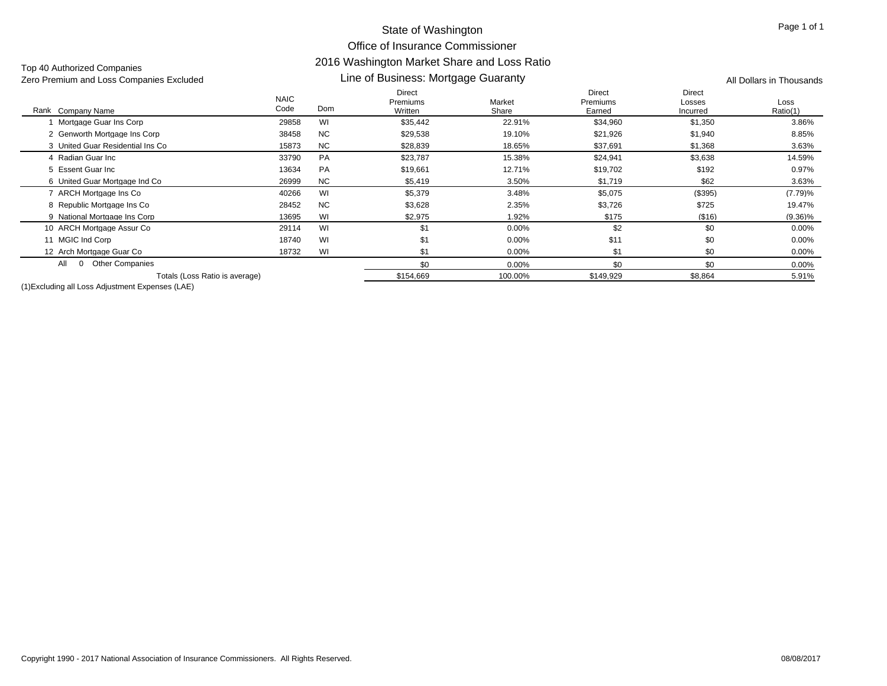# State of Washington
## Office of Insurance Commissioner
## 2016 Washington Market Share and Loss Ratio
## Line of Business: Mortgage Guaranty

Top 40 Authorized Companies
Zero Premium and Loss Companies Excluded

All Dollars in Thousands

| Rank | Company Name | NAIC Code | Dom | Direct Premiums Written | Market Share | Direct Premiums Earned | Direct Losses Incurred | Loss Ratio(1) |
|---|---|---|---|---|---|---|---|---|
| 1 | Mortgage Guar Ins Corp | 29858 | WI | $35,442 | 22.91% | $34,960 | $1,350 | 3.86% |
| 2 | Genworth Mortgage Ins Corp | 38458 | NC | $29,538 | 19.10% | $21,926 | $1,940 | 8.85% |
| 3 | United Guar Residential Ins Co | 15873 | NC | $28,839 | 18.65% | $37,691 | $1,368 | 3.63% |
| 4 | Radian Guar Inc | 33790 | PA | $23,787 | 15.38% | $24,941 | $3,638 | 14.59% |
| 5 | Essent Guar Inc | 13634 | PA | $19,661 | 12.71% | $19,702 | $192 | 0.97% |
| 6 | United Guar Mortgage Ind Co | 26999 | NC | $5,419 | 3.50% | $1,719 | $62 | 3.63% |
| 7 | ARCH Mortgage Ins Co | 40266 | WI | $5,379 | 3.48% | $5,075 | ($395) | (7.79)% |
| 8 | Republic Mortgage Ins Co | 28452 | NC | $3,628 | 2.35% | $3,726 | $725 | 19.47% |
| 9 | National Mortgage Ins Corp | 13695 | WI | $2,975 | 1.92% | $175 | ($16) | (9.36)% |
| 10 | ARCH Mortgage Assur Co | 29114 | WI | $1 | 0.00% | $2 | $0 | 0.00% |
| 11 | MGIC Ind Corp | 18740 | WI | $1 | 0.00% | $11 | $0 | 0.00% |
| 12 | Arch Mortgage Guar Co | 18732 | WI | $1 | 0.00% | $1 | $0 | 0.00% |
| All | 0 Other Companies | | | $0 | 0.00% | $0 | $0 | 0.00% |
| | Totals (Loss Ratio is average) | | | $154,669 | 100.00% | $149,929 | $8,864 | 5.91% |

(1)Excluding all Loss Adjustment Expenses (LAE)

Copyright 1990 - 2017 National Association of Insurance Commissioners. All Rights Reserved. 08/08/2017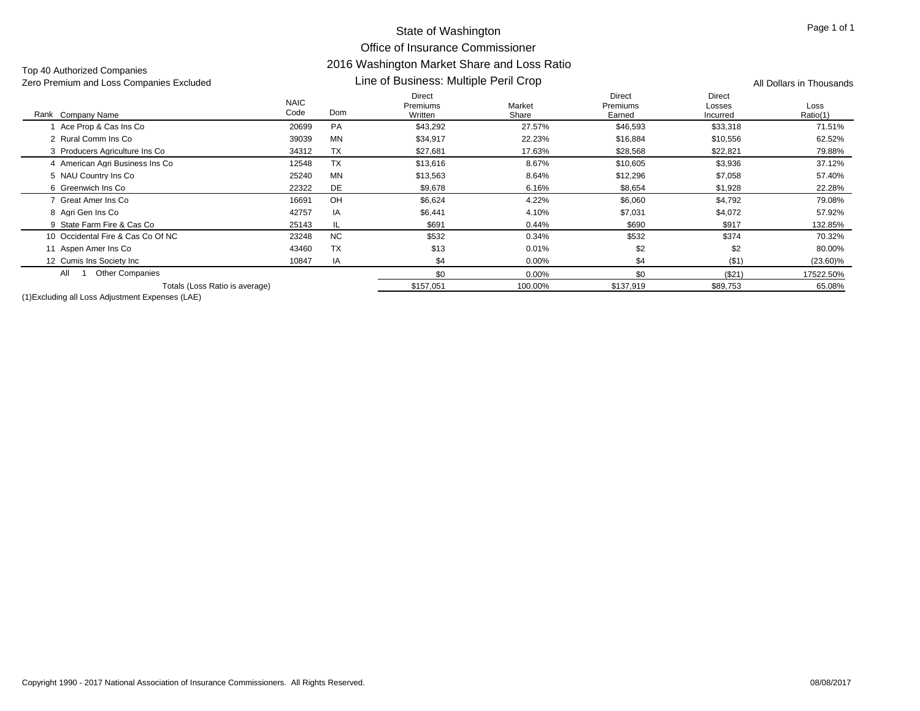# State of Washington
## Office of Insurance Commissioner
## 2016 Washington Market Share and Loss Ratio
## Line of Business: Multiple Peril Crop

Top 40 Authorized Companies
Zero Premium and Loss Companies Excluded

All Dollars in Thousands

| Rank | Company Name | NAIC Code | Dom | Direct Premiums Written | Market Share | Direct Premiums Earned | Direct Losses Incurred | Loss Ratio(1) |
|---|---|---|---|---|---|---|---|---|
| 1 | Ace Prop & Cas Ins Co | 20699 | PA | $43,292 | 27.57% | $46,593 | $33,318 | 71.51% |
| 2 | Rural Comm Ins Co | 39039 | MN | $34,917 | 22.23% | $16,884 | $10,556 | 62.52% |
| 3 | Producers Agriculture Ins Co | 34312 | TX | $27,681 | 17.63% | $28,568 | $22,821 | 79.88% |
| 4 | American Agri Business Ins Co | 12548 | TX | $13,616 | 8.67% | $10,605 | $3,936 | 37.12% |
| 5 | NAU Country Ins Co | 25240 | MN | $13,563 | 8.64% | $12,296 | $7,058 | 57.40% |
| 6 | Greenwich Ins Co | 22322 | DE | $9,678 | 6.16% | $8,654 | $1,928 | 22.28% |
| 7 | Great Amer Ins Co | 16691 | OH | $6,624 | 4.22% | $6,060 | $4,792 | 79.08% |
| 8 | Agri Gen Ins Co | 42757 | IA | $6,441 | 4.10% | $7,031 | $4,072 | 57.92% |
| 9 | State Farm Fire & Cas Co | 25143 | IL | $691 | 0.44% | $690 | $917 | 132.85% |
| 10 | Occidental Fire & Cas Co Of NC | 23248 | NC | $532 | 0.34% | $532 | $374 | 70.32% |
| 11 | Aspen Amer Ins Co | 43460 | TX | $13 | 0.01% | $2 | $2 | 80.00% |
| 12 | Cumis Ins Society Inc | 10847 | IA | $4 | 0.00% | $4 | ($1) | (23.60)% |
| All | 1 Other Companies | | | $0 | 0.00% | $0 | ($21) | 17522.50% |
| | Totals (Loss Ratio is average) | | | $157,051 | 100.00% | $137,919 | $89,753 | 65.08% |

(1)Excluding all Loss Adjustment Expenses (LAE)

Copyright 1990 - 2017 National Association of Insurance Commissioners. All Rights Reserved. 08/08/2017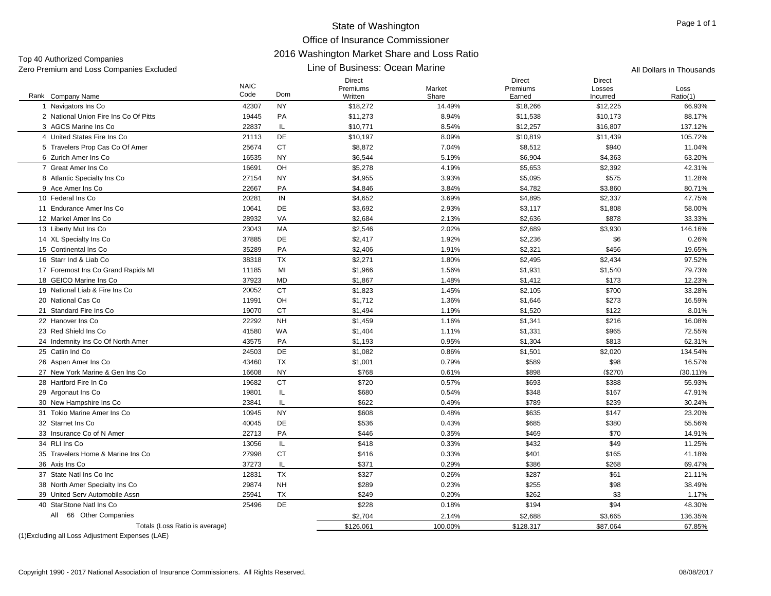# State of Washington
## Office of Insurance Commissioner
## 2016 Washington Market Share and Loss Ratio
### Line of Business: Ocean Marine

Top 40 Authorized Companies
Zero Premium and Loss Companies Excluded

All Dollars in Thousands

| Rank | Company Name | NAIC Code | Dom | Direct Premiums Written | Market Share | Direct Premiums Earned | Direct Losses Incurred | Loss Ratio(1) |
|---|---|---|---|---|---|---|---|---|
| 1 | Navigators Ins Co | 42307 | NY | $18,272 | 14.49% | $18,266 | $12,225 | 66.93% |
| 2 | National Union Fire Ins Co Of Pitts | 19445 | PA | $11,273 | 8.94% | $11,538 | $10,173 | 88.17% |
| 3 | AGCS Marine Ins Co | 22837 | IL | $10,771 | 8.54% | $12,257 | $16,807 | 137.12% |
| 4 | United States Fire Ins Co | 21113 | DE | $10,197 | 8.09% | $10,819 | $11,439 | 105.72% |
| 5 | Travelers Prop Cas Co Of Amer | 25674 | CT | $8,872 | 7.04% | $8,512 | $940 | 11.04% |
| 6 | Zurich Amer Ins Co | 16535 | NY | $6,544 | 5.19% | $6,904 | $4,363 | 63.20% |
| 7 | Great Amer Ins Co | 16691 | OH | $5,278 | 4.19% | $5,653 | $2,392 | 42.31% |
| 8 | Atlantic Specialty Ins Co | 27154 | NY | $4,955 | 3.93% | $5,095 | $575 | 11.28% |
| 9 | Ace Amer Ins Co | 22667 | PA | $4,846 | 3.84% | $4,782 | $3,860 | 80.71% |
| 10 | Federal Ins Co | 20281 | IN | $4,652 | 3.69% | $4,895 | $2,337 | 47.75% |
| 11 | Endurance Amer Ins Co | 10641 | DE | $3,692 | 2.93% | $3,117 | $1,808 | 58.00% |
| 12 | Markel Amer Ins Co | 28932 | VA | $2,684 | 2.13% | $2,636 | $878 | 33.33% |
| 13 | Liberty Mut Ins Co | 23043 | MA | $2,546 | 2.02% | $2,689 | $3,930 | 146.16% |
| 14 | XL Specialty Ins Co | 37885 | DE | $2,417 | 1.92% | $2,236 | $6 | 0.26% |
| 15 | Continental Ins Co | 35289 | PA | $2,406 | 1.91% | $2,321 | $456 | 19.65% |
| 16 | Starr Ind & Liab Co | 38318 | TX | $2,271 | 1.80% | $2,495 | $2,434 | 97.52% |
| 17 | Foremost Ins Co Grand Rapids MI | 11185 | MI | $1,966 | 1.56% | $1,931 | $1,540 | 79.73% |
| 18 | GEICO Marine Ins Co | 37923 | MD | $1,867 | 1.48% | $1,412 | $173 | 12.23% |
| 19 | National Liab & Fire Ins Co | 20052 | CT | $1,823 | 1.45% | $2,105 | $700 | 33.28% |
| 20 | National Cas Co | 11991 | OH | $1,712 | 1.36% | $1,646 | $273 | 16.59% |
| 21 | Standard Fire Ins Co | 19070 | CT | $1,494 | 1.19% | $1,520 | $122 | 8.01% |
| 22 | Hanover Ins Co | 22292 | NH | $1,459 | 1.16% | $1,341 | $216 | 16.08% |
| 23 | Red Shield Ins Co | 41580 | WA | $1,404 | 1.11% | $1,331 | $965 | 72.55% |
| 24 | Indemnity Ins Co Of North Amer | 43575 | PA | $1,193 | 0.95% | $1,304 | $813 | 62.31% |
| 25 | Catlin Ind Co | 24503 | DE | $1,082 | 0.86% | $1,501 | $2,020 | 134.54% |
| 26 | Aspen Amer Ins Co | 43460 | TX | $1,001 | 0.79% | $589 | $98 | 16.57% |
| 27 | New York Marine & Gen Ins Co | 16608 | NY | $768 | 0.61% | $898 | ($270) | (30.11)% |
| 28 | Hartford Fire In Co | 19682 | CT | $720 | 0.57% | $693 | $388 | 55.93% |
| 29 | Argonaut Ins Co | 19801 | IL | $680 | 0.54% | $348 | $167 | 47.91% |
| 30 | New Hampshire Ins Co | 23841 | IL | $622 | 0.49% | $789 | $239 | 30.24% |
| 31 | Tokio Marine Amer Ins Co | 10945 | NY | $608 | 0.48% | $635 | $147 | 23.20% |
| 32 | Starnet Ins Co | 40045 | DE | $536 | 0.43% | $685 | $380 | 55.56% |
| 33 | Insurance Co of N Amer | 22713 | PA | $446 | 0.35% | $469 | $70 | 14.91% |
| 34 | RLI Ins Co | 13056 | IL | $418 | 0.33% | $432 | $49 | 11.25% |
| 35 | Travelers Home & Marine Ins Co | 27998 | CT | $416 | 0.33% | $401 | $165 | 41.18% |
| 36 | Axis Ins Co | 37273 | IL | $371 | 0.29% | $386 | $268 | 69.47% |
| 37 | State Natl Ins Co Inc | 12831 | TX | $327 | 0.26% | $287 | $61 | 21.11% |
| 38 | North Amer Specialty Ins Co | 29874 | NH | $289 | 0.23% | $255 | $98 | 38.49% |
| 39 | United Serv Automobile Assn | 25941 | TX | $249 | 0.20% | $262 | $3 | 1.17% |
| 40 | StarStone Natl Ins Co | 25496 | DE | $228 | 0.18% | $194 | $94 | 48.30% |
| All | 66 Other Companies | | | $2,704 | 2.14% | $2,688 | $3,665 | 136.35% |
| | Totals (Loss Ratio is average) | | | $126,061 | 100.00% | $128,317 | $87,064 | 67.85% |

(1)Excluding all Loss Adjustment Expenses (LAE)

Copyright 1990 - 2017 National Association of Insurance Commissioners. All Rights Reserved.

08/08/2017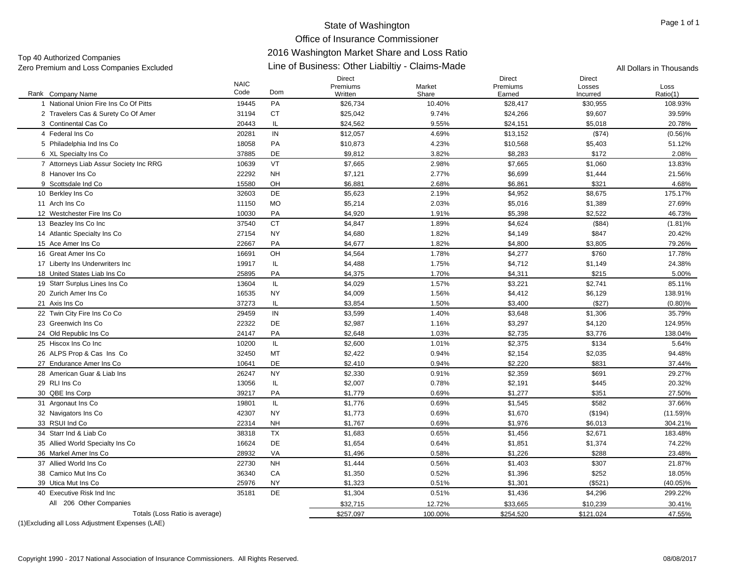# State of Washington
## Office of Insurance Commissioner
## 2016 Washington Market Share and Loss Ratio
## Line of Business: Other Liabiltiy - Claims-Made

Top 40 Authorized Companies
Zero Premium and Loss Companies Excluded

All Dollars in Thousands

| Rank | Company Name | NAIC Code | Dom | Direct Premiums Written | Market Share | Direct Premiums Earned | Direct Losses Incurred | Loss Ratio(1) |
|---|---|---|---|---|---|---|---|---|
| 1 | National Union Fire Ins Co Of Pitts | 19445 | PA | $26,734 | 10.40% | $28,417 | $30,955 | 108.93% |
| 2 | Travelers Cas & Surety Co Of Amer | 31194 | CT | $25,042 | 9.74% | $24,266 | $9,607 | 39.59% |
| 3 | Continental Cas Co | 20443 | IL | $24,562 | 9.55% | $24,151 | $5,018 | 20.78% |
| 4 | Federal Ins Co | 20281 | IN | $12,057 | 4.69% | $13,152 | ($74) | (0.56)% |
| 5 | Philadelphia Ind Ins Co | 18058 | PA | $10,873 | 4.23% | $10,568 | $5,403 | 51.12% |
| 6 | XL Specialty Ins Co | 37885 | DE | $9,812 | 3.82% | $8,283 | $172 | 2.08% |
| 7 | Attorneys Liab Assur Society Inc RRG | 10639 | VT | $7,665 | 2.98% | $7,665 | $1,060 | 13.83% |
| 8 | Hanover Ins Co | 22292 | NH | $7,121 | 2.77% | $6,699 | $1,444 | 21.56% |
| 9 | Scottsdale Ind Co | 15580 | OH | $6,881 | 2.68% | $6,861 | $321 | 4.68% |
| 10 | Berkley Ins Co | 32603 | DE | $5,623 | 2.19% | $4,952 | $8,675 | 175.17% |
| 11 | Arch Ins Co | 11150 | MO | $5,214 | 2.03% | $5,016 | $1,389 | 27.69% |
| 12 | Westchester Fire Ins Co | 10030 | PA | $4,920 | 1.91% | $5,398 | $2,522 | 46.73% |
| 13 | Beazley Ins Co Inc | 37540 | CT | $4,847 | 1.89% | $4,624 | ($84) | (1.81)% |
| 14 | Atlantic Specialty Ins Co | 27154 | NY | $4,680 | 1.82% | $4,149 | $847 | 20.42% |
| 15 | Ace Amer Ins Co | 22667 | PA | $4,677 | 1.82% | $4,800 | $3,805 | 79.26% |
| 16 | Great Amer Ins Co | 16691 | OH | $4,564 | 1.78% | $4,277 | $760 | 17.78% |
| 17 | Liberty Ins Underwriters Inc | 19917 | IL | $4,488 | 1.75% | $4,712 | $1,149 | 24.38% |
| 18 | United States Liab Ins Co | 25895 | PA | $4,375 | 1.70% | $4,311 | $215 | 5.00% |
| 19 | Starr Surplus Lines Ins Co | 13604 | IL | $4,029 | 1.57% | $3,221 | $2,741 | 85.11% |
| 20 | Zurich Amer Ins Co | 16535 | NY | $4,009 | 1.56% | $4,412 | $6,129 | 138.91% |
| 21 | Axis Ins Co | 37273 | IL | $3,854 | 1.50% | $3,400 | ($27) | (0.80)% |
| 22 | Twin City Fire Ins Co Co | 29459 | IN | $3,599 | 1.40% | $3,648 | $1,306 | 35.79% |
| 23 | Greenwich Ins Co | 22322 | DE | $2,987 | 1.16% | $3,297 | $4,120 | 124.95% |
| 24 | Old Republic Ins Co | 24147 | PA | $2,648 | 1.03% | $2,735 | $3,776 | 138.04% |
| 25 | Hiscox Ins Co Inc | 10200 | IL | $2,600 | 1.01% | $2,375 | $134 | 5.64% |
| 26 | ALPS Prop & Cas Ins Co | 32450 | MT | $2,422 | 0.94% | $2,154 | $2,035 | 94.48% |
| 27 | Endurance Amer Ins Co | 10641 | DE | $2,410 | 0.94% | $2,220 | $831 | 37.44% |
| 28 | American Guar & Liab Ins | 26247 | NY | $2,330 | 0.91% | $2,359 | $691 | 29.27% |
| 29 | RLI Ins Co | 13056 | IL | $2,007 | 0.78% | $2,191 | $445 | 20.32% |
| 30 | QBE Ins Corp | 39217 | PA | $1,779 | 0.69% | $1,277 | $351 | 27.50% |
| 31 | Argonaut Ins Co | 19801 | IL | $1,776 | 0.69% | $1,545 | $582 | 37.66% |
| 32 | Navigators Ins Co | 42307 | NY | $1,773 | 0.69% | $1,670 | ($194) | (11.59)% |
| 33 | RSUI Ind Co | 22314 | NH | $1,767 | 0.69% | $1,976 | $6,013 | 304.21% |
| 34 | Starr Ind & Liab Co | 38318 | TX | $1,683 | 0.65% | $1,456 | $2,671 | 183.48% |
| 35 | Allied World Specialty Ins Co | 16624 | DE | $1,654 | 0.64% | $1,851 | $1,374 | 74.22% |
| 36 | Markel Amer Ins Co | 28932 | VA | $1,496 | 0.58% | $1,226 | $288 | 23.48% |
| 37 | Allied World Ins Co | 22730 | NH | $1,444 | 0.56% | $1,403 | $307 | 21.87% |
| 38 | Camico Mut Ins Co | 36340 | CA | $1,350 | 0.52% | $1,396 | $252 | 18.05% |
| 39 | Utica Mut Ins Co | 25976 | NY | $1,323 | 0.51% | $1,301 | ($521) | (40.05)% |
| 40 | Executive Risk Ind Inc | 35181 | DE | $1,304 | 0.51% | $1,436 | $4,296 | 299.22% |
| All | 206 Other Companies | | | $32,715 | 12.72% | $33,665 | $10,239 | 30.41% |
| | Totals (Loss Ratio is average) | | | $257,097 | 100.00% | $254,520 | $121,024 | 47.55% |

(1)Excluding all Loss Adjustment Expenses (LAE)

Copyright 1990 - 2017 National Association of Insurance Commissioners. All Rights Reserved.

08/08/2017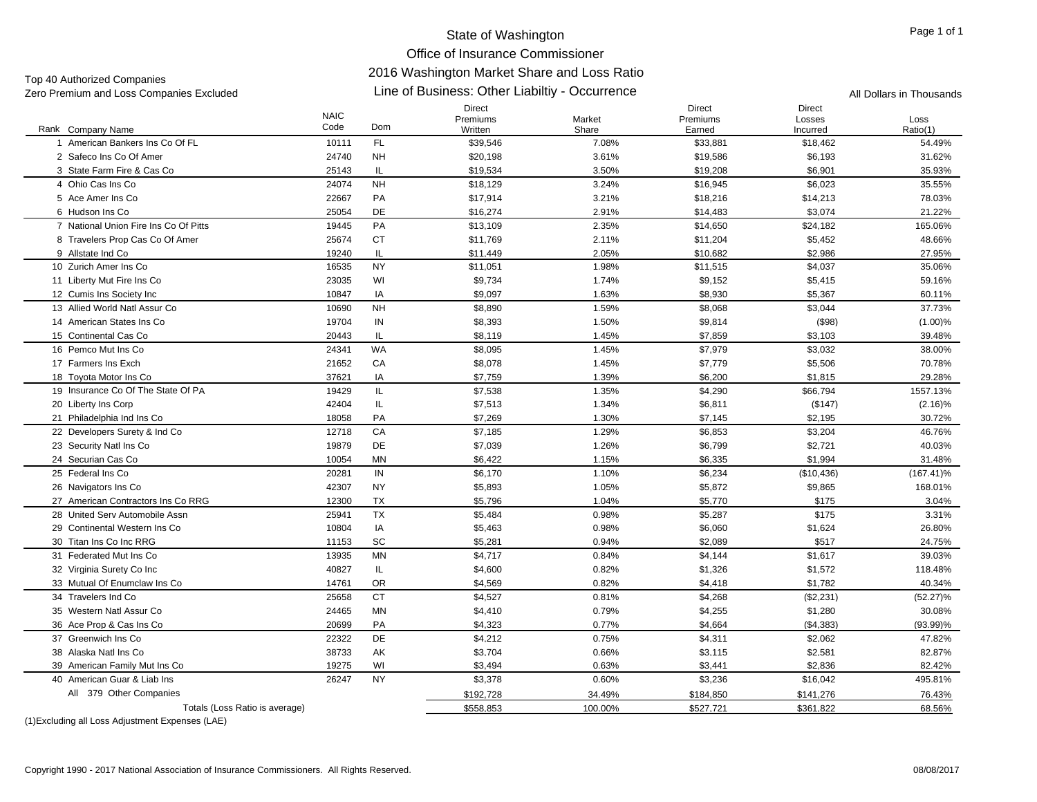# State of Washington
## Office of Insurance Commissioner
## 2016 Washington Market Share and Loss Ratio
## Line of Business: Other Liabiltiy - Occurrence

Top 40 Authorized Companies
Zero Premium and Loss Companies Excluded

All Dollars in Thousands

| Rank | Company Name | NAIC Code | Dom | Direct Premiums Written | Market Share | Direct Premiums Earned | Direct Losses Incurred | Loss Ratio(1) |
|---|---|---|---|---|---|---|---|---|
| 1 | American Bankers Ins Co Of FL | 10111 | FL | $39,546 | 7.08% | $33,881 | $18,462 | 54.49% |
| 2 | Safeco Ins Co Of Amer | 24740 | NH | $20,198 | 3.61% | $19,586 | $6,193 | 31.62% |
| 3 | State Farm Fire & Cas Co | 25143 | IL | $19,534 | 3.50% | $19,208 | $6,901 | 35.93% |
| 4 | Ohio Cas Ins Co | 24074 | NH | $18,129 | 3.24% | $16,945 | $6,023 | 35.55% |
| 5 | Ace Amer Ins Co | 22667 | PA | $17,914 | 3.21% | $18,216 | $14,213 | 78.03% |
| 6 | Hudson Ins Co | 25054 | DE | $16,274 | 2.91% | $14,483 | $3,074 | 21.22% |
| 7 | National Union Fire Ins Co Of Pitts | 19445 | PA | $13,109 | 2.35% | $14,650 | $24,182 | 165.06% |
| 8 | Travelers Prop Cas Co Of Amer | 25674 | CT | $11,769 | 2.11% | $11,204 | $5,452 | 48.66% |
| 9 | Allstate Ind Co | 19240 | IL | $11,449 | 2.05% | $10,682 | $2,986 | 27.95% |
| 10 | Zurich Amer Ins Co | 16535 | NY | $11,051 | 1.98% | $11,515 | $4,037 | 35.06% |
| 11 | Liberty Mut Fire Ins Co | 23035 | WI | $9,734 | 1.74% | $9,152 | $5,415 | 59.16% |
| 12 | Cumis Ins Society Inc | 10847 | IA | $9,097 | 1.63% | $8,930 | $5,367 | 60.11% |
| 13 | Allied World Natl Assur Co | 10690 | NH | $8,890 | 1.59% | $8,068 | $3,044 | 37.73% |
| 14 | American States Ins Co | 19704 | IN | $8,393 | 1.50% | $9,814 | ($98) | (1.00)% |
| 15 | Continental Cas Co | 20443 | IL | $8,119 | 1.45% | $7,859 | $3,103 | 39.48% |
| 16 | Pemco Mut Ins Co | 24341 | WA | $8,095 | 1.45% | $7,979 | $3,032 | 38.00% |
| 17 | Farmers Ins Exch | 21652 | CA | $8,078 | 1.45% | $7,779 | $5,506 | 70.78% |
| 18 | Toyota Motor Ins Co | 37621 | IA | $7,759 | 1.39% | $6,200 | $1,815 | 29.28% |
| 19 | Insurance Co Of The State Of PA | 19429 | IL | $7,538 | 1.35% | $4,290 | $66,794 | 1557.13% |
| 20 | Liberty Ins Corp | 42404 | IL | $7,513 | 1.34% | $6,811 | ($147) | (2.16)% |
| 21 | Philadelphia Ind Ins Co | 18058 | PA | $7,269 | 1.30% | $7,145 | $2,195 | 30.72% |
| 22 | Developers Surety & Ind Co | 12718 | CA | $7,185 | 1.29% | $6,853 | $3,204 | 46.76% |
| 23 | Security Natl Ins Co | 19879 | DE | $7,039 | 1.26% | $6,799 | $2,721 | 40.03% |
| 24 | Securian Cas Co | 10054 | MN | $6,422 | 1.15% | $6,335 | $1,994 | 31.48% |
| 25 | Federal Ins Co | 20281 | IN | $6,170 | 1.10% | $6,234 | ($10,436) | (167.41)% |
| 26 | Navigators Ins Co | 42307 | NY | $5,893 | 1.05% | $5,872 | $9,865 | 168.01% |
| 27 | American Contractors Ins Co RRG | 12300 | TX | $5,796 | 1.04% | $5,770 | $175 | 3.04% |
| 28 | United Serv Automobile Assn | 25941 | TX | $5,484 | 0.98% | $5,287 | $175 | 3.31% |
| 29 | Continental Western Ins Co | 10804 | IA | $5,463 | 0.98% | $6,060 | $1,624 | 26.80% |
| 30 | Titan Ins Co Inc RRG | 11153 | SC | $5,281 | 0.94% | $2,089 | $517 | 24.75% |
| 31 | Federated Mut Ins Co | 13935 | MN | $4,717 | 0.84% | $4,144 | $1,617 | 39.03% |
| 32 | Virginia Surety Co Inc | 40827 | IL | $4,600 | 0.82% | $1,326 | $1,572 | 118.48% |
| 33 | Mutual Of Enumclaw Ins Co | 14761 | OR | $4,569 | 0.82% | $4,418 | $1,782 | 40.34% |
| 34 | Travelers Ind Co | 25658 | CT | $4,527 | 0.81% | $4,268 | ($2,231) | (52.27)% |
| 35 | Western Natl Assur Co | 24465 | MN | $4,410 | 0.79% | $4,255 | $1,280 | 30.08% |
| 36 | Ace Prop & Cas Ins Co | 20699 | PA | $4,323 | 0.77% | $4,664 | ($4,383) | (93.99)% |
| 37 | Greenwich Ins Co | 22322 | DE | $4,212 | 0.75% | $4,311 | $2,062 | 47.82% |
| 38 | Alaska Natl Ins Co | 38733 | AK | $3,704 | 0.66% | $3,115 | $2,581 | 82.87% |
| 39 | American Family Mut Ins Co | 19275 | WI | $3,494 | 0.63% | $3,441 | $2,836 | 82.42% |
| 40 | American Guar & Liab Ins | 26247 | NY | $3,378 | 0.60% | $3,236 | $16,042 | 495.81% |
| All | 379 Other Companies | | | $192,728 | 34.49% | $184,850 | $141,276 | 76.43% |
| | Totals (Loss Ratio is average) | | | $558,853 | 100.00% | $527,721 | $361,822 | 68.56% |

(1)Excluding all Loss Adjustment Expenses (LAE)

Copyright 1990 - 2017 National Association of Insurance Commissioners. All Rights Reserved.

08/08/2017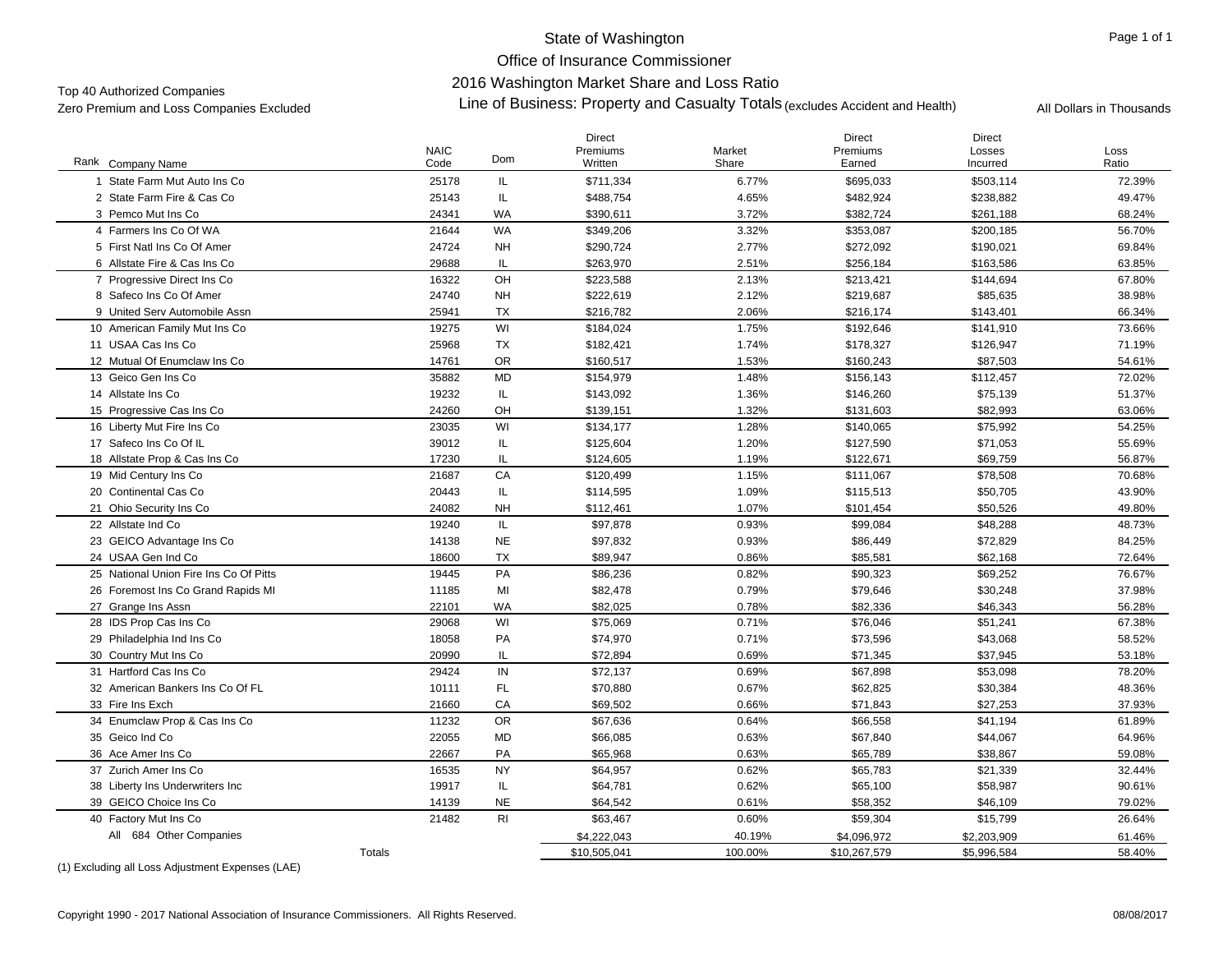# State of Washington
## Office of Insurance Commissioner
## 2016 Washington Market Share and Loss Ratio
### Line of Business: Property and Casualty Totals (excludes Accident and Health)

Top 40 Authorized Companies
Zero Premium and Loss Companies Excluded

All Dollars in Thousands

| Rank | Company Name | NAIC Code | Dom | Direct Premiums Written | Market Share | Direct Premiums Earned | Direct Losses Incurred | Loss Ratio |
|---|---|---|---|---|---|---|---|---|
| 1 | State Farm Mut Auto Ins Co | 25178 | IL | $711,334 | 6.77% | $695,033 | $503,114 | 72.39% |
| 2 | State Farm Fire & Cas Co | 25143 | IL | $488,754 | 4.65% | $482,924 | $238,882 | 49.47% |
| 3 | Pemco Mut Ins Co | 24341 | WA | $390,611 | 3.72% | $382,724 | $261,188 | 68.24% |
| 4 | Farmers Ins Co Of WA | 21644 | WA | $349,206 | 3.32% | $353,087 | $200,185 | 56.70% |
| 5 | First Natl Ins Co Of Amer | 24724 | NH | $290,724 | 2.77% | $272,092 | $190,021 | 69.84% |
| 6 | Allstate Fire & Cas Ins Co | 29688 | IL | $263,970 | 2.51% | $256,184 | $163,586 | 63.85% |
| 7 | Progressive Direct Ins Co | 16322 | OH | $223,588 | 2.13% | $213,421 | $144,694 | 67.80% |
| 8 | Safeco Ins Co Of Amer | 24740 | NH | $222,619 | 2.12% | $219,687 | $85,635 | 38.98% |
| 9 | United Serv Automobile Assn | 25941 | TX | $216,782 | 2.06% | $216,174 | $143,401 | 66.34% |
| 10 | American Family Mut Ins Co | 19275 | WI | $184,024 | 1.75% | $192,646 | $141,910 | 73.66% |
| 11 | USAA Cas Ins Co | 25968 | TX | $182,421 | 1.74% | $178,327 | $126,947 | 71.19% |
| 12 | Mutual Of Enumclaw Ins Co | 14761 | OR | $160,517 | 1.53% | $160,243 | $87,503 | 54.61% |
| 13 | Geico Gen Ins Co | 35882 | MD | $154,979 | 1.48% | $156,143 | $112,457 | 72.02% |
| 14 | Allstate Ins Co | 19232 | IL | $143,092 | 1.36% | $146,260 | $75,139 | 51.37% |
| 15 | Progressive Cas Ins Co | 24260 | OH | $139,151 | 1.32% | $131,603 | $82,993 | 63.06% |
| 16 | Liberty Mut Fire Ins Co | 23035 | WI | $134,177 | 1.28% | $140,065 | $75,992 | 54.25% |
| 17 | Safeco Ins Co Of IL | 39012 | IL | $125,604 | 1.20% | $127,590 | $71,053 | 55.69% |
| 18 | Allstate Prop & Cas Ins Co | 17230 | IL | $124,605 | 1.19% | $122,671 | $69,759 | 56.87% |
| 19 | Mid Century Ins Co | 21687 | CA | $120,499 | 1.15% | $111,067 | $78,508 | 70.68% |
| 20 | Continental Cas Co | 20443 | IL | $114,595 | 1.09% | $115,513 | $50,705 | 43.90% |
| 21 | Ohio Security Ins Co | 24082 | NH | $112,461 | 1.07% | $101,454 | $50,526 | 49.80% |
| 22 | Allstate Ind Co | 19240 | IL | $97,878 | 0.93% | $99,084 | $48,288 | 48.73% |
| 23 | GEICO Advantage Ins Co | 14138 | NE | $97,832 | 0.93% | $86,449 | $72,829 | 84.25% |
| 24 | USAA Gen Ind Co | 18600 | TX | $89,947 | 0.86% | $85,581 | $62,168 | 72.64% |
| 25 | National Union Fire Ins Co Of Pitts | 19445 | PA | $86,236 | 0.82% | $90,323 | $69,252 | 76.67% |
| 26 | Foremost Ins Co Grand Rapids MI | 11185 | MI | $82,478 | 0.79% | $79,646 | $30,248 | 37.98% |
| 27 | Grange Ins Assn | 22101 | WA | $82,025 | 0.78% | $82,336 | $46,343 | 56.28% |
| 28 | IDS Prop Cas Ins Co | 29068 | WI | $75,069 | 0.71% | $76,046 | $51,241 | 67.38% |
| 29 | Philadelphia Ind Ins Co | 18058 | PA | $74,970 | 0.71% | $73,596 | $43,068 | 58.52% |
| 30 | Country Mut Ins Co | 20990 | IL | $72,894 | 0.69% | $71,345 | $37,945 | 53.18% |
| 31 | Hartford Cas Ins Co | 29424 | IN | $72,137 | 0.69% | $67,898 | $53,098 | 78.20% |
| 32 | American Bankers Ins Co Of FL | 10111 | FL | $70,880 | 0.67% | $62,825 | $30,384 | 48.36% |
| 33 | Fire Ins Exch | 21660 | CA | $69,502 | 0.66% | $71,843 | $27,253 | 37.93% |
| 34 | Enumclaw Prop & Cas Ins Co | 11232 | OR | $67,636 | 0.64% | $66,558 | $41,194 | 61.89% |
| 35 | Geico Ind Co | 22055 | MD | $66,085 | 0.63% | $67,840 | $44,067 | 64.96% |
| 36 | Ace Amer Ins Co | 22667 | PA | $65,968 | 0.63% | $65,789 | $38,867 | 59.08% |
| 37 | Zurich Amer Ins Co | 16535 | NY | $64,957 | 0.62% | $65,783 | $21,339 | 32.44% |
| 38 | Liberty Ins Underwriters Inc | 19917 | IL | $64,781 | 0.62% | $65,100 | $58,987 | 90.61% |
| 39 | GEICO Choice Ins Co | 14139 | NE | $64,542 | 0.61% | $58,352 | $46,109 | 79.02% |
| 40 | Factory Mut Ins Co | 21482 | RI | $63,467 | 0.60% | $59,304 | $15,799 | 26.64% |
| | All 684 Other Companies | | | $4,222,043 | 40.19% | $4,096,972 | $2,203,909 | 61.46% |
| | Totals | | | $10,505,041 | 100.00% | $10,267,579 | $5,996,584 | 58.40% |

(1) Excluding all Loss Adjustment Expenses (LAE)

Copyright 1990 - 2017 National Association of Insurance Commissioners. All Rights Reserved.

08/08/2017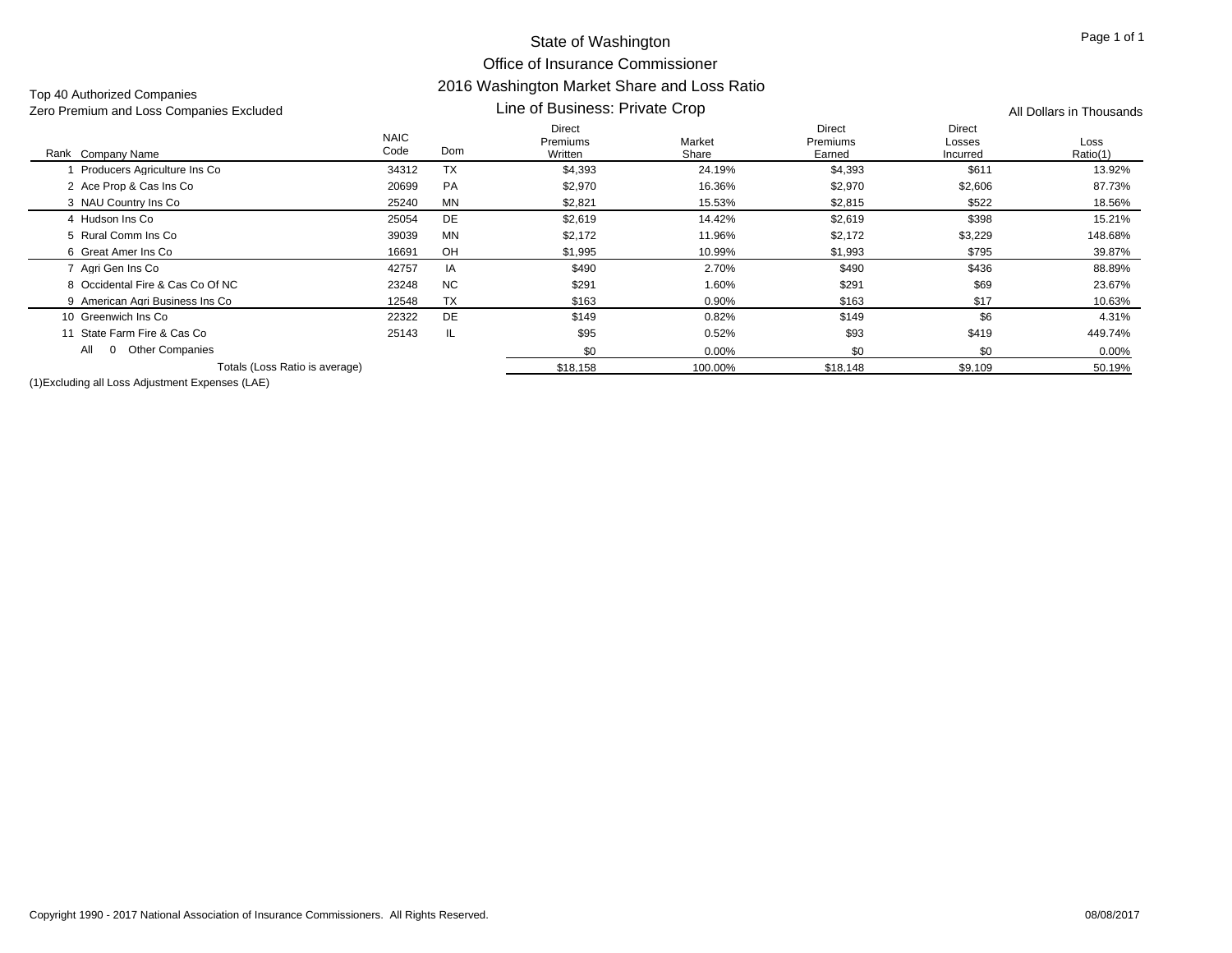# State of Washington
## Office of Insurance Commissioner
## 2016 Washington Market Share and Loss Ratio
### Line of Business: Private Crop

Top 40 Authorized Companies
Zero Premium and Loss Companies Excluded

All Dollars in Thousands

| Rank | Company Name | NAIC Code | Dom | Direct Premiums Written | Market Share | Direct Premiums Earned | Direct Losses Incurred | Loss Ratio(1) |
|---|---|---|---|---|---|---|---|---|
| 1 | Producers Agriculture Ins Co | 34312 | TX | $4,393 | 24.19% | $4,393 | $611 | 13.92% |
| 2 | Ace Prop & Cas Ins Co | 20699 | PA | $2,970 | 16.36% | $2,970 | $2,606 | 87.73% |
| 3 | NAU Country Ins Co | 25240 | MN | $2,821 | 15.53% | $2,815 | $522 | 18.56% |
| 4 | Hudson Ins Co | 25054 | DE | $2,619 | 14.42% | $2,619 | $398 | 15.21% |
| 5 | Rural Comm Ins Co | 39039 | MN | $2,172 | 11.96% | $2,172 | $3,229 | 148.68% |
| 6 | Great Amer Ins Co | 16691 | OH | $1,995 | 10.99% | $1,993 | $795 | 39.87% |
| 7 | Agri Gen Ins Co | 42757 | IA | $490 | 2.70% | $490 | $436 | 88.89% |
| 8 | Occidental Fire & Cas Co Of NC | 23248 | NC | $291 | 1.60% | $291 | $69 | 23.67% |
| 9 | American Agri Business Ins Co | 12548 | TX | $163 | 0.90% | $163 | $17 | 10.63% |
| 10 | Greenwich Ins Co | 22322 | DE | $149 | 0.82% | $149 | $6 | 4.31% |
| 11 | State Farm Fire & Cas Co | 25143 | IL | $95 | 0.52% | $93 | $419 | 449.74% |
| | All 0 Other Companies | | | $0 | 0.00% | $0 | $0 | 0.00% |
| | Totals (Loss Ratio is average) | | | $18,158 | 100.00% | $18,148 | $9,109 | 50.19% |

(1)Excluding all Loss Adjustment Expenses (LAE)

Copyright 1990 - 2017 National Association of Insurance Commissioners. All Rights Reserved. 08/08/2017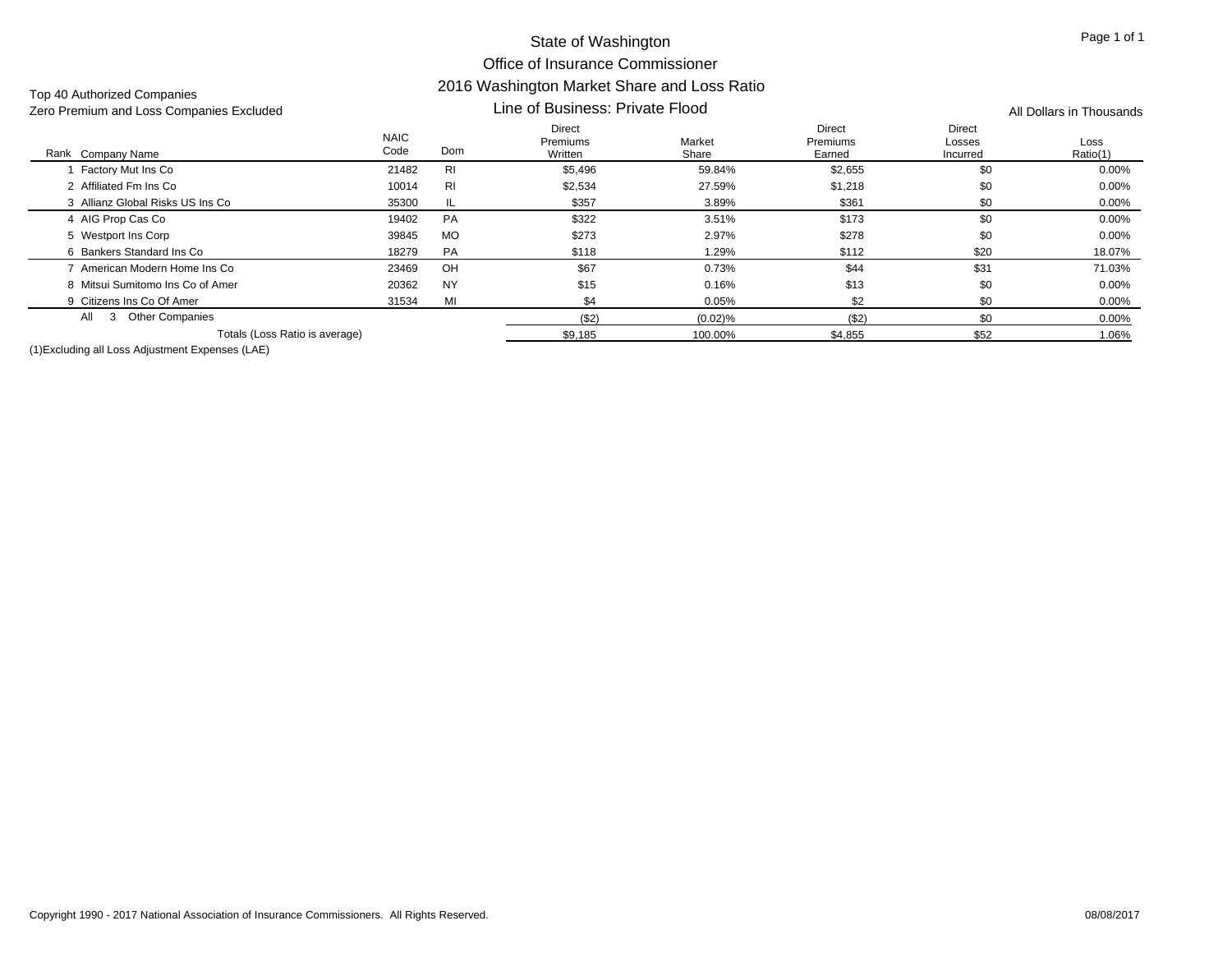# State of Washington
## Office of Insurance Commissioner
## 2016 Washington Market Share and Loss Ratio
### Line of Business: Private Flood

Top 40 Authorized Companies
Zero Premium and Loss Companies Excluded

All Dollars in Thousands

| Rank | Company Name | NAIC Code | Dom | Direct Premiums Written | Market Share | Direct Premiums Earned | Direct Losses Incurred | Loss Ratio(1) |
|---|---|---|---|---|---|---|---|---|
| 1 | Factory Mut Ins Co | 21482 | RI | $5,496 | 59.84% | $2,655 | $0 | 0.00% |
| 2 | Affiliated Fm Ins Co | 10014 | RI | $2,534 | 27.59% | $1,218 | $0 | 0.00% |
| 3 | Allianz Global Risks US Ins Co | 35300 | IL | $357 | 3.89% | $361 | $0 | 0.00% |
| 4 | AIG Prop Cas Co | 19402 | PA | $322 | 3.51% | $173 | $0 | 0.00% |
| 5 | Westport Ins Corp | 39845 | MO | $273 | 2.97% | $278 | $0 | 0.00% |
| 6 | Bankers Standard Ins Co | 18279 | PA | $118 | 1.29% | $112 | $20 | 18.07% |
| 7 | American Modern Home Ins Co | 23469 | OH | $67 | 0.73% | $44 | $31 | 71.03% |
| 8 | Mitsui Sumitomo Ins Co of Amer | 20362 | NY | $15 | 0.16% | $13 | $0 | 0.00% |
| 9 | Citizens Ins Co Of Amer | 31534 | MI | $4 | 0.05% | $2 | $0 | 0.00% |
| All | 3 Other Companies | | | ($2) | (0.02)% | ($2) | $0 | 0.00% |
| | Totals (Loss Ratio is average) | | | $9,185 | 100.00% | $4,855 | $52 | 1.06% |

(1)Excluding all Loss Adjustment Expenses (LAE)

Copyright 1990 - 2017 National Association of Insurance Commissioners. All Rights Reserved.

08/08/2017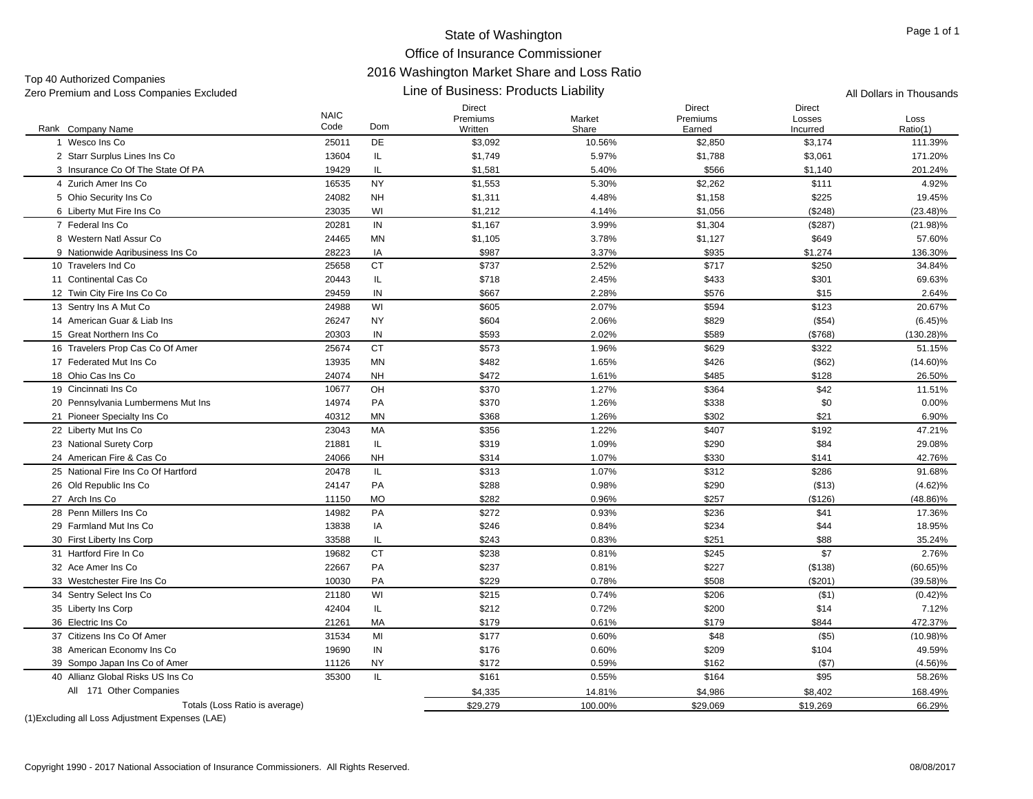# State of Washington
## Office of Insurance Commissioner
## 2016 Washington Market Share and Loss Ratio
## Line of Business: Products Liability

Top 40 Authorized Companies
Zero Premium and Loss Companies Excluded

All Dollars in Thousands

| Rank | Company Name | NAIC Code | Dom | Direct Premiums Written | Market Share | Direct Premiums Earned | Direct Losses Incurred | Loss Ratio(1) |
|---|---|---|---|---|---|---|---|---|
| 1 | Wesco Ins Co | 25011 | DE | $3,092 | 10.56% | $2,850 | $3,174 | 111.39% |
| 2 | Starr Surplus Lines Ins Co | 13604 | IL | $1,749 | 5.97% | $1,788 | $3,061 | 171.20% |
| 3 | Insurance Co Of The State Of PA | 19429 | IL | $1,581 | 5.40% | $566 | $1,140 | 201.24% |
| 4 | Zurich Amer Ins Co | 16535 | NY | $1,553 | 5.30% | $2,262 | $111 | 4.92% |
| 5 | Ohio Security Ins Co | 24082 | NH | $1,311 | 4.48% | $1,158 | $225 | 19.45% |
| 6 | Liberty Mut Fire Ins Co | 23035 | WI | $1,212 | 4.14% | $1,056 | ($248) | (23.48)% |
| 7 | Federal Ins Co | 20281 | IN | $1,167 | 3.99% | $1,304 | ($287) | (21.98)% |
| 8 | Western Natl Assur Co | 24465 | MN | $1,105 | 3.78% | $1,127 | $649 | 57.60% |
| 9 | Nationwide Agribusiness Ins Co | 28223 | IA | $987 | 3.37% | $935 | $1,274 | 136.30% |
| 10 | Travelers Ind Co | 25658 | CT | $737 | 2.52% | $717 | $250 | 34.84% |
| 11 | Continental Cas Co | 20443 | IL | $718 | 2.45% | $433 | $301 | 69.63% |
| 12 | Twin City Fire Ins Co Co | 29459 | IN | $667 | 2.28% | $576 | $15 | 2.64% |
| 13 | Sentry Ins A Mut Co | 24988 | WI | $605 | 2.07% | $594 | $123 | 20.67% |
| 14 | American Guar & Liab Ins | 26247 | NY | $604 | 2.06% | $829 | ($54) | (6.45)% |
| 15 | Great Northern Ins Co | 20303 | IN | $593 | 2.02% | $589 | ($768) | (130.28)% |
| 16 | Travelers Prop Cas Co Of Amer | 25674 | CT | $573 | 1.96% | $629 | $322 | 51.15% |
| 17 | Federated Mut Ins Co | 13935 | MN | $482 | 1.65% | $426 | ($62) | (14.60)% |
| 18 | Ohio Cas Ins Co | 24074 | NH | $472 | 1.61% | $485 | $128 | 26.50% |
| 19 | Cincinnati Ins Co | 10677 | OH | $370 | 1.27% | $364 | $42 | 11.51% |
| 20 | Pennsylvania Lumbermens Mut Ins | 14974 | PA | $370 | 1.26% | $338 | $0 | 0.00% |
| 21 | Pioneer Specialty Ins Co | 40312 | MN | $368 | 1.26% | $302 | $21 | 6.90% |
| 22 | Liberty Mut Ins Co | 23043 | MA | $356 | 1.22% | $407 | $192 | 47.21% |
| 23 | National Surety Corp | 21881 | IL | $319 | 1.09% | $290 | $84 | 29.08% |
| 24 | American Fire & Cas Co | 24066 | NH | $314 | 1.07% | $330 | $141 | 42.76% |
| 25 | National Fire Ins Co Of Hartford | 20478 | IL | $313 | 1.07% | $312 | $286 | 91.68% |
| 26 | Old Republic Ins Co | 24147 | PA | $288 | 0.98% | $290 | ($13) | (4.62)% |
| 27 | Arch Ins Co | 11150 | MO | $282 | 0.96% | $257 | ($126) | (48.86)% |
| 28 | Penn Millers Ins Co | 14982 | PA | $272 | 0.93% | $236 | $41 | 17.36% |
| 29 | Farmland Mut Ins Co | 13838 | IA | $246 | 0.84% | $234 | $44 | 18.95% |
| 30 | First Liberty Ins Corp | 33588 | IL | $243 | 0.83% | $251 | $88 | 35.24% |
| 31 | Hartford Fire In Co | 19682 | CT | $238 | 0.81% | $245 | $7 | 2.76% |
| 32 | Ace Amer Ins Co | 22667 | PA | $237 | 0.81% | $227 | ($138) | (60.65)% |
| 33 | Westchester Fire Ins Co | 10030 | PA | $229 | 0.78% | $508 | ($201) | (39.58)% |
| 34 | Sentry Select Ins Co | 21180 | WI | $215 | 0.74% | $206 | ($1) | (0.42)% |
| 35 | Liberty Ins Corp | 42404 | IL | $212 | 0.72% | $200 | $14 | 7.12% |
| 36 | Electric Ins Co | 21261 | MA | $179 | 0.61% | $179 | $844 | 472.37% |
| 37 | Citizens Ins Co Of Amer | 31534 | MI | $177 | 0.60% | $48 | ($5) | (10.98)% |
| 38 | American Economy Ins Co | 19690 | IN | $176 | 0.60% | $209 | $104 | 49.59% |
| 39 | Sompo Japan Ins Co of Amer | 11126 | NY | $172 | 0.59% | $162 | ($7) | (4.56)% |
| 40 | Allianz Global Risks US Ins Co | 35300 | IL | $161 | 0.55% | $164 | $95 | 58.26% |
| All | 171 Other Companies | | | $4,335 | 14.81% | $4,986 | $8,402 | 168.49% |
| | Totals (Loss Ratio is average) | | | $29,279 | 100.00% | $29,069 | $19,269 | 66.29% |

(1)Excluding all Loss Adjustment Expenses (LAE)

Copyright 1990 - 2017 National Association of Insurance Commissioners. All Rights Reserved.

08/08/2017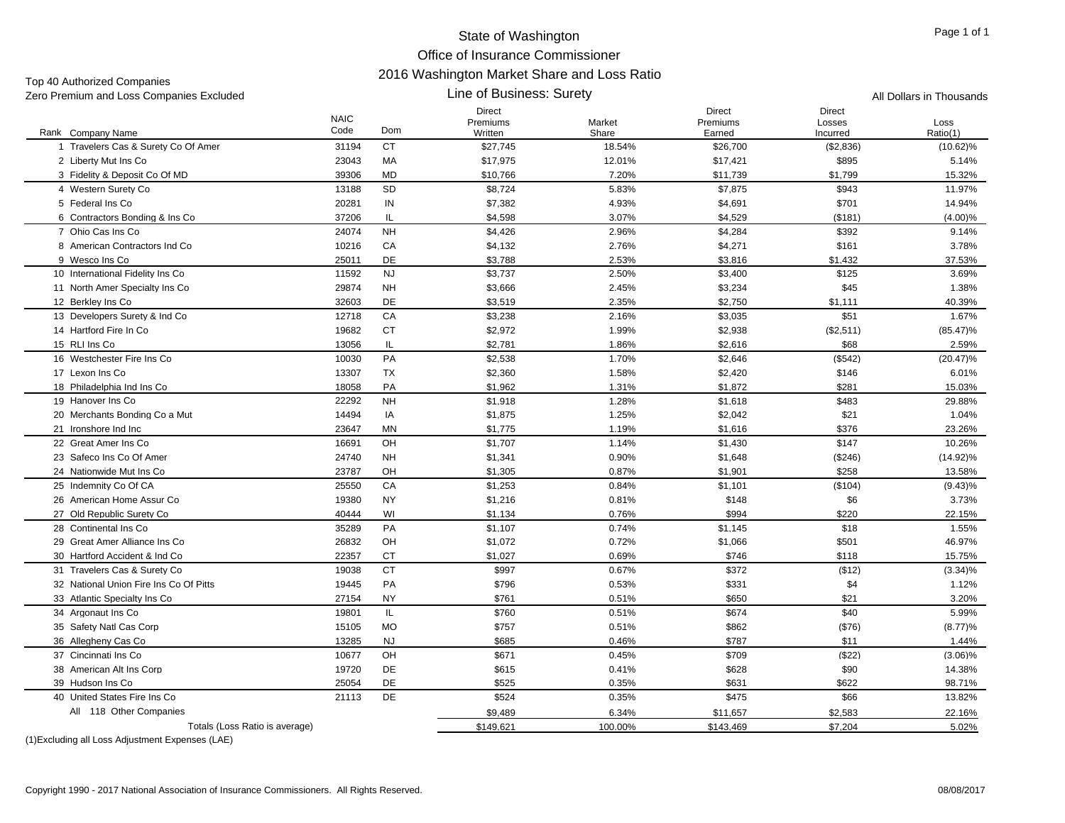# State of Washington
## Office of Insurance Commissioner
## 2016 Washington Market Share and Loss Ratio
### Line of Business: Surety

Top 40 Authorized Companies
Zero Premium and Loss Companies Excluded

All Dollars in Thousands

| Rank | Company Name | NAIC Code | Dom | Direct Premiums Written | Market Share | Direct Premiums Earned | Direct Losses Incurred | Loss Ratio(1) |
|---|---|---|---|---|---|---|---|---|
| 1 | Travelers Cas & Surety Co Of Amer | 31194 | CT | $27,745 | 18.54% | $26,700 | ($2,836) | (10.62)% |
| 2 | Liberty Mut Ins Co | 23043 | MA | $17,975 | 12.01% | $17,421 | $895 | 5.14% |
| 3 | Fidelity & Deposit Co Of MD | 39306 | MD | $10,766 | 7.20% | $11,739 | $1,799 | 15.32% |
| 4 | Western Surety Co | 13188 | SD | $8,724 | 5.83% | $7,875 | $943 | 11.97% |
| 5 | Federal Ins Co | 20281 | IN | $7,382 | 4.93% | $4,691 | $701 | 14.94% |
| 6 | Contractors Bonding & Ins Co | 37206 | IL | $4,598 | 3.07% | $4,529 | ($181) | (4.00)% |
| 7 | Ohio Cas Ins Co | 24074 | NH | $4,426 | 2.96% | $4,284 | $392 | 9.14% |
| 8 | American Contractors Ind Co | 10216 | CA | $4,132 | 2.76% | $4,271 | $161 | 3.78% |
| 9 | Wesco Ins Co | 25011 | DE | $3,788 | 2.53% | $3,816 | $1,432 | 37.53% |
| 10 | International Fidelity Ins Co | 11592 | NJ | $3,737 | 2.50% | $3,400 | $125 | 3.69% |
| 11 | North Amer Specialty Ins Co | 29874 | NH | $3,666 | 2.45% | $3,234 | $45 | 1.38% |
| 12 | Berkley Ins Co | 32603 | DE | $3,519 | 2.35% | $2,750 | $1,111 | 40.39% |
| 13 | Developers Surety & Ind Co | 12718 | CA | $3,238 | 2.16% | $3,035 | $51 | 1.67% |
| 14 | Hartford Fire In Co | 19682 | CT | $2,972 | 1.99% | $2,938 | ($2,511) | (85.47)% |
| 15 | RLI Ins Co | 13056 | IL | $2,781 | 1.86% | $2,616 | $68 | 2.59% |
| 16 | Westchester Fire Ins Co | 10030 | PA | $2,538 | 1.70% | $2,646 | ($542) | (20.47)% |
| 17 | Lexon Ins Co | 13307 | TX | $2,360 | 1.58% | $2,420 | $146 | 6.01% |
| 18 | Philadelphia Ind Ins Co | 18058 | PA | $1,962 | 1.31% | $1,872 | $281 | 15.03% |
| 19 | Hanover Ins Co | 22292 | NH | $1,918 | 1.28% | $1,618 | $483 | 29.88% |
| 20 | Merchants Bonding Co a Mut | 14494 | IA | $1,875 | 1.25% | $2,042 | $21 | 1.04% |
| 21 | Ironshore Ind Inc | 23647 | MN | $1,775 | 1.19% | $1,616 | $376 | 23.26% |
| 22 | Great Amer Ins Co | 16691 | OH | $1,707 | 1.14% | $1,430 | $147 | 10.26% |
| 23 | Safeco Ins Co Of Amer | 24740 | NH | $1,341 | 0.90% | $1,648 | ($246) | (14.92)% |
| 24 | Nationwide Mut Ins Co | 23787 | OH | $1,305 | 0.87% | $1,901 | $258 | 13.58% |
| 25 | Indemnity Co Of CA | 25550 | CA | $1,253 | 0.84% | $1,101 | ($104) | (9.43)% |
| 26 | American Home Assur Co | 19380 | NY | $1,216 | 0.81% | $148 | $6 | 3.73% |
| 27 | Old Republic Surety Co | 40444 | WI | $1,134 | 0.76% | $994 | $220 | 22.15% |
| 28 | Continental Ins Co | 35289 | PA | $1,107 | 0.74% | $1,145 | $18 | 1.55% |
| 29 | Great Amer Alliance Ins Co | 26832 | OH | $1,072 | 0.72% | $1,066 | $501 | 46.97% |
| 30 | Hartford Accident & Ind Co | 22357 | CT | $1,027 | 0.69% | $746 | $118 | 15.75% |
| 31 | Travelers Cas & Surety Co | 19038 | CT | $997 | 0.67% | $372 | ($12) | (3.34)% |
| 32 | National Union Fire Ins Co Of Pitts | 19445 | PA | $796 | 0.53% | $331 | $4 | 1.12% |
| 33 | Atlantic Specialty Ins Co | 27154 | NY | $761 | 0.51% | $650 | $21 | 3.20% |
| 34 | Argonaut Ins Co | 19801 | IL | $760 | 0.51% | $674 | $40 | 5.99% |
| 35 | Safety Natl Cas Corp | 15105 | MO | $757 | 0.51% | $862 | ($76) | (8.77)% |
| 36 | Allegheny Cas Co | 13285 | NJ | $685 | 0.46% | $787 | $11 | 1.44% |
| 37 | Cincinnati Ins Co | 10677 | OH | $671 | 0.45% | $709 | ($22) | (3.06)% |
| 38 | American Alt Ins Corp | 19720 | DE | $615 | 0.41% | $628 | $90 | 14.38% |
| 39 | Hudson Ins Co | 25054 | DE | $525 | 0.35% | $631 | $622 | 98.71% |
| 40 | United States Fire Ins Co | 21113 | DE | $524 | 0.35% | $475 | $66 | 13.82% |
| | All 118 Other Companies | | | $9,489 | 6.34% | $11,657 | $2,583 | 22.16% |
| | Totals (Loss Ratio is average) | | | $149,621 | 100.00% | $143,469 | $7,204 | 5.02% |

(1)Excluding all Loss Adjustment Expenses (LAE)

Copyright 1990 - 2017 National Association of Insurance Commissioners. All Rights Reserved.

08/08/2017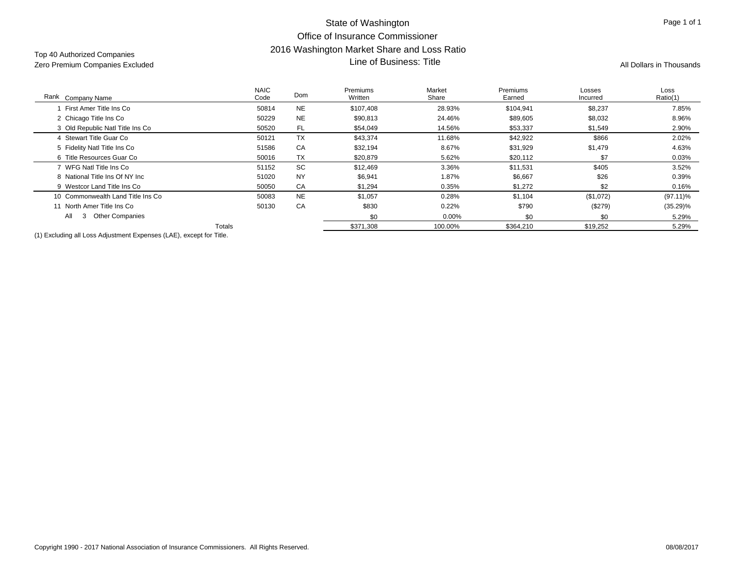# State of Washington
## Office of Insurance Commissioner
## 2016 Washington Market Share and Loss Ratio
## Line of Business: Title

Top 40 Authorized Companies
Zero Premium Companies Excluded

All Dollars in Thousands

| Rank | Company Name | NAIC Code | Dom | Premiums Written | Market Share | Premiums Earned | Losses Incurred | Loss Ratio(1) |
|---|---|---|---|---|---|---|---|---|
| 1 | First Amer Title Ins Co | 50814 | NE | $107,408 | 28.93% | $104,941 | $8,237 | 7.85% |
| 2 | Chicago Title Ins Co | 50229 | NE | $90,813 | 24.46% | $89,605 | $8,032 | 8.96% |
| 3 | Old Republic Natl Title Ins Co | 50520 | FL | $54,049 | 14.56% | $53,337 | $1,549 | 2.90% |
| 4 | Stewart Title Guar Co | 50121 | TX | $43,374 | 11.68% | $42,922 | $866 | 2.02% |
| 5 | Fidelity Natl Title Ins Co | 51586 | CA | $32,194 | 8.67% | $31,929 | $1,479 | 4.63% |
| 6 | Title Resources Guar Co | 50016 | TX | $20,879 | 5.62% | $20,112 | $7 | 0.03% |
| 7 | WFG Natl Title Ins Co | 51152 | SC | $12,469 | 3.36% | $11,531 | $405 | 3.52% |
| 8 | National Title Ins Of NY Inc | 51020 | NY | $6,941 | 1.87% | $6,667 | $26 | 0.39% |
| 9 | Westcor Land Title Ins Co | 50050 | CA | $1,294 | 0.35% | $1,272 | $2 | 0.16% |
| 10 | Commonwealth Land Title Ins Co | 50083 | NE | $1,057 | 0.28% | $1,104 | ($1,072) | (97.11)% |
| 11 | North Amer Title Ins Co | 50130 | CA | $830 | 0.22% | $790 | ($279) | (35.29)% |
| All | 3 Other Companies | | | $0 | 0.00% | $0 | $0 | 5.29% |
| | Totals | | | $371,308 | 100.00% | $364,210 | $19,252 | 5.29% |

(1) Excluding all Loss Adjustment Expenses (LAE), except for Title.

Copyright 1990 - 2017 National Association of Insurance Commissioners. All Rights Reserved.

08/08/2017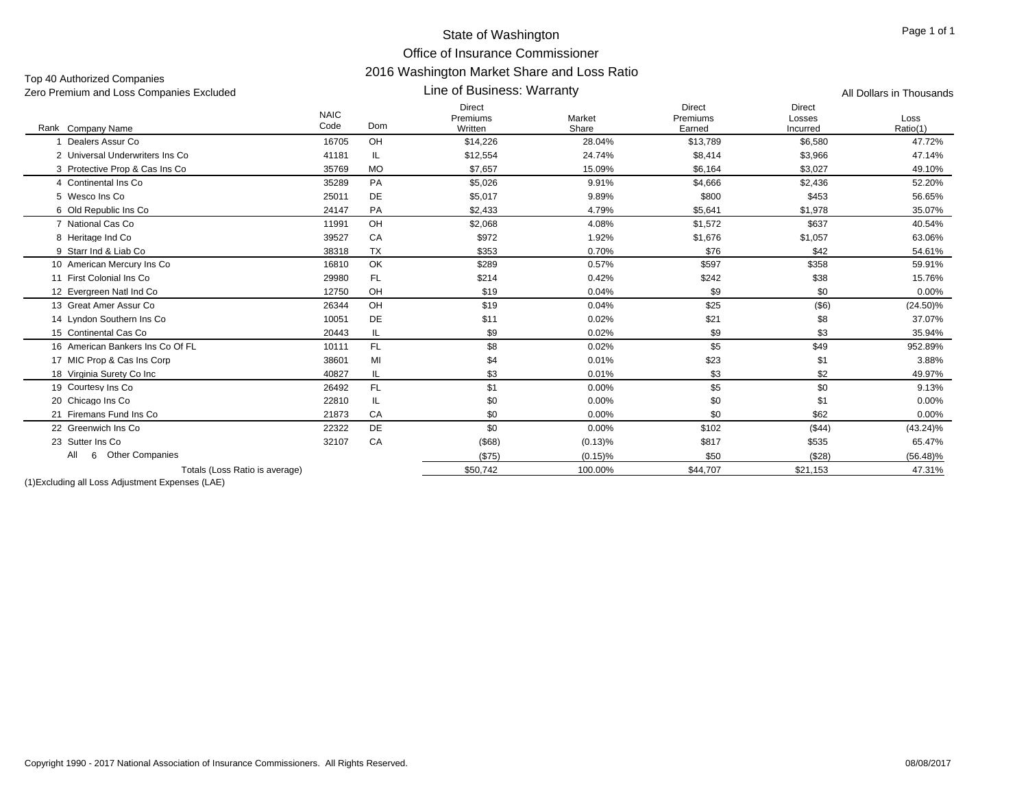# State of Washington
## Office of Insurance Commissioner
## 2016 Washington Market Share and Loss Ratio
### Line of Business: Warranty

Top 40 Authorized Companies
Zero Premium and Loss Companies Excluded

All Dollars in Thousands

| Rank | Company Name | NAIC Code | Dom | Direct Premiums Written | Market Share | Direct Premiums Earned | Direct Losses Incurred | Loss Ratio(1) |
|---|---|---|---|---|---|---|---|---|
| 1 | Dealers Assur Co | 16705 | OH | $14,226 | 28.04% | $13,789 | $6,580 | 47.72% |
| 2 | Universal Underwriters Ins Co | 41181 | IL | $12,554 | 24.74% | $8,414 | $3,966 | 47.14% |
| 3 | Protective Prop & Cas Ins Co | 35769 | MO | $7,657 | 15.09% | $6,164 | $3,027 | 49.10% |
| 4 | Continental Ins Co | 35289 | PA | $5,026 | 9.91% | $4,666 | $2,436 | 52.20% |
| 5 | Wesco Ins Co | 25011 | DE | $5,017 | 9.89% | $800 | $453 | 56.65% |
| 6 | Old Republic Ins Co | 24147 | PA | $2,433 | 4.79% | $5,641 | $1,978 | 35.07% |
| 7 | National Cas Co | 11991 | OH | $2,068 | 4.08% | $1,572 | $637 | 40.54% |
| 8 | Heritage Ind Co | 39527 | CA | $972 | 1.92% | $1,676 | $1,057 | 63.06% |
| 9 | Starr Ind & Liab Co | 38318 | TX | $353 | 0.70% | $76 | $42 | 54.61% |
| 10 | American Mercury Ins Co | 16810 | OK | $289 | 0.57% | $597 | $358 | 59.91% |
| 11 | First Colonial Ins Co | 29980 | FL | $214 | 0.42% | $242 | $38 | 15.76% |
| 12 | Evergreen Natl Ind Co | 12750 | OH | $19 | 0.04% | $9 | $0 | 0.00% |
| 13 | Great Amer Assur Co | 26344 | OH | $19 | 0.04% | $25 | ($6) | (24.50)% |
| 14 | Lyndon Southern Ins Co | 10051 | DE | $11 | 0.02% | $21 | $8 | 37.07% |
| 15 | Continental Cas Co | 20443 | IL | $9 | 0.02% | $9 | $3 | 35.94% |
| 16 | American Bankers Ins Co Of FL | 10111 | FL | $8 | 0.02% | $5 | $49 | 952.89% |
| 17 | MIC Prop & Cas Ins Corp | 38601 | MI | $4 | 0.01% | $23 | $1 | 3.88% |
| 18 | Virginia Surety Co Inc | 40827 | IL | $3 | 0.01% | $3 | $2 | 49.97% |
| 19 | Courtesy Ins Co | 26492 | FL | $1 | 0.00% | $5 | $0 | 9.13% |
| 20 | Chicago Ins Co | 22810 | IL | $0 | 0.00% | $0 | $1 | 0.00% |
| 21 | Firemans Fund Ins Co | 21873 | CA | $0 | 0.00% | $0 | $62 | 0.00% |
| 22 | Greenwich Ins Co | 22322 | DE | $0 | 0.00% | $102 | ($44) | (43.24)% |
| 23 | Sutter Ins Co | 32107 | CA | ($68) | (0.13)% | $817 | $535 | 65.47% |
| | All 6 Other Companies | | | ($75) | (0.15)% | $50 | ($28) | (56.48)% |
| | Totals (Loss Ratio is average) | | | $50,742 | 100.00% | $44,707 | $21,153 | 47.31% |

(1)Excluding all Loss Adjustment Expenses (LAE)

Copyright 1990 - 2017 National Association of Insurance Commissioners. All Rights Reserved.

08/08/2017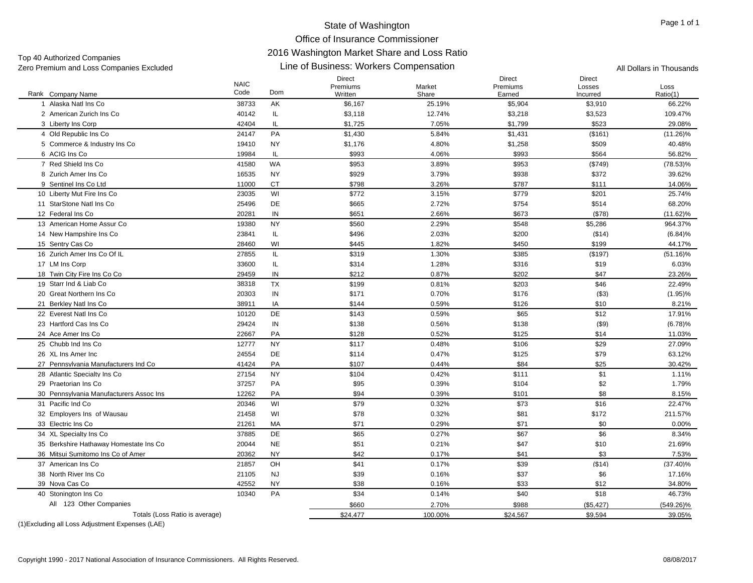# State of Washington

## Office of Insurance Commissioner

## 2016 Washington Market Share and Loss Ratio

## Line of Business: Workers Compensation

Top 40 Authorized Companies
Zero Premium and Loss Companies Excluded

All Dollars in Thousands

| Rank | Company Name | NAIC Code | Dom | Direct Premiums Written | Market Share | Direct Premiums Earned | Direct Losses Incurred | Loss Ratio(1) |
|---|---|---|---|---|---|---|---|---|
| 1 | Alaska Natl Ins Co | 38733 | AK | $6,167 | 25.19% | $5,904 | $3,910 | 66.22% |
| 2 | American Zurich Ins Co | 40142 | IL | $3,118 | 12.74% | $3,218 | $3,523 | 109.47% |
| 3 | Liberty Ins Corp | 42404 | IL | $1,725 | 7.05% | $1,799 | $523 | 29.08% |
| 4 | Old Republic Ins Co | 24147 | PA | $1,430 | 5.84% | $1,431 | ($161) | (11.26)% |
| 5 | Commerce & Industry Ins Co | 19410 | NY | $1,176 | 4.80% | $1,258 | $509 | 40.48% |
| 6 | ACIG Ins Co | 19984 | IL | $993 | 4.06% | $993 | $564 | 56.82% |
| 7 | Red Shield Ins Co | 41580 | WA | $953 | 3.89% | $953 | ($749) | (78.53)% |
| 8 | Zurich Amer Ins Co | 16535 | NY | $929 | 3.79% | $938 | $372 | 39.62% |
| 9 | Sentinel Ins Co Ltd | 11000 | CT | $798 | 3.26% | $787 | $111 | 14.06% |
| 10 | Liberty Mut Fire Ins Co | 23035 | WI | $772 | 3.15% | $779 | $201 | 25.74% |
| 11 | StarStone Natl Ins Co | 25496 | DE | $665 | 2.72% | $754 | $514 | 68.20% |
| 12 | Federal Ins Co | 20281 | IN | $651 | 2.66% | $673 | ($78) | (11.62)% |
| 13 | American Home Assur Co | 19380 | NY | $560 | 2.29% | $548 | $5,286 | 964.37% |
| 14 | New Hampshire Ins Co | 23841 | IL | $496 | 2.03% | $200 | ($14) | (6.84)% |
| 15 | Sentry Cas Co | 28460 | WI | $445 | 1.82% | $450 | $199 | 44.17% |
| 16 | Zurich Amer Ins Co Of IL | 27855 | IL | $319 | 1.30% | $385 | ($197) | (51.16)% |
| 17 | LM Ins Corp | 33600 | IL | $314 | 1.28% | $316 | $19 | 6.03% |
| 18 | Twin City Fire Ins Co Co | 29459 | IN | $212 | 0.87% | $202 | $47 | 23.26% |
| 19 | Starr Ind & Liab Co | 38318 | TX | $199 | 0.81% | $203 | $46 | 22.49% |
| 20 | Great Northern Ins Co | 20303 | IN | $171 | 0.70% | $176 | ($3) | (1.95)% |
| 21 | Berkley Natl Ins Co | 38911 | IA | $144 | 0.59% | $126 | $10 | 8.21% |
| 22 | Everest Natl Ins Co | 10120 | DE | $143 | 0.59% | $65 | $12 | 17.91% |
| 23 | Hartford Cas Ins Co | 29424 | IN | $138 | 0.56% | $138 | ($9) | (6.78)% |
| 24 | Ace Amer Ins Co | 22667 | PA | $128 | 0.52% | $125 | $14 | 11.03% |
| 25 | Chubb Ind Ins Co | 12777 | NY | $117 | 0.48% | $106 | $29 | 27.09% |
| 26 | XL Ins Amer Inc | 24554 | DE | $114 | 0.47% | $125 | $79 | 63.12% |
| 27 | Pennsylvania Manufacturers Ind Co | 41424 | PA | $107 | 0.44% | $84 | $25 | 30.42% |
| 28 | Atlantic Specialty Ins Co | 27154 | NY | $104 | 0.42% | $111 | $1 | 1.11% |
| 29 | Praetorian Ins Co | 37257 | PA | $95 | 0.39% | $104 | $2 | 1.79% |
| 30 | Pennsylvania Manufacturers Assoc Ins | 12262 | PA | $94 | 0.39% | $101 | $8 | 8.15% |
| 31 | Pacific Ind Co | 20346 | WI | $79 | 0.32% | $73 | $16 | 22.47% |
| 32 | Employers Ins of Wausau | 21458 | WI | $78 | 0.32% | $81 | $172 | 211.57% |
| 33 | Electric Ins Co | 21261 | MA | $71 | 0.29% | $71 | $0 | 0.00% |
| 34 | XL Specialty Ins Co | 37885 | DE | $65 | 0.27% | $67 | $6 | 8.34% |
| 35 | Berkshire Hathaway Homestate Ins Co | 20044 | NE | $51 | 0.21% | $47 | $10 | 21.69% |
| 36 | Mitsui Sumitomo Ins Co of Amer | 20362 | NY | $42 | 0.17% | $41 | $3 | 7.53% |
| 37 | American Ins Co | 21857 | OH | $41 | 0.17% | $39 | ($14) | (37.40)% |
| 38 | North River Ins Co | 21105 | NJ | $39 | 0.16% | $37 | $6 | 17.16% |
| 39 | Nova Cas Co | 42552 | NY | $38 | 0.16% | $33 | $12 | 34.80% |
| 40 | Stonington Ins Co | 10340 | PA | $34 | 0.14% | $40 | $18 | 46.73% |
| | All 123 Other Companies | | | $660 | 2.70% | $988 | ($5,427) | (549.26)% |
| | Totals (Loss Ratio is average) | | | $24,477 | 100.00% | $24,567 | $9,594 | 39.05% |

(1)Excluding all Loss Adjustment Expenses (LAE)

Copyright 1990 - 2017 National Association of Insurance Commissioners. All Rights Reserved.

08/08/2017